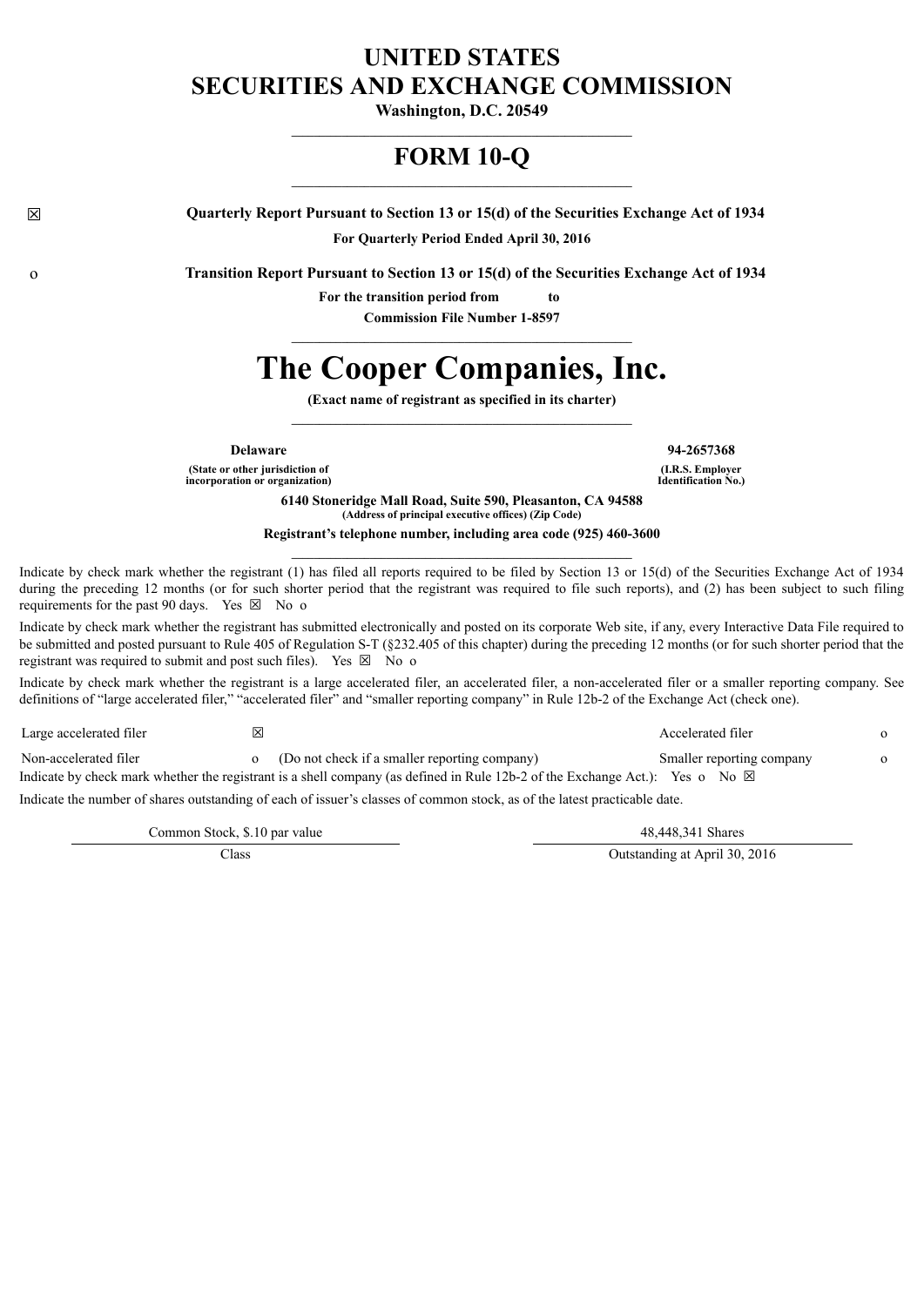# UNITED STATES
# SECURITIES AND EXCHANGE COMMISSION

**Washington, D.C. 20549**

---

# FORM 10-Q

---

☒ **Quarterly Report Pursuant to Section 13 or 15(d) of the Securities Exchange Act of 1934**

**For Quarterly Period Ended April 30, 2016**

o **Transition Report Pursuant to Section 13 or 15(d) of the Securities Exchange Act of 1934**

**For the transition period from to**

**Commission File Number 1-8597**

---

# The Cooper Companies, Inc.

**(Exact name of registrant as specified in its charter)**

---

| **Delaware** | **94-2657368** |
|---|---|
| **(State or other jurisdiction of incorporation or organization)** | **(I.R.S. Employer Identification No.)** |

**6140 Stoneridge Mall Road, Suite 590, Pleasanton, CA 94588**
**(Address of principal executive offices) (Zip Code)**

**Registrant's telephone number, including area code (925) 460-3600**

---

Indicate by check mark whether the registrant (1) has filed all reports required to be filed by Section 13 or 15(d) of the Securities Exchange Act of 1934 during the preceding 12 months (or for such shorter period that the registrant was required to file such reports), and (2) has been subject to such filing requirements for the past 90 days. Yes ☒ No o

Indicate by check mark whether the registrant has submitted electronically and posted on its corporate Web site, if any, every Interactive Data File required to be submitted and posted pursuant to Rule 405 of Regulation S-T (§232.405 of this chapter) during the preceding 12 months (or for such shorter period that the registrant was required to submit and post such files). Yes ☒ No o

Indicate by check mark whether the registrant is a large accelerated filer, an accelerated filer, a non-accelerated filer or a smaller reporting company. See definitions of "large accelerated filer," "accelerated filer" and "smaller reporting company" in Rule 12b-2 of the Exchange Act (check one).

| | | | | |
|---|---|---|---|---|
| Large accelerated filer | ☒ | | Accelerated filer | o |
| Non-accelerated filer | o | (Do not check if a smaller reporting company) | Smaller reporting company | o |

Indicate by check mark whether the registrant is a shell company (as defined in Rule 12b-2 of the Exchange Act.): Yes o No ☒

Indicate the number of shares outstanding of each of issuer's classes of common stock, as of the latest practicable date.

| Common Stock, $.10 par value | 48,448,341 Shares |
|---|---|
| Class | Outstanding at April 30, 2016 |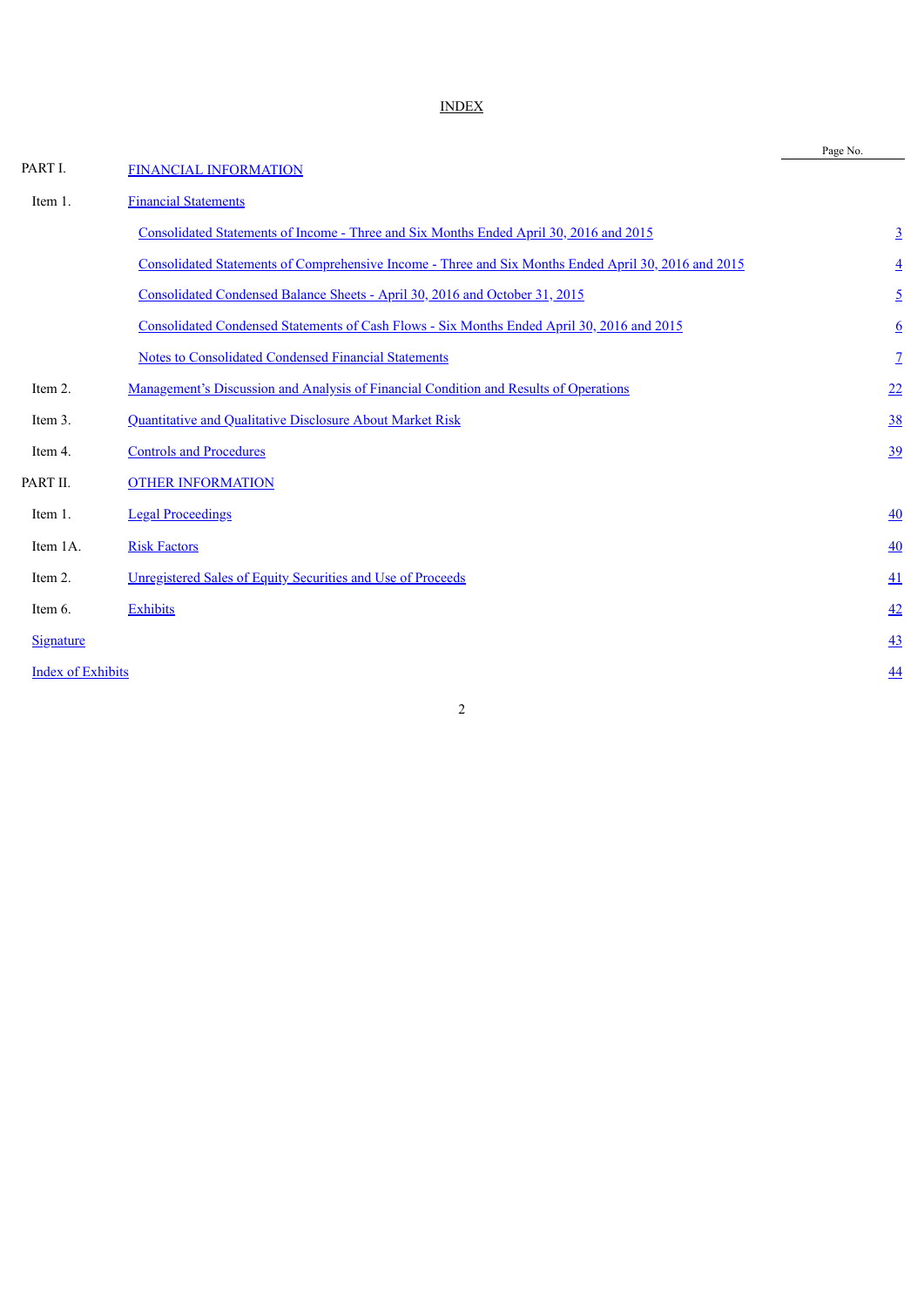# INDEX

| | | Page No. |
|---|---|---|
| PART I. | FINANCIAL INFORMATION | |
| Item 1. | Financial Statements | |
| | Consolidated Statements of Income - Three and Six Months Ended April 30, 2016 and 2015 | 3 |
| | Consolidated Statements of Comprehensive Income - Three and Six Months Ended April 30, 2016 and 2015 | 4 |
| | Consolidated Condensed Balance Sheets - April 30, 2016 and October 31, 2015 | 5 |
| | Consolidated Condensed Statements of Cash Flows - Six Months Ended April 30, 2016 and 2015 | 6 |
| | Notes to Consolidated Condensed Financial Statements | 7 |
| Item 2. | Management's Discussion and Analysis of Financial Condition and Results of Operations | 22 |
| Item 3. | Quantitative and Qualitative Disclosure About Market Risk | 38 |
| Item 4. | Controls and Procedures | 39 |
| PART II. | OTHER INFORMATION | |
| Item 1. | Legal Proceedings | 40 |
| Item 1A. | Risk Factors | 40 |
| Item 2. | Unregistered Sales of Equity Securities and Use of Proceeds | 41 |
| Item 6. | Exhibits | 42 |
| Signature | | 43 |
| Index of Exhibits | | 44 |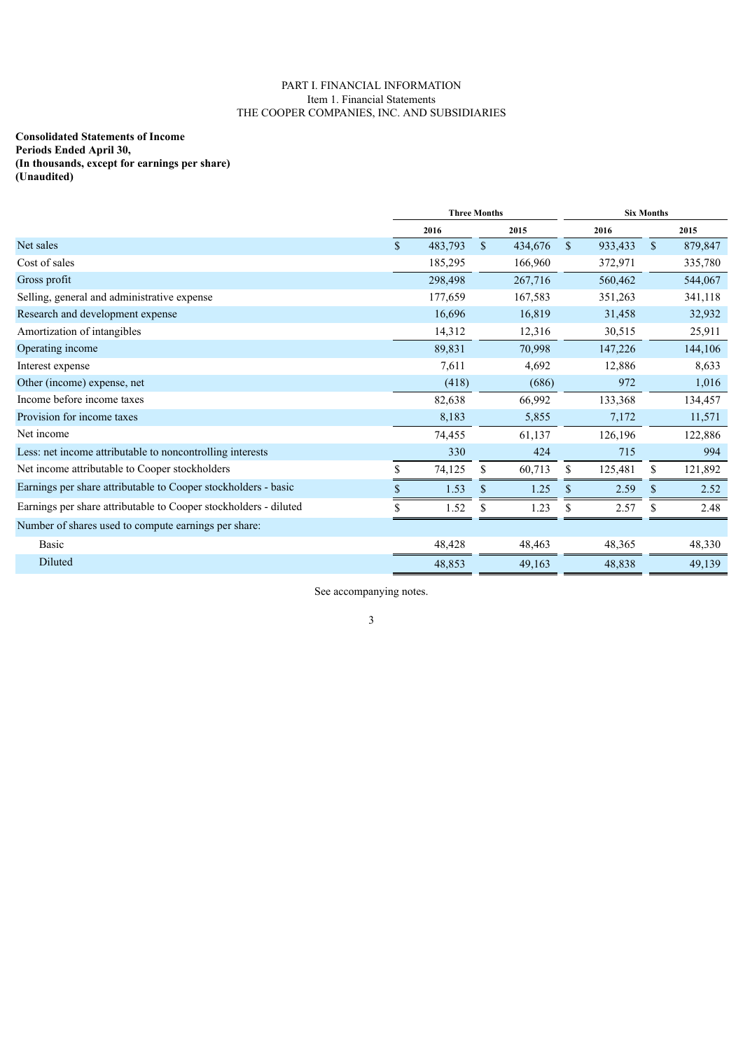PART I. FINANCIAL INFORMATION
Item 1. Financial Statements
THE COOPER COMPANIES, INC. AND SUBSIDIARIES

**Consolidated Statements of Income**
**Periods Ended April 30,**
**(In thousands, except for earnings per share)**
**(Unaudited)**

| | Three Months | | Six Months | |
|---|---|---|---|---|
| | 2016 | 2015 | 2016 | 2015 |
| Net sales | $ 483,793 | $ 434,676 | $ 933,433 | $ 879,847 |
| Cost of sales | 185,295 | 166,960 | 372,971 | 335,780 |
| Gross profit | 298,498 | 267,716 | 560,462 | 544,067 |
| Selling, general and administrative expense | 177,659 | 167,583 | 351,263 | 341,118 |
| Research and development expense | 16,696 | 16,819 | 31,458 | 32,932 |
| Amortization of intangibles | 14,312 | 12,316 | 30,515 | 25,911 |
| Operating income | 89,831 | 70,998 | 147,226 | 144,106 |
| Interest expense | 7,611 | 4,692 | 12,886 | 8,633 |
| Other (income) expense, net | (418) | (686) | 972 | 1,016 |
| Income before income taxes | 82,638 | 66,992 | 133,368 | 134,457 |
| Provision for income taxes | 8,183 | 5,855 | 7,172 | 11,571 |
| Net income | 74,455 | 61,137 | 126,196 | 122,886 |
| Less: net income attributable to noncontrolling interests | 330 | 424 | 715 | 994 |
| Net income attributable to Cooper stockholders | $ 74,125 | $ 60,713 | $ 125,481 | $ 121,892 |
| Earnings per share attributable to Cooper stockholders - basic | $ 1.53 | $ 1.25 | $ 2.59 | $ 2.52 |
| Earnings per share attributable to Cooper stockholders - diluted | $ 1.52 | $ 1.23 | $ 2.57 | $ 2.48 |
| Number of shares used to compute earnings per share: | | | | |
| Basic | 48,428 | 48,463 | 48,365 | 48,330 |
| Diluted | 48,853 | 49,163 | 48,838 | 49,139 |

See accompanying notes.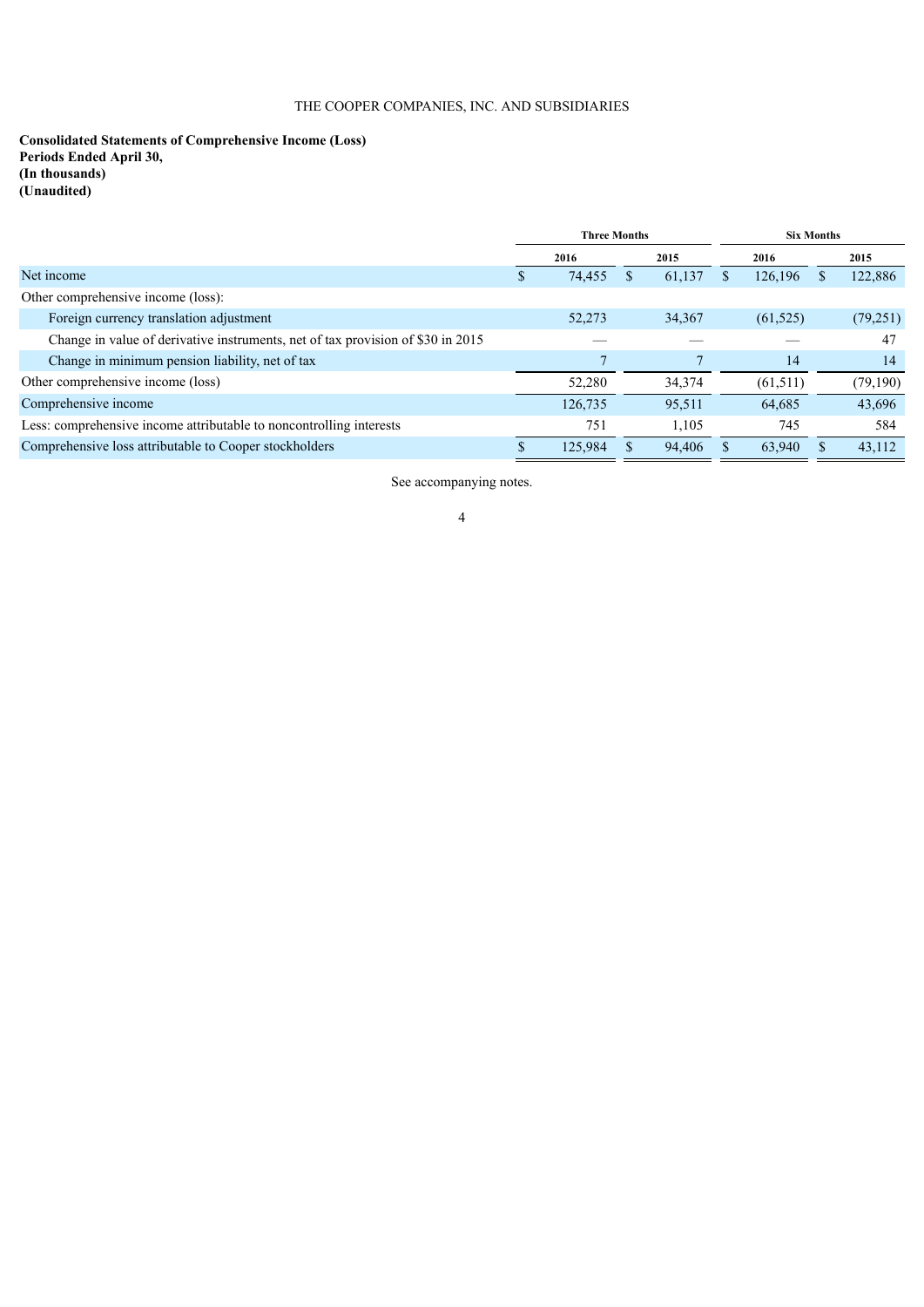THE COOPER COMPANIES, INC. AND SUBSIDIARIES

**Consolidated Statements of Comprehensive Income (Loss)**
**Periods Ended April 30,**
**(In thousands)**
**(Unaudited)**

| | Three Months | | Six Months | |
|---|---|---|---|---|
| | 2016 | 2015 | 2016 | 2015 |
| Net income | $ 74,455 | $ 61,137 | $ 126,196 | $ 122,886 |
| Other comprehensive income (loss): | | | | |
| Foreign currency translation adjustment | 52,273 | 34,367 | (61,525) | (79,251) |
| Change in value of derivative instruments, net of tax provision of $30 in 2015 | — | — | — | 47 |
| Change in minimum pension liability, net of tax | 7 | 7 | 14 | 14 |
| Other comprehensive income (loss) | 52,280 | 34,374 | (61,511) | (79,190) |
| Comprehensive income | 126,735 | 95,511 | 64,685 | 43,696 |
| Less: comprehensive income attributable to noncontrolling interests | 751 | 1,105 | 745 | 584 |
| Comprehensive loss attributable to Cooper stockholders | $ 125,984 | $ 94,406 | $ 63,940 | $ 43,112 |

See accompanying notes.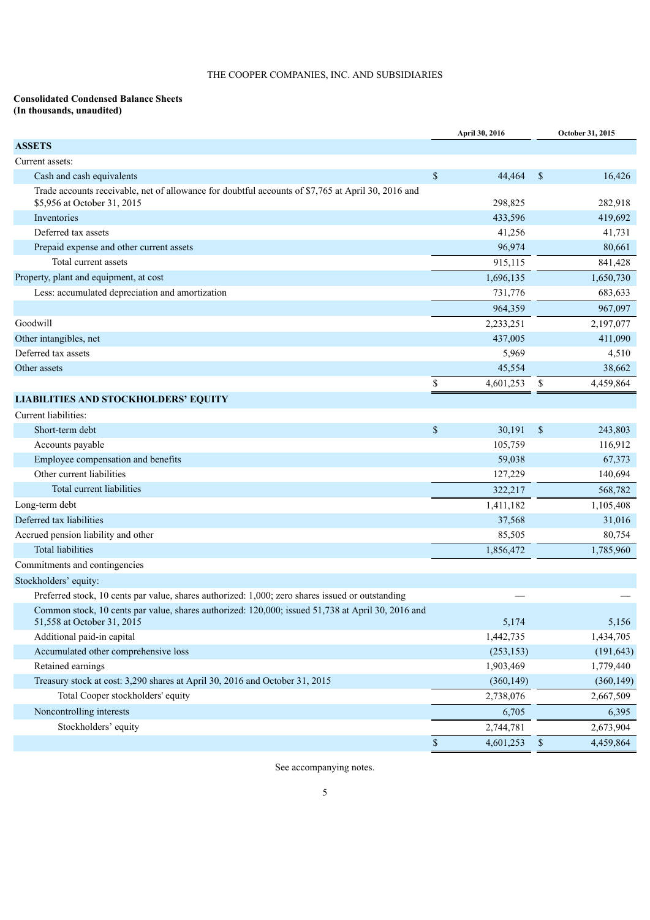THE COOPER COMPANIES, INC. AND SUBSIDIARIES

**Consolidated Condensed Balance Sheets**
**(In thousands, unaudited)**

| | April 30, 2016 | October 31, 2015 |
|---|---|---|
| **ASSETS** | | |
| Current assets: | | |
| Cash and cash equivalents | $ 44,464 | $ 16,426 |
| Trade accounts receivable, net of allowance for doubtful accounts of $7,765 at April 30, 2016 and $5,956 at October 31, 2015 | 298,825 | 282,918 |
| Inventories | 433,596 | 419,692 |
| Deferred tax assets | 41,256 | 41,731 |
| Prepaid expense and other current assets | 96,974 | 80,661 |
| Total current assets | 915,115 | 841,428 |
| Property, plant and equipment, at cost | 1,696,135 | 1,650,730 |
| Less: accumulated depreciation and amortization | 731,776 | 683,633 |
| | 964,359 | 967,097 |
| Goodwill | 2,233,251 | 2,197,077 |
| Other intangibles, net | 437,005 | 411,090 |
| Deferred tax assets | 5,969 | 4,510 |
| Other assets | 45,554 | 38,662 |
| | $ 4,601,253 | $ 4,459,864 |
| **LIABILITIES AND STOCKHOLDERS' EQUITY** | | |
| Current liabilities: | | |
| Short-term debt | $ 30,191 | $ 243,803 |
| Accounts payable | 105,759 | 116,912 |
| Employee compensation and benefits | 59,038 | 67,373 |
| Other current liabilities | 127,229 | 140,694 |
| Total current liabilities | 322,217 | 568,782 |
| Long-term debt | 1,411,182 | 1,105,408 |
| Deferred tax liabilities | 37,568 | 31,016 |
| Accrued pension liability and other | 85,505 | 80,754 |
| Total liabilities | 1,856,472 | 1,785,960 |
| Commitments and contingencies | | |
| Stockholders' equity: | | |
| Preferred stock, 10 cents par value, shares authorized: 1,000; zero shares issued or outstanding | — | — |
| Common stock, 10 cents par value, shares authorized: 120,000; issued 51,738 at April 30, 2016 and 51,558 at October 31, 2015 | 5,174 | 5,156 |
| Additional paid-in capital | 1,442,735 | 1,434,705 |
| Accumulated other comprehensive loss | (253,153) | (191,643) |
| Retained earnings | 1,903,469 | 1,779,440 |
| Treasury stock at cost: 3,290 shares at April 30, 2016 and October 31, 2015 | (360,149) | (360,149) |
| Total Cooper stockholders' equity | 2,738,076 | 2,667,509 |
| Noncontrolling interests | 6,705 | 6,395 |
| Stockholders' equity | 2,744,781 | 2,673,904 |
| | $ 4,601,253 | $ 4,459,864 |

See accompanying notes.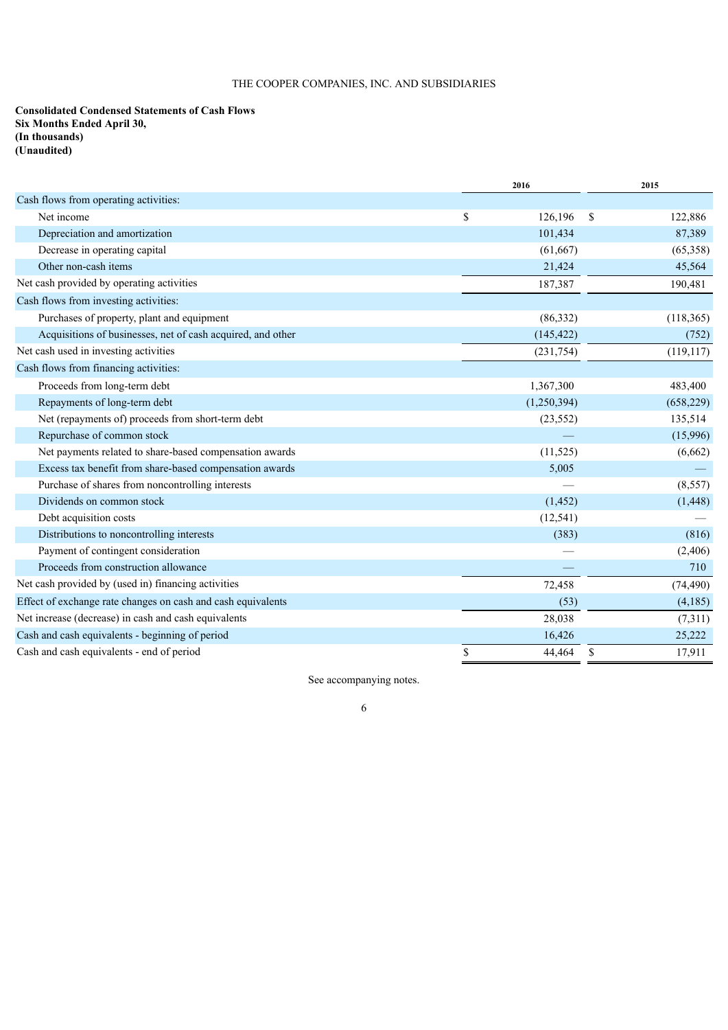THE COOPER COMPANIES, INC. AND SUBSIDIARIES

**Consolidated Condensed Statements of Cash Flows**
**Six Months Ended April 30,**
**(In thousands)**
**(Unaudited)**

| | 2016 | 2015 |
|---|---|---|
| Cash flows from operating activities: | | |
| Net income | $ 126,196 | $ 122,886 |
| Depreciation and amortization | 101,434 | 87,389 |
| Decrease in operating capital | (61,667) | (65,358) |
| Other non-cash items | 21,424 | 45,564 |
| Net cash provided by operating activities | 187,387 | 190,481 |
| Cash flows from investing activities: | | |
| Purchases of property, plant and equipment | (86,332) | (118,365) |
| Acquisitions of businesses, net of cash acquired, and other | (145,422) | (752) |
| Net cash used in investing activities | (231,754) | (119,117) |
| Cash flows from financing activities: | | |
| Proceeds from long-term debt | 1,367,300 | 483,400 |
| Repayments of long-term debt | (1,250,394) | (658,229) |
| Net (repayments of) proceeds from short-term debt | (23,552) | 135,514 |
| Repurchase of common stock | — | (15,996) |
| Net payments related to share-based compensation awards | (11,525) | (6,662) |
| Excess tax benefit from share-based compensation awards | 5,005 | — |
| Purchase of shares from noncontrolling interests | — | (8,557) |
| Dividends on common stock | (1,452) | (1,448) |
| Debt acquisition costs | (12,541) | — |
| Distributions to noncontrolling interests | (383) | (816) |
| Payment of contingent consideration | — | (2,406) |
| Proceeds from construction allowance | — | 710 |
| Net cash provided by (used in) financing activities | 72,458 | (74,490) |
| Effect of exchange rate changes on cash and cash equivalents | (53) | (4,185) |
| Net increase (decrease) in cash and cash equivalents | 28,038 | (7,311) |
| Cash and cash equivalents - beginning of period | 16,426 | 25,222 |
| Cash and cash equivalents - end of period | $ 44,464 | $ 17,911 |

See accompanying notes.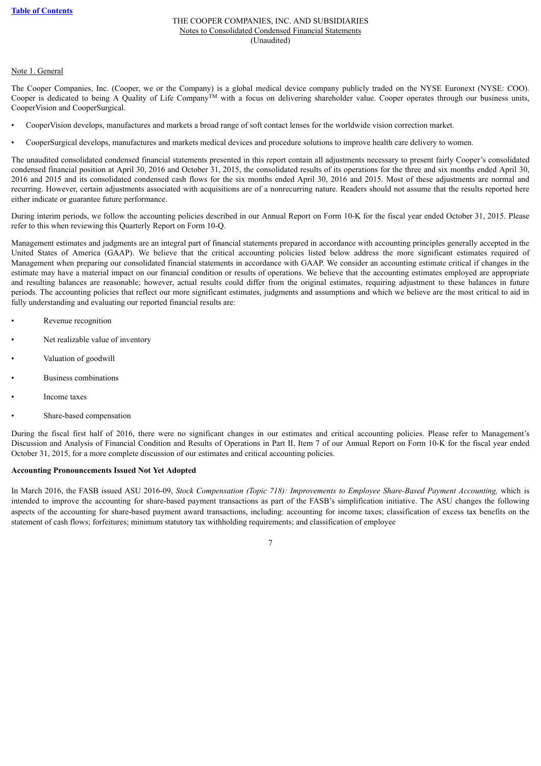THE COOPER COMPANIES, INC. AND SUBSIDIARIES
Notes to Consolidated Condensed Financial Statements
(Unaudited)

Note 1. General

The Cooper Companies, Inc. (Cooper, we or the Company) is a global medical device company publicly traded on the NYSE Euronext (NYSE: COO). Cooper is dedicated to being A Quality of Life Company™ with a focus on delivering shareholder value. Cooper operates through our business units, CooperVision and CooperSurgical.

- CooperVision develops, manufactures and markets a broad range of soft contact lenses for the worldwide vision correction market.
- CooperSurgical develops, manufactures and markets medical devices and procedure solutions to improve health care delivery to women.

The unaudited consolidated condensed financial statements presented in this report contain all adjustments necessary to present fairly Cooper's consolidated condensed financial position at April 30, 2016 and October 31, 2015, the consolidated results of its operations for the three and six months ended April 30, 2016 and 2015 and its consolidated condensed cash flows for the six months ended April 30, 2016 and 2015. Most of these adjustments are normal and recurring. However, certain adjustments associated with acquisitions are of a nonrecurring nature. Readers should not assume that the results reported here either indicate or guarantee future performance.

During interim periods, we follow the accounting policies described in our Annual Report on Form 10-K for the fiscal year ended October 31, 2015. Please refer to this when reviewing this Quarterly Report on Form 10-Q.

Management estimates and judgments are an integral part of financial statements prepared in accordance with accounting principles generally accepted in the United States of America (GAAP). We believe that the critical accounting policies listed below address the more significant estimates required of Management when preparing our consolidated financial statements in accordance with GAAP. We consider an accounting estimate critical if changes in the estimate may have a material impact on our financial condition or results of operations. We believe that the accounting estimates employed are appropriate and resulting balances are reasonable; however, actual results could differ from the original estimates, requiring adjustment to these balances in future periods. The accounting policies that reflect our more significant estimates, judgments and assumptions and which we believe are the most critical to aid in fully understanding and evaluating our reported financial results are:

- Revenue recognition
- Net realizable value of inventory
- Valuation of goodwill
- Business combinations
- Income taxes
- Share-based compensation

During the fiscal first half of 2016, there were no significant changes in our estimates and critical accounting policies. Please refer to Management's Discussion and Analysis of Financial Condition and Results of Operations in Part II, Item 7 of our Annual Report on Form 10-K for the fiscal year ended October 31, 2015, for a more complete discussion of our estimates and critical accounting policies.

**Accounting Pronouncements Issued Not Yet Adopted**

In March 2016, the FASB issued ASU 2016-09, *Stock Compensation (Topic 718): Improvements to Employee Share-Based Payment Accounting,* which is intended to improve the accounting for share-based payment transactions as part of the FASB's simplification initiative. The ASU changes the following aspects of the accounting for share-based payment award transactions, including: accounting for income taxes; classification of excess tax benefits on the statement of cash flows; forfeitures; minimum statutory tax withholding requirements; and classification of employee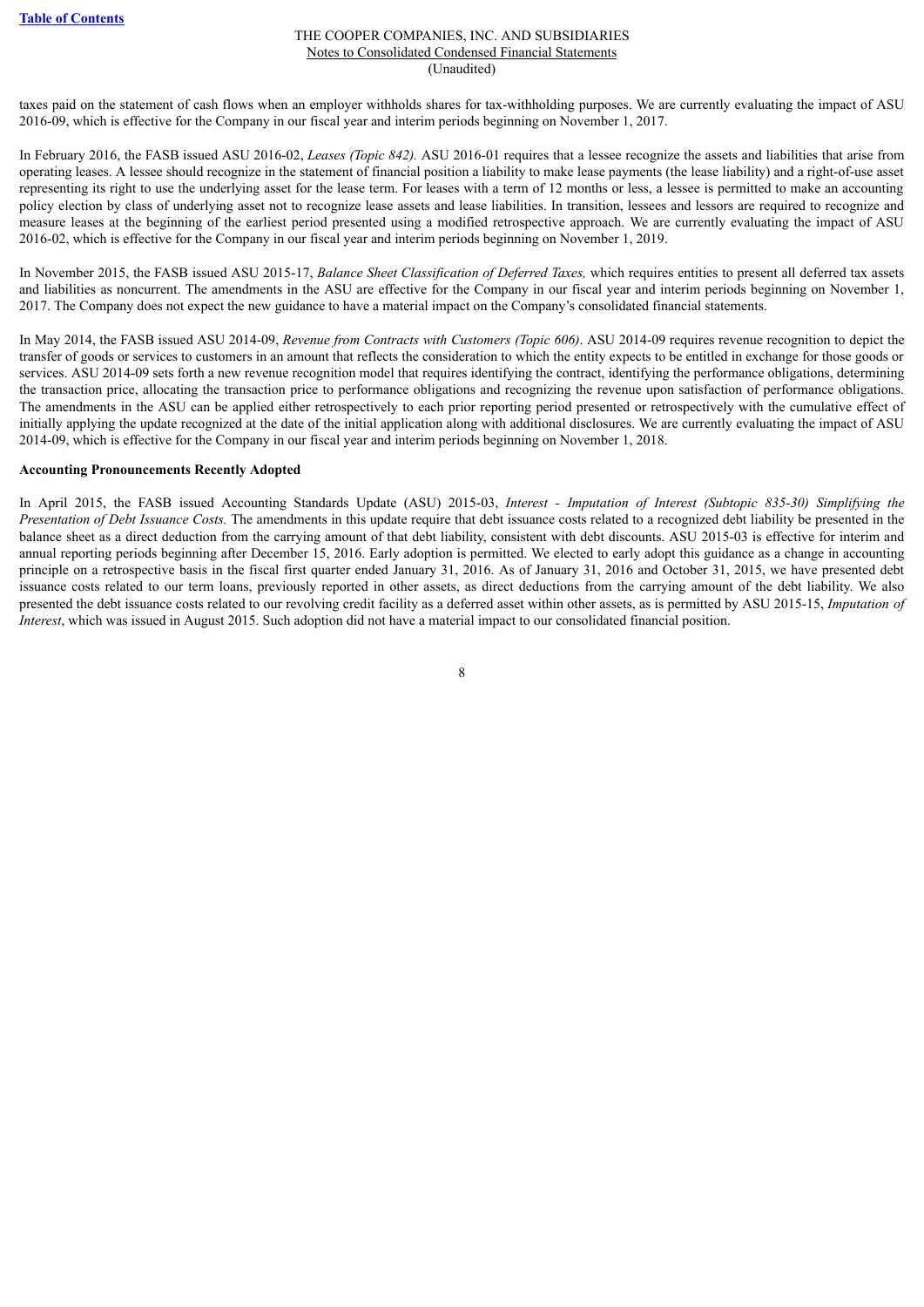taxes paid on the statement of cash flows when an employer withholds shares for tax-withholding purposes. We are currently evaluating the impact of ASU 2016-09, which is effective for the Company in our fiscal year and interim periods beginning on November 1, 2017.

In February 2016, the FASB issued ASU 2016-02, *Leases (Topic 842).* ASU 2016-01 requires that a lessee recognize the assets and liabilities that arise from operating leases. A lessee should recognize in the statement of financial position a liability to make lease payments (the lease liability) and a right-of-use asset representing its right to use the underlying asset for the lease term. For leases with a term of 12 months or less, a lessee is permitted to make an accounting policy election by class of underlying asset not to recognize lease assets and lease liabilities. In transition, lessees and lessors are required to recognize and measure leases at the beginning of the earliest period presented using a modified retrospective approach. We are currently evaluating the impact of ASU 2016-02, which is effective for the Company in our fiscal year and interim periods beginning on November 1, 2019.

In November 2015, the FASB issued ASU 2015-17, *Balance Sheet Classification of Deferred Taxes,* which requires entities to present all deferred tax assets and liabilities as noncurrent. The amendments in the ASU are effective for the Company in our fiscal year and interim periods beginning on November 1, 2017. The Company does not expect the new guidance to have a material impact on the Company's consolidated financial statements.

In May 2014, the FASB issued ASU 2014-09, *Revenue from Contracts with Customers (Topic 606)*. ASU 2014-09 requires revenue recognition to depict the transfer of goods or services to customers in an amount that reflects the consideration to which the entity expects to be entitled in exchange for those goods or services. ASU 2014-09 sets forth a new revenue recognition model that requires identifying the contract, identifying the performance obligations, determining the transaction price, allocating the transaction price to performance obligations and recognizing the revenue upon satisfaction of performance obligations. The amendments in the ASU can be applied either retrospectively to each prior reporting period presented or retrospectively with the cumulative effect of initially applying the update recognized at the date of the initial application along with additional disclosures. We are currently evaluating the impact of ASU 2014-09, which is effective for the Company in our fiscal year and interim periods beginning on November 1, 2018.

**Accounting Pronouncements Recently Adopted**

In April 2015, the FASB issued Accounting Standards Update (ASU) 2015-03, *Interest - Imputation of Interest (Subtopic 835-30) Simplifying the Presentation of Debt Issuance Costs.* The amendments in this update require that debt issuance costs related to a recognized debt liability be presented in the balance sheet as a direct deduction from the carrying amount of that debt liability, consistent with debt discounts. ASU 2015-03 is effective for interim and annual reporting periods beginning after December 15, 2016. Early adoption is permitted. We elected to early adopt this guidance as a change in accounting principle on a retrospective basis in the fiscal first quarter ended January 31, 2016. As of January 31, 2016 and October 31, 2015, we have presented debt issuance costs related to our term loans, previously reported in other assets, as direct deductions from the carrying amount of the debt liability. We also presented the debt issuance costs related to our revolving credit facility as a deferred asset within other assets, as is permitted by ASU 2015-15, *Imputation of Interest*, which was issued in August 2015. Such adoption did not have a material impact to our consolidated financial position.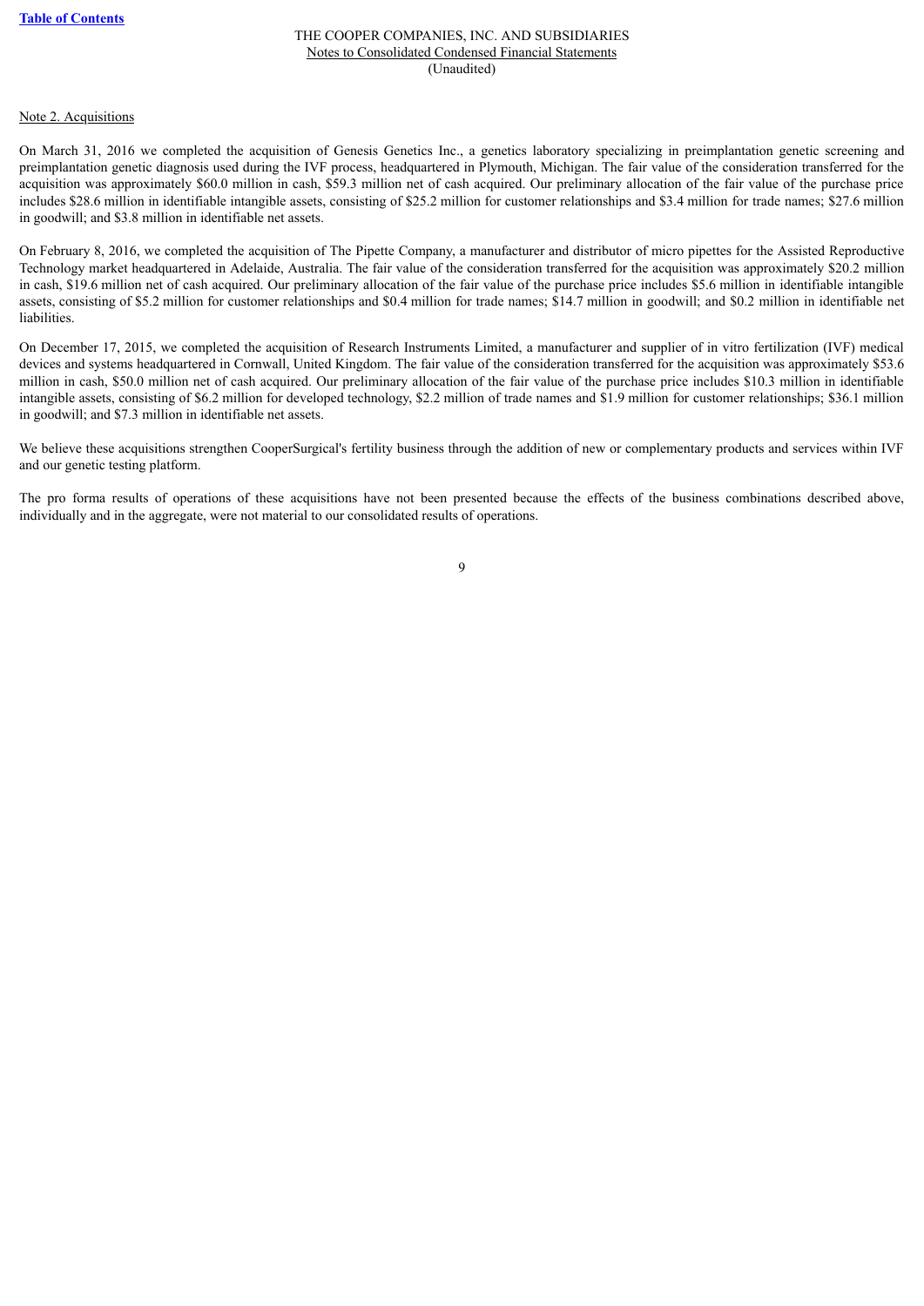Note 2. Acquisitions

On March 31, 2016 we completed the acquisition of Genesis Genetics Inc., a genetics laboratory specializing in preimplantation genetic screening and preimplantation genetic diagnosis used during the IVF process, headquartered in Plymouth, Michigan. The fair value of the consideration transferred for the acquisition was approximately $60.0 million in cash, $59.3 million net of cash acquired. Our preliminary allocation of the fair value of the purchase price includes $28.6 million in identifiable intangible assets, consisting of $25.2 million for customer relationships and $3.4 million for trade names; $27.6 million in goodwill; and $3.8 million in identifiable net assets.

On February 8, 2016, we completed the acquisition of The Pipette Company, a manufacturer and distributor of micro pipettes for the Assisted Reproductive Technology market headquartered in Adelaide, Australia. The fair value of the consideration transferred for the acquisition was approximately $20.2 million in cash, $19.6 million net of cash acquired. Our preliminary allocation of the fair value of the purchase price includes $5.6 million in identifiable intangible assets, consisting of $5.2 million for customer relationships and $0.4 million for trade names; $14.7 million in goodwill; and $0.2 million in identifiable net liabilities.

On December 17, 2015, we completed the acquisition of Research Instruments Limited, a manufacturer and supplier of in vitro fertilization (IVF) medical devices and systems headquartered in Cornwall, United Kingdom. The fair value of the consideration transferred for the acquisition was approximately $53.6 million in cash, $50.0 million net of cash acquired. Our preliminary allocation of the fair value of the purchase price includes $10.3 million in identifiable intangible assets, consisting of $6.2 million for developed technology, $2.2 million of trade names and $1.9 million for customer relationships; $36.1 million in goodwill; and $7.3 million in identifiable net assets.

We believe these acquisitions strengthen CooperSurgical's fertility business through the addition of new or complementary products and services within IVF and our genetic testing platform.

The pro forma results of operations of these acquisitions have not been presented because the effects of the business combinations described above, individually and in the aggregate, were not material to our consolidated results of operations.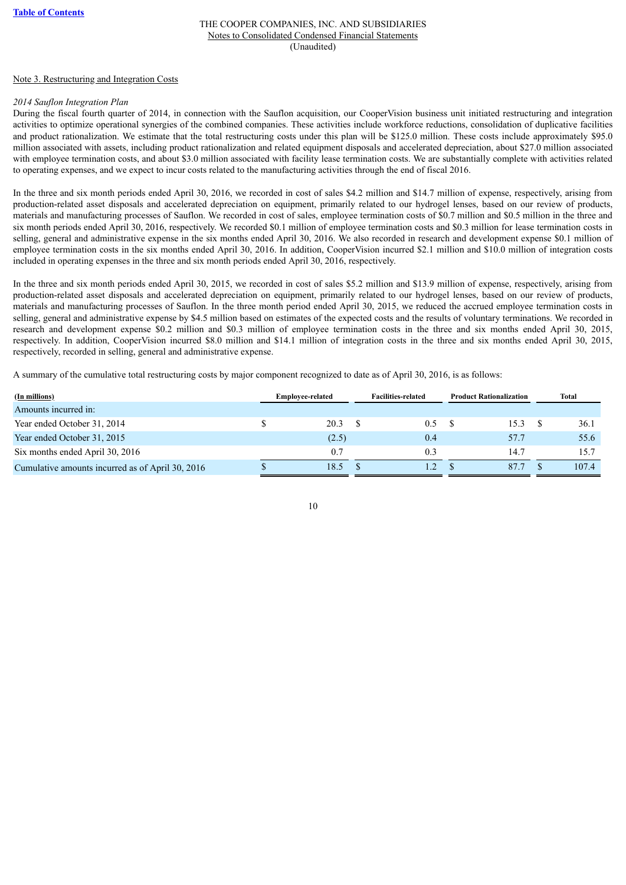## Note 3. Restructuring and Integration Costs

*2014 Sauflon Integration Plan*

During the fiscal fourth quarter of 2014, in connection with the Sauflon acquisition, our CooperVision business unit initiated restructuring and integration activities to optimize operational synergies of the combined companies. These activities include workforce reductions, consolidation of duplicative facilities and product rationalization. We estimate that the total restructuring costs under this plan will be $125.0 million. These costs include approximately $95.0 million associated with assets, including product rationalization and related equipment disposals and accelerated depreciation, about $27.0 million associated with employee termination costs, and about $3.0 million associated with facility lease termination costs. We are substantially complete with activities related to operating expenses, and we expect to incur costs related to the manufacturing activities through the end of fiscal 2016.

In the three and six month periods ended April 30, 2016, we recorded in cost of sales $4.2 million and $14.7 million of expense, respectively, arising from production-related asset disposals and accelerated depreciation on equipment, primarily related to our hydrogel lenses, based on our review of products, materials and manufacturing processes of Sauflon. We recorded in cost of sales, employee termination costs of $0.7 million and $0.5 million in the three and six month periods ended April 30, 2016, respectively. We recorded $0.1 million of employee termination costs and $0.3 million for lease termination costs in selling, general and administrative expense in the six months ended April 30, 2016. We also recorded in research and development expense $0.1 million of employee termination costs in the six months ended April 30, 2016. In addition, CooperVision incurred $2.1 million and $10.0 million of integration costs included in operating expenses in the three and six month periods ended April 30, 2016, respectively.

In the three and six month periods ended April 30, 2015, we recorded in cost of sales $5.2 million and $13.9 million of expense, respectively, arising from production-related asset disposals and accelerated depreciation on equipment, primarily related to our hydrogel lenses, based on our review of products, materials and manufacturing processes of Sauflon. In the three month period ended April 30, 2015, we reduced the accrued employee termination costs in selling, general and administrative expense by $4.5 million based on estimates of the expected costs and the results of voluntary terminations. We recorded in research and development expense $0.2 million and $0.3 million of employee termination costs in the three and six months ended April 30, 2015, respectively. In addition, CooperVision incurred $8.0 million and $14.1 million of integration costs in the three and six months ended April 30, 2015, respectively, recorded in selling, general and administrative expense.

A summary of the cumulative total restructuring costs by major component recognized to date as of April 30, 2016, is as follows:

| (In millions) | Employee-related | Facilities-related | Product Rationalization | Total |
|---|---|---|---|---|
| Amounts incurred in: | | | | |
| Year ended October 31, 2014 | $ 20.3 | $ 0.5 | $ 15.3 | $ 36.1 |
| Year ended October 31, 2015 | (2.5) | 0.4 | 57.7 | 55.6 |
| Six months ended April 30, 2016 | 0.7 | 0.3 | 14.7 | 15.7 |
| Cumulative amounts incurred as of April 30, 2016 | $ 18.5 | $ 1.2 | $ 87.7 | $ 107.4 |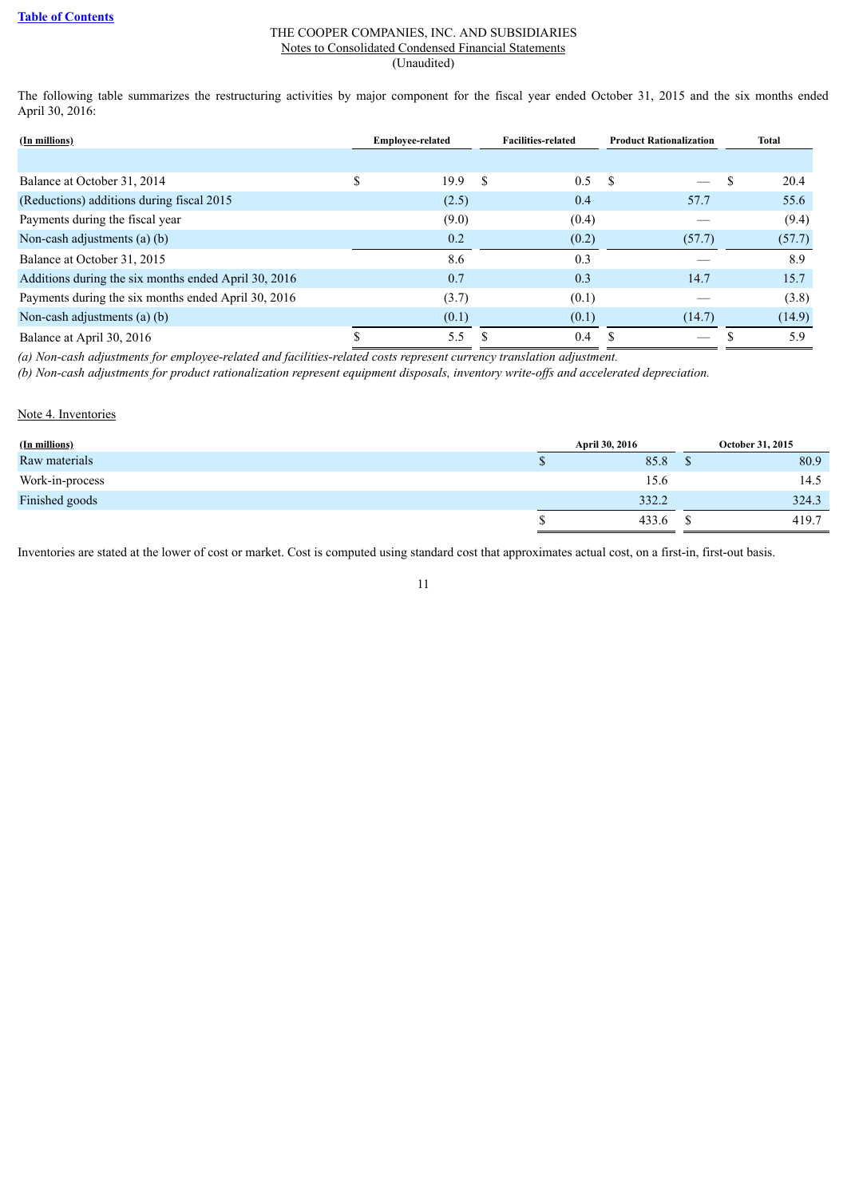THE COOPER COMPANIES, INC. AND SUBSIDIARIES
Notes to Consolidated Condensed Financial Statements
(Unaudited)

The following table summarizes the restructuring activities by major component for the fiscal year ended October 31, 2015 and the six months ended April 30, 2016:

| (In millions) | Employee-related | Facilities-related | Product Rationalization | Total |
|---|---|---|---|---|
| Balance at October 31, 2014 | $ 19.9 | $ 0.5 | $ — | $ 20.4 |
| (Reductions) additions during fiscal 2015 | (2.5) | 0.4 | 57.7 | 55.6 |
| Payments during the fiscal year | (9.0) | (0.4) | — | (9.4) |
| Non-cash adjustments (a) (b) | 0.2 | (0.2) | (57.7) | (57.7) |
| Balance at October 31, 2015 | 8.6 | 0.3 | — | 8.9 |
| Additions during the six months ended April 30, 2016 | 0.7 | 0.3 | 14.7 | 15.7 |
| Payments during the six months ended April 30, 2016 | (3.7) | (0.1) | — | (3.8) |
| Non-cash adjustments (a) (b) | (0.1) | (0.1) | (14.7) | (14.9) |
| Balance at April 30, 2016 | $ 5.5 | $ 0.4 | $ — | $ 5.9 |

*(a) Non-cash adjustments for employee-related and facilities-related costs represent currency translation adjustment.*
*(b) Non-cash adjustments for product rationalization represent equipment disposals, inventory write-offs and accelerated depreciation.*

Note 4. Inventories

| (In millions) | April 30, 2016 | October 31, 2015 |
|---|---|---|
| Raw materials | $ 85.8 | $ 80.9 |
| Work-in-process | 15.6 | 14.5 |
| Finished goods | 332.2 | 324.3 |
| | $ 433.6 | $ 419.7 |

Inventories are stated at the lower of cost or market. Cost is computed using standard cost that approximates actual cost, on a first-in, first-out basis.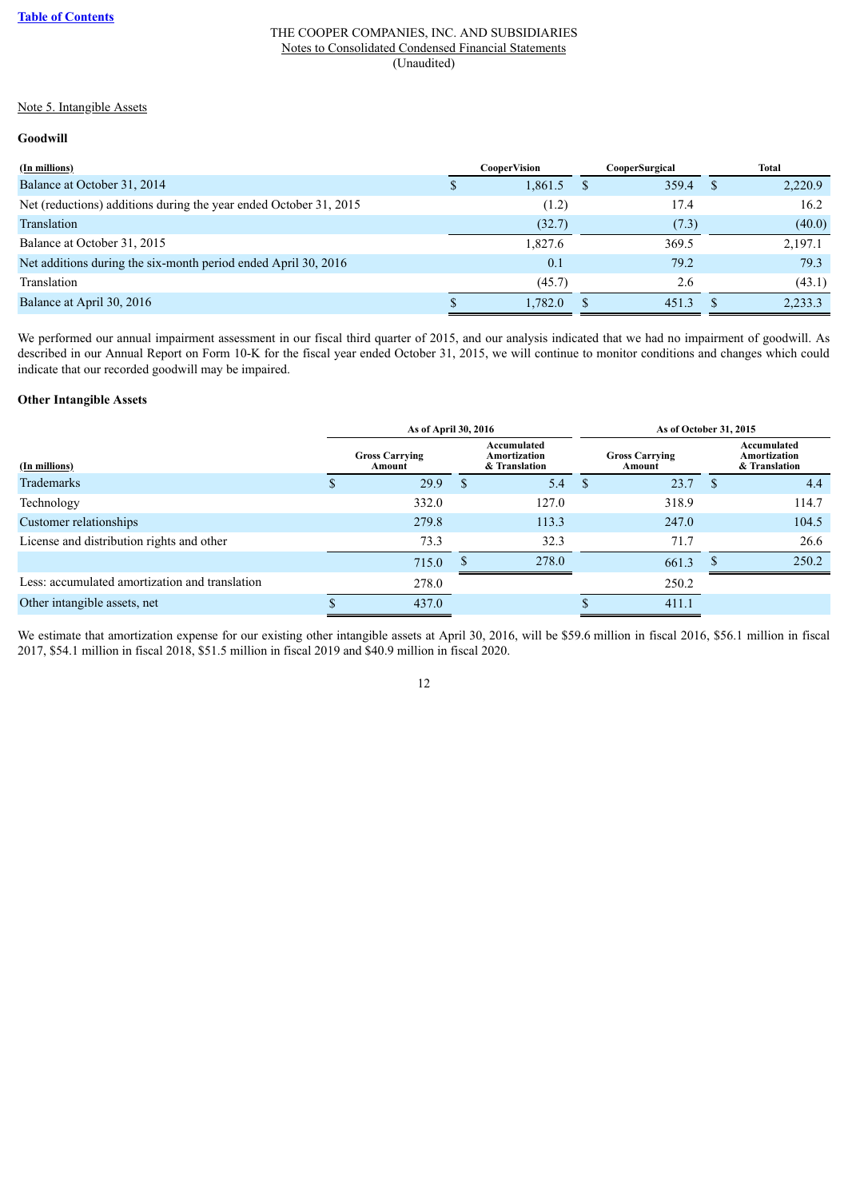THE COOPER COMPANIES, INC. AND SUBSIDIARIES
Notes to Consolidated Condensed Financial Statements
(Unaudited)

Note 5. Intangible Assets

**Goodwill**

| (In millions) | CooperVision | CooperSurgical | Total |
|---|---|---|---|
| Balance at October 31, 2014 | $ 1,861.5 | $ 359.4 | $ 2,220.9 |
| Net (reductions) additions during the year ended October 31, 2015 | (1.2) | 17.4 | 16.2 |
| Translation | (32.7) | (7.3) | (40.0) |
| Balance at October 31, 2015 | 1,827.6 | 369.5 | 2,197.1 |
| Net additions during the six-month period ended April 30, 2016 | 0.1 | 79.2 | 79.3 |
| Translation | (45.7) | 2.6 | (43.1) |
| Balance at April 30, 2016 | $ 1,782.0 | $ 451.3 | $ 2,233.3 |

We performed our annual impairment assessment in our fiscal third quarter of 2015, and our analysis indicated that we had no impairment of goodwill. As described in our Annual Report on Form 10-K for the fiscal year ended October 31, 2015, we will continue to monitor conditions and changes which could indicate that our recorded goodwill may be impaired.

**Other Intangible Assets**

| | As of April 30, 2016 | | As of October 31, 2015 | |
|---|---|---|---|---|
| (In millions) | Gross Carrying Amount | Accumulated Amortization & Translation | Gross Carrying Amount | Accumulated Amortization & Translation |
| Trademarks | $ 29.9 | $ 5.4 | $ 23.7 | $ 4.4 |
| Technology | 332.0 | 127.0 | 318.9 | 114.7 |
| Customer relationships | 279.8 | 113.3 | 247.0 | 104.5 |
| License and distribution rights and other | 73.3 | 32.3 | 71.7 | 26.6 |
| | 715.0 | $ 278.0 | 661.3 | $ 250.2 |
| Less: accumulated amortization and translation | 278.0 | | 250.2 | |
| Other intangible assets, net | $ 437.0 | | $ 411.1 | |

We estimate that amortization expense for our existing other intangible assets at April 30, 2016, will be $59.6 million in fiscal 2016, $56.1 million in fiscal 2017, $54.1 million in fiscal 2018, $51.5 million in fiscal 2019 and $40.9 million in fiscal 2020.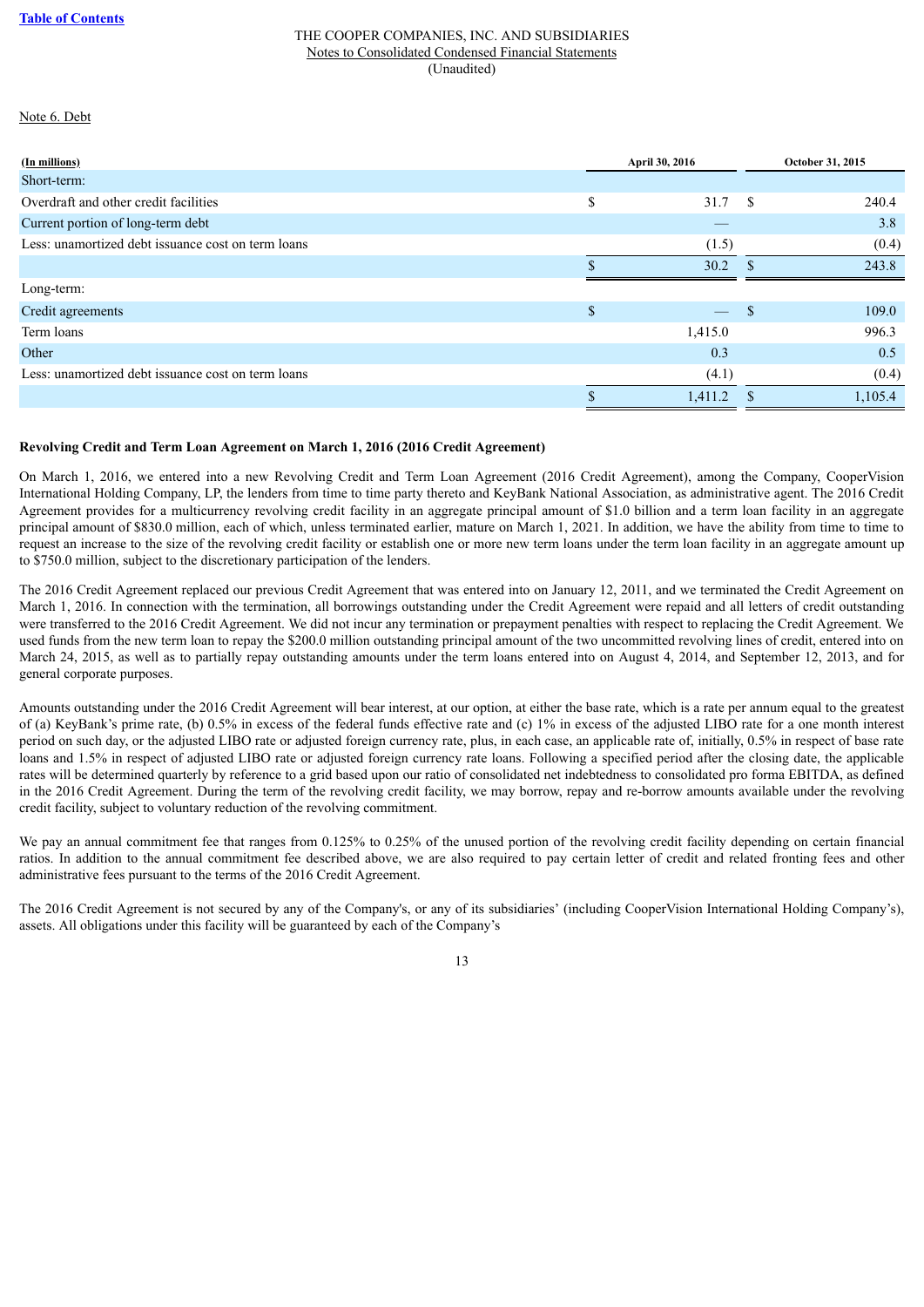THE COOPER COMPANIES, INC. AND SUBSIDIARIES
Notes to Consolidated Condensed Financial Statements
(Unaudited)

Note 6. Debt

| (In millions) | April 30, 2016 | October 31, 2015 |
|---|---|---|
| Short-term: | | |
| Overdraft and other credit facilities | $ 31.7 | $ 240.4 |
| Current portion of long-term debt | — | 3.8 |
| Less: unamortized debt issuance cost on term loans | (1.5) | (0.4) |
| | $ 30.2 | $ 243.8 |
| Long-term: | | |
| Credit agreements | $ — | $ 109.0 |
| Term loans | 1,415.0 | 996.3 |
| Other | 0.3 | 0.5 |
| Less: unamortized debt issuance cost on term loans | (4.1) | (0.4) |
| | $ 1,411.2 | $ 1,105.4 |

**Revolving Credit and Term Loan Agreement on March 1, 2016 (2016 Credit Agreement)**

On March 1, 2016, we entered into a new Revolving Credit and Term Loan Agreement (2016 Credit Agreement), among the Company, CooperVision International Holding Company, LP, the lenders from time to time party thereto and KeyBank National Association, as administrative agent. The 2016 Credit Agreement provides for a multicurrency revolving credit facility in an aggregate principal amount of $1.0 billion and a term loan facility in an aggregate principal amount of $830.0 million, each of which, unless terminated earlier, mature on March 1, 2021. In addition, we have the ability from time to time to request an increase to the size of the revolving credit facility or establish one or more new term loans under the term loan facility in an aggregate amount up to $750.0 million, subject to the discretionary participation of the lenders.

The 2016 Credit Agreement replaced our previous Credit Agreement that was entered into on January 12, 2011, and we terminated the Credit Agreement on March 1, 2016. In connection with the termination, all borrowings outstanding under the Credit Agreement were repaid and all letters of credit outstanding were transferred to the 2016 Credit Agreement. We did not incur any termination or prepayment penalties with respect to replacing the Credit Agreement. We used funds from the new term loan to repay the $200.0 million outstanding principal amount of the two uncommitted revolving lines of credit, entered into on March 24, 2015, as well as to partially repay outstanding amounts under the term loans entered into on August 4, 2014, and September 12, 2013, and for general corporate purposes.

Amounts outstanding under the 2016 Credit Agreement will bear interest, at our option, at either the base rate, which is a rate per annum equal to the greatest of (a) KeyBank's prime rate, (b) 0.5% in excess of the federal funds effective rate and (c) 1% in excess of the adjusted LIBO rate for a one month interest period on such day, or the adjusted LIBO rate or adjusted foreign currency rate, plus, in each case, an applicable rate of, initially, 0.5% in respect of base rate loans and 1.5% in respect of adjusted LIBO rate or adjusted foreign currency rate loans. Following a specified period after the closing date, the applicable rates will be determined quarterly by reference to a grid based upon our ratio of consolidated net indebtedness to consolidated pro forma EBITDA, as defined in the 2016 Credit Agreement. During the term of the revolving credit facility, we may borrow, repay and re-borrow amounts available under the revolving credit facility, subject to voluntary reduction of the revolving commitment.

We pay an annual commitment fee that ranges from 0.125% to 0.25% of the unused portion of the revolving credit facility depending on certain financial ratios. In addition to the annual commitment fee described above, we are also required to pay certain letter of credit and related fronting fees and other administrative fees pursuant to the terms of the 2016 Credit Agreement.

The 2016 Credit Agreement is not secured by any of the Company's, or any of its subsidiaries' (including CooperVision International Holding Company's), assets. All obligations under this facility will be guaranteed by each of the Company's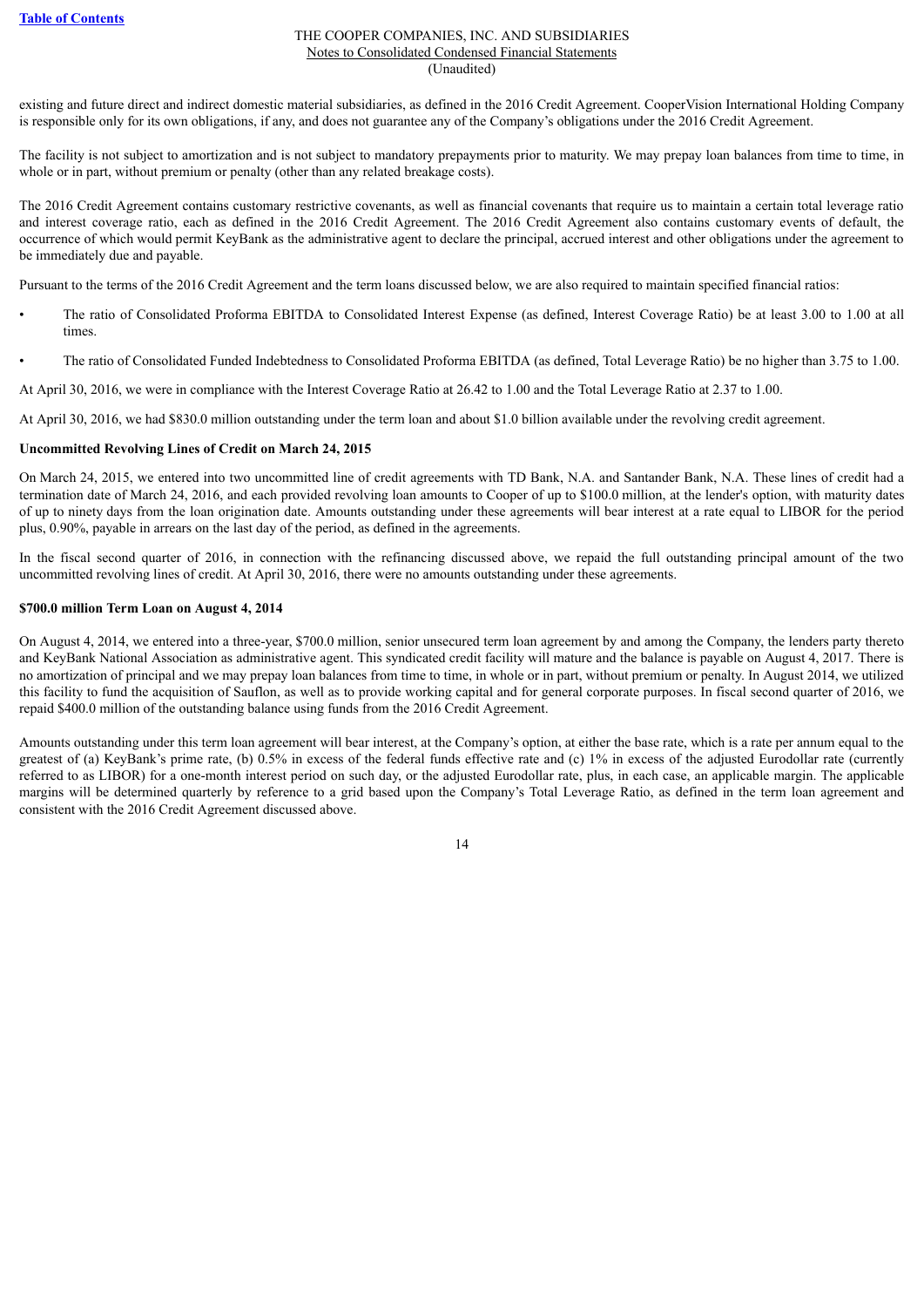existing and future direct and indirect domestic material subsidiaries, as defined in the 2016 Credit Agreement. CooperVision International Holding Company is responsible only for its own obligations, if any, and does not guarantee any of the Company's obligations under the 2016 Credit Agreement.

The facility is not subject to amortization and is not subject to mandatory prepayments prior to maturity. We may prepay loan balances from time to time, in whole or in part, without premium or penalty (other than any related breakage costs).

The 2016 Credit Agreement contains customary restrictive covenants, as well as financial covenants that require us to maintain a certain total leverage ratio and interest coverage ratio, each as defined in the 2016 Credit Agreement. The 2016 Credit Agreement also contains customary events of default, the occurrence of which would permit KeyBank as the administrative agent to declare the principal, accrued interest and other obligations under the agreement to be immediately due and payable.

Pursuant to the terms of the 2016 Credit Agreement and the term loans discussed below, we are also required to maintain specified financial ratios:

- The ratio of Consolidated Proforma EBITDA to Consolidated Interest Expense (as defined, Interest Coverage Ratio) be at least 3.00 to 1.00 at all times.
- The ratio of Consolidated Funded Indebtedness to Consolidated Proforma EBITDA (as defined, Total Leverage Ratio) be no higher than 3.75 to 1.00.

At April 30, 2016, we were in compliance with the Interest Coverage Ratio at 26.42 to 1.00 and the Total Leverage Ratio at 2.37 to 1.00.

At April 30, 2016, we had $830.0 million outstanding under the term loan and about $1.0 billion available under the revolving credit agreement.

**Uncommitted Revolving Lines of Credit on March 24, 2015**

On March 24, 2015, we entered into two uncommitted line of credit agreements with TD Bank, N.A. and Santander Bank, N.A. These lines of credit had a termination date of March 24, 2016, and each provided revolving loan amounts to Cooper of up to $100.0 million, at the lender's option, with maturity dates of up to ninety days from the loan origination date. Amounts outstanding under these agreements will bear interest at a rate equal to LIBOR for the period plus, 0.90%, payable in arrears on the last day of the period, as defined in the agreements.

In the fiscal second quarter of 2016, in connection with the refinancing discussed above, we repaid the full outstanding principal amount of the two uncommitted revolving lines of credit. At April 30, 2016, there were no amounts outstanding under these agreements.

**$700.0 million Term Loan on August 4, 2014**

On August 4, 2014, we entered into a three-year, $700.0 million, senior unsecured term loan agreement by and among the Company, the lenders party thereto and KeyBank National Association as administrative agent. This syndicated credit facility will mature and the balance is payable on August 4, 2017. There is no amortization of principal and we may prepay loan balances from time to time, in whole or in part, without premium or penalty. In August 2014, we utilized this facility to fund the acquisition of Sauflon, as well as to provide working capital and for general corporate purposes. In fiscal second quarter of 2016, we repaid $400.0 million of the outstanding balance using funds from the 2016 Credit Agreement.

Amounts outstanding under this term loan agreement will bear interest, at the Company's option, at either the base rate, which is a rate per annum equal to the greatest of (a) KeyBank's prime rate, (b) 0.5% in excess of the federal funds effective rate and (c) 1% in excess of the adjusted Eurodollar rate (currently referred to as LIBOR) for a one-month interest period on such day, or the adjusted Eurodollar rate, plus, in each case, an applicable margin. The applicable margins will be determined quarterly by reference to a grid based upon the Company's Total Leverage Ratio, as defined in the term loan agreement and consistent with the 2016 Credit Agreement discussed above.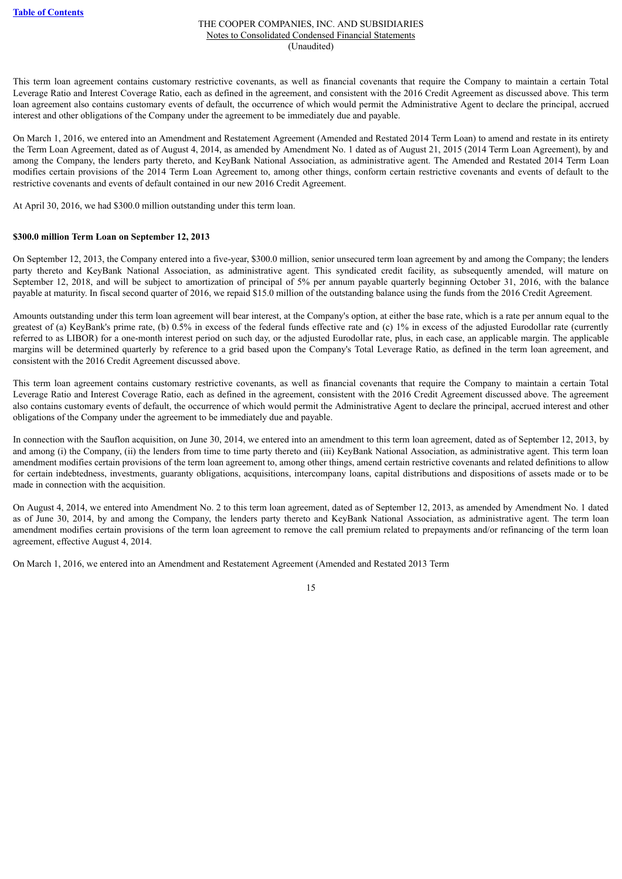This term loan agreement contains customary restrictive covenants, as well as financial covenants that require the Company to maintain a certain Total Leverage Ratio and Interest Coverage Ratio, each as defined in the agreement, and consistent with the 2016 Credit Agreement as discussed above. This term loan agreement also contains customary events of default, the occurrence of which would permit the Administrative Agent to declare the principal, accrued interest and other obligations of the Company under the agreement to be immediately due and payable.

On March 1, 2016, we entered into an Amendment and Restatement Agreement (Amended and Restated 2014 Term Loan) to amend and restate in its entirety the Term Loan Agreement, dated as of August 4, 2014, as amended by Amendment No. 1 dated as of August 21, 2015 (2014 Term Loan Agreement), by and among the Company, the lenders party thereto, and KeyBank National Association, as administrative agent. The Amended and Restated 2014 Term Loan modifies certain provisions of the 2014 Term Loan Agreement to, among other things, conform certain restrictive covenants and events of default to the restrictive covenants and events of default contained in our new 2016 Credit Agreement.

At April 30, 2016, we had $300.0 million outstanding under this term loan.

**$300.0 million Term Loan on September 12, 2013**

On September 12, 2013, the Company entered into a five-year, $300.0 million, senior unsecured term loan agreement by and among the Company; the lenders party thereto and KeyBank National Association, as administrative agent. This syndicated credit facility, as subsequently amended, will mature on September 12, 2018, and will be subject to amortization of principal of 5% per annum payable quarterly beginning October 31, 2016, with the balance payable at maturity. In fiscal second quarter of 2016, we repaid $15.0 million of the outstanding balance using the funds from the 2016 Credit Agreement.

Amounts outstanding under this term loan agreement will bear interest, at the Company's option, at either the base rate, which is a rate per annum equal to the greatest of (a) KeyBank's prime rate, (b) 0.5% in excess of the federal funds effective rate and (c) 1% in excess of the adjusted Eurodollar rate (currently referred to as LIBOR) for a one-month interest period on such day, or the adjusted Eurodollar rate, plus, in each case, an applicable margin. The applicable margins will be determined quarterly by reference to a grid based upon the Company's Total Leverage Ratio, as defined in the term loan agreement, and consistent with the 2016 Credit Agreement discussed above.

This term loan agreement contains customary restrictive covenants, as well as financial covenants that require the Company to maintain a certain Total Leverage Ratio and Interest Coverage Ratio, each as defined in the agreement, consistent with the 2016 Credit Agreement discussed above. The agreement also contains customary events of default, the occurrence of which would permit the Administrative Agent to declare the principal, accrued interest and other obligations of the Company under the agreement to be immediately due and payable.

In connection with the Sauflon acquisition, on June 30, 2014, we entered into an amendment to this term loan agreement, dated as of September 12, 2013, by and among (i) the Company, (ii) the lenders from time to time party thereto and (iii) KeyBank National Association, as administrative agent. This term loan amendment modifies certain provisions of the term loan agreement to, among other things, amend certain restrictive covenants and related definitions to allow for certain indebtedness, investments, guaranty obligations, acquisitions, intercompany loans, capital distributions and dispositions of assets made or to be made in connection with the acquisition.

On August 4, 2014, we entered into Amendment No. 2 to this term loan agreement, dated as of September 12, 2013, as amended by Amendment No. 1 dated as of June 30, 2014, by and among the Company, the lenders party thereto and KeyBank National Association, as administrative agent. The term loan amendment modifies certain provisions of the term loan agreement to remove the call premium related to prepayments and/or refinancing of the term loan agreement, effective August 4, 2014.

On March 1, 2016, we entered into an Amendment and Restatement Agreement (Amended and Restated 2013 Term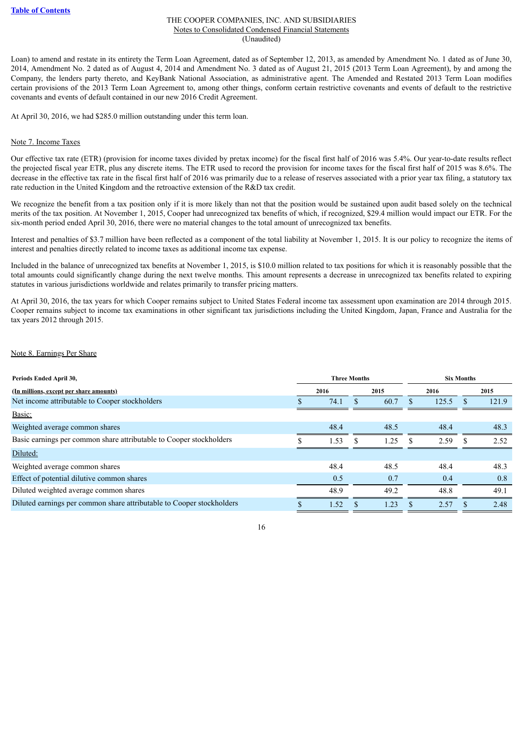Loan) to amend and restate in its entirety the Term Loan Agreement, dated as of September 12, 2013, as amended by Amendment No. 1 dated as of June 30, 2014, Amendment No. 2 dated as of August 4, 2014 and Amendment No. 3 dated as of August 21, 2015 (2013 Term Loan Agreement), by and among the Company, the lenders party thereto, and KeyBank National Association, as administrative agent. The Amended and Restated 2013 Term Loan modifies certain provisions of the 2013 Term Loan Agreement to, among other things, conform certain restrictive covenants and events of default to the restrictive covenants and events of default contained in our new 2016 Credit Agreement.

At April 30, 2016, we had $285.0 million outstanding under this term loan.

## Note 7. Income Taxes

Our effective tax rate (ETR) (provision for income taxes divided by pretax income) for the fiscal first half of 2016 was 5.4%. Our year-to-date results reflect the projected fiscal year ETR, plus any discrete items. The ETR used to record the provision for income taxes for the fiscal first half of 2015 was 8.6%. The decrease in the effective tax rate in the fiscal first half of 2016 was primarily due to a release of reserves associated with a prior year tax filing, a statutory tax rate reduction in the United Kingdom and the retroactive extension of the R&D tax credit.

We recognize the benefit from a tax position only if it is more likely than not that the position would be sustained upon audit based solely on the technical merits of the tax position. At November 1, 2015, Cooper had unrecognized tax benefits of which, if recognized, $29.4 million would impact our ETR. For the six-month period ended April 30, 2016, there were no material changes to the total amount of unrecognized tax benefits.

Interest and penalties of $3.7 million have been reflected as a component of the total liability at November 1, 2015. It is our policy to recognize the items of interest and penalties directly related to income taxes as additional income tax expense.

Included in the balance of unrecognized tax benefits at November 1, 2015, is $10.0 million related to tax positions for which it is reasonably possible that the total amounts could significantly change during the next twelve months. This amount represents a decrease in unrecognized tax benefits related to expiring statutes in various jurisdictions worldwide and relates primarily to transfer pricing matters.

At April 30, 2016, the tax years for which Cooper remains subject to United States Federal income tax assessment upon examination are 2014 through 2015. Cooper remains subject to income tax examinations in other significant tax jurisdictions including the United Kingdom, Japan, France and Australia for the tax years 2012 through 2015.

## Note 8. Earnings Per Share

| Periods Ended April 30, | Three Months | | Six Months | |
|---|---|---|---|---|
| (In millions, except per share amounts) | 2016 | 2015 | 2016 | 2015 |
| Net income attributable to Cooper stockholders | $ 74.1 | $ 60.7 | $ 125.5 | $ 121.9 |
| Basic: | | | | |
| Weighted average common shares | 48.4 | 48.5 | 48.4 | 48.3 |
| Basic earnings per common share attributable to Cooper stockholders | $ 1.53 | $ 1.25 | $ 2.59 | $ 2.52 |
| Diluted: | | | | |
| Weighted average common shares | 48.4 | 48.5 | 48.4 | 48.3 |
| Effect of potential dilutive common shares | 0.5 | 0.7 | 0.4 | 0.8 |
| Diluted weighted average common shares | 48.9 | 49.2 | 48.8 | 49.1 |
| Diluted earnings per common share attributable to Cooper stockholders | $ 1.52 | $ 1.23 | $ 2.57 | $ 2.48 |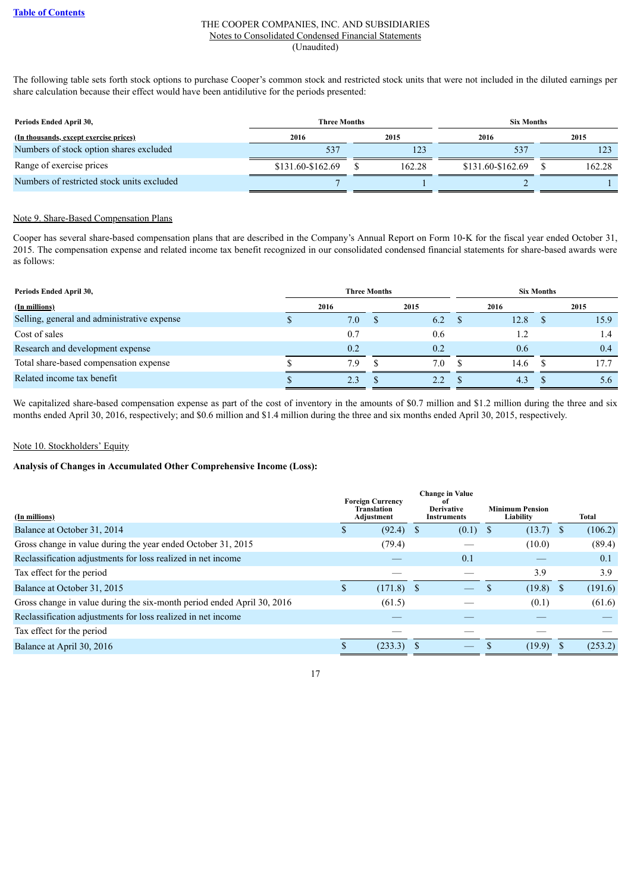THE COOPER COMPANIES, INC. AND SUBSIDIARIES
Notes to Consolidated Condensed Financial Statements
(Unaudited)

The following table sets forth stock options to purchase Cooper's common stock and restricted stock units that were not included in the diluted earnings per share calculation because their effect would have been antidilutive for the periods presented:

| Periods Ended April 30, | Three Months | | Six Months | |
|---|---|---|---|---|
| (In thousands, except exercise prices) | 2016 | 2015 | 2016 | 2015 |
| Numbers of stock option shares excluded | 537 | 123 | 537 | 123 |
| Range of exercise prices | $131.60-$162.69 | $ 162.28 | $131.60-$162.69 | $ 162.28 |
| Numbers of restricted stock units excluded | 7 | 1 | 2 | 1 |

Note 9. Share-Based Compensation Plans

Cooper has several share-based compensation plans that are described in the Company's Annual Report on Form 10-K for the fiscal year ended October 31, 2015. The compensation expense and related income tax benefit recognized in our consolidated condensed financial statements for share-based awards were as follows:

| Periods Ended April 30, | Three Months | | Six Months | |
|---|---|---|---|---|
| (In millions) | 2016 | 2015 | 2016 | 2015 |
| Selling, general and administrative expense | $ 7.0 | $ 6.2 | $ 12.8 | $ 15.9 |
| Cost of sales | 0.7 | 0.6 | 1.2 | 1.4 |
| Research and development expense | 0.2 | 0.2 | 0.6 | 0.4 |
| Total share-based compensation expense | $ 7.9 | $ 7.0 | $ 14.6 | $ 17.7 |
| Related income tax benefit | $ 2.3 | $ 2.2 | $ 4.3 | $ 5.6 |

We capitalized share-based compensation expense as part of the cost of inventory in the amounts of $0.7 million and $1.2 million during the three and six months ended April 30, 2016, respectively; and $0.6 million and $1.4 million during the three and six months ended April 30, 2015, respectively.

Note 10. Stockholders' Equity

**Analysis of Changes in Accumulated Other Comprehensive Income (Loss):**

| (In millions) | Foreign Currency Translation Adjustment | Change in Value of Derivative Instruments | Minimum Pension Liability | Total |
|---|---|---|---|---|
| Balance at October 31, 2014 | $ (92.4) | $ (0.1) | $ (13.7) | $ (106.2) |
| Gross change in value during the year ended October 31, 2015 | (79.4) | — | (10.0) | (89.4) |
| Reclassification adjustments for loss realized in net income | — | 0.1 | — | 0.1 |
| Tax effect for the period | — | — | 3.9 | 3.9 |
| Balance at October 31, 2015 | $ (171.8) | $ — | $ (19.8) | $ (191.6) |
| Gross change in value during the six-month period ended April 30, 2016 | (61.5) | — | (0.1) | (61.6) |
| Reclassification adjustments for loss realized in net income | — | — | — | — |
| Tax effect for the period | — | — | — | — |
| Balance at April 30, 2016 | $ (233.3) | $ — | $ (19.9) | $ (253.2) |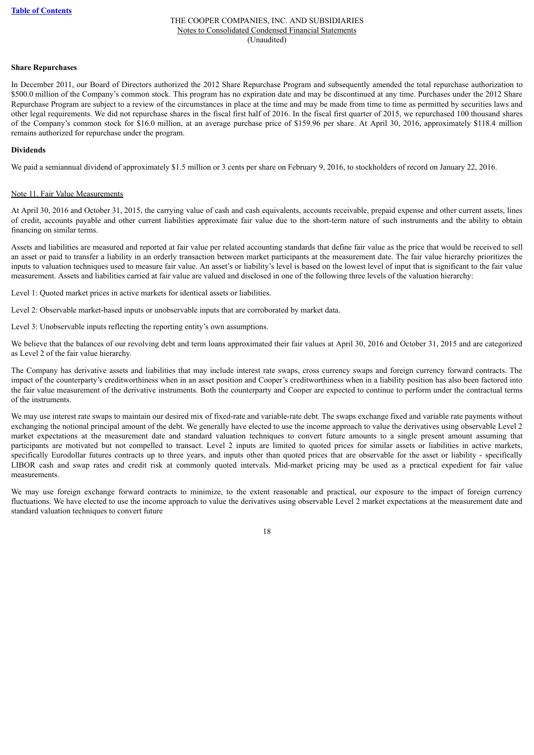### Share Repurchases

In December 2011, our Board of Directors authorized the 2012 Share Repurchase Program and subsequently amended the total repurchase authorization to $500.0 million of the Company's common stock. This program has no expiration date and may be discontinued at any time. Purchases under the 2012 Share Repurchase Program are subject to a review of the circumstances in place at the time and may be made from time to time as permitted by securities laws and other legal requirements. We did not repurchase shares in the fiscal first half of 2016. In the fiscal first quarter of 2015, we repurchased 100 thousand shares of the Company's common stock for $16.0 million, at an average purchase price of $159.96 per share. At April 30, 2016, approximately $118.4 million remains authorized for repurchase under the program.

### Dividends

We paid a semiannual dividend of approximately $1.5 million or 3 cents per share on February 9, 2016, to stockholders of record on January 22, 2016.

## Note 11. Fair Value Measurements

At April 30, 2016 and October 31, 2015, the carrying value of cash and cash equivalents, accounts receivable, prepaid expense and other current assets, lines of credit, accounts payable and other current liabilities approximate fair value due to the short-term nature of such instruments and the ability to obtain financing on similar terms.

Assets and liabilities are measured and reported at fair value per related accounting standards that define fair value as the price that would be received to sell an asset or paid to transfer a liability in an orderly transaction between market participants at the measurement date. The fair value hierarchy prioritizes the inputs to valuation techniques used to measure fair value. An asset's or liability's level is based on the lowest level of input that is significant to the fair value measurement. Assets and liabilities carried at fair value are valued and disclosed in one of the following three levels of the valuation hierarchy:

Level 1: Quoted market prices in active markets for identical assets or liabilities.

Level 2: Observable market-based inputs or unobservable inputs that are corroborated by market data.

Level 3: Unobservable inputs reflecting the reporting entity's own assumptions.

We believe that the balances of our revolving debt and term loans approximated their fair values at April 30, 2016 and October 31, 2015 and are categorized as Level 2 of the fair value hierarchy.

The Company has derivative assets and liabilities that may include interest rate swaps, cross currency swaps and foreign currency forward contracts. The impact of the counterparty's creditworthiness when in an asset position and Cooper's creditworthiness when in a liability position has also been factored into the fair value measurement of the derivative instruments. Both the counterparty and Cooper are expected to continue to perform under the contractual terms of the instruments.

We may use interest rate swaps to maintain our desired mix of fixed-rate and variable-rate debt. The swaps exchange fixed and variable rate payments without exchanging the notional principal amount of the debt. We generally have elected to use the income approach to value the derivatives using observable Level 2 market expectations at the measurement date and standard valuation techniques to convert future amounts to a single present amount assuming that participants are motivated but not compelled to transact. Level 2 inputs are limited to quoted prices for similar assets or liabilities in active markets, specifically Eurodollar futures contracts up to three years, and inputs other than quoted prices that are observable for the asset or liability - specifically LIBOR cash and swap rates and credit risk at commonly quoted intervals. Mid-market pricing may be used as a practical expedient for fair value measurements.

We may use foreign exchange forward contracts to minimize, to the extent reasonable and practical, our exposure to the impact of foreign currency fluctuations. We have elected to use the income approach to value the derivatives using observable Level 2 market expectations at the measurement date and standard valuation techniques to convert future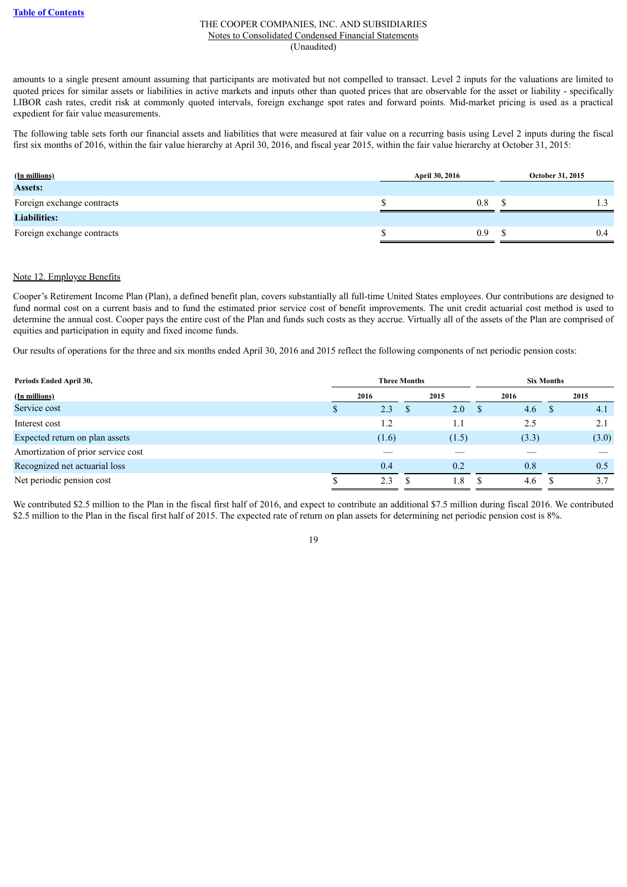amounts to a single present amount assuming that participants are motivated but not compelled to transact. Level 2 inputs for the valuations are limited to quoted prices for similar assets or liabilities in active markets and inputs other than quoted prices that are observable for the asset or liability - specifically LIBOR cash rates, credit risk at commonly quoted intervals, foreign exchange spot rates and forward points. Mid-market pricing is used as a practical expedient for fair value measurements.

The following table sets forth our financial assets and liabilities that were measured at fair value on a recurring basis using Level 2 inputs during the fiscal first six months of 2016, within the fair value hierarchy at April 30, 2016, and fiscal year 2015, within the fair value hierarchy at October 31, 2015:

| (In millions) | April 30, 2016 | October 31, 2015 |
|---|---|---|
| **Assets:** | | |
| Foreign exchange contracts | $ 0.8 | $ 1.3 |
| **Liabilities:** | | |
| Foreign exchange contracts | $ 0.9 | $ 0.4 |

Note 12. Employee Benefits

Cooper's Retirement Income Plan (Plan), a defined benefit plan, covers substantially all full-time United States employees. Our contributions are designed to fund normal cost on a current basis and to fund the estimated prior service cost of benefit improvements. The unit credit actuarial cost method is used to determine the annual cost. Cooper pays the entire cost of the Plan and funds such costs as they accrue. Virtually all of the assets of the Plan are comprised of equities and participation in equity and fixed income funds.

Our results of operations for the three and six months ended April 30, 2016 and 2015 reflect the following components of net periodic pension costs:

| Periods Ended April 30, | Three Months | | Six Months | |
|---|---|---|---|---|
| (In millions) | 2016 | 2015 | 2016 | 2015 |
| Service cost | $ 2.3 | $ 2.0 | $ 4.6 | $ 4.1 |
| Interest cost | 1.2 | 1.1 | 2.5 | 2.1 |
| Expected return on plan assets | (1.6) | (1.5) | (3.3) | (3.0) |
| Amortization of prior service cost | — | — | — | — |
| Recognized net actuarial loss | 0.4 | 0.2 | 0.8 | 0.5 |
| Net periodic pension cost | $ 2.3 | $ 1.8 | $ 4.6 | $ 3.7 |

We contributed $2.5 million to the Plan in the fiscal first half of 2016, and expect to contribute an additional $7.5 million during fiscal 2016. We contributed $2.5 million to the Plan in the fiscal first half of 2015. The expected rate of return on plan assets for determining net periodic pension cost is 8%.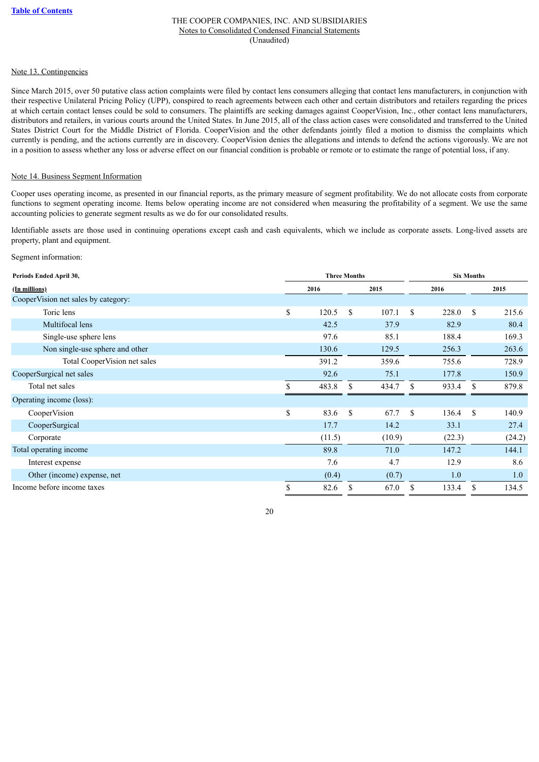THE COOPER COMPANIES, INC. AND SUBSIDIARIES
Notes to Consolidated Condensed Financial Statements
(Unaudited)

## Note 13. Contingencies

Since March 2015, over 50 putative class action complaints were filed by contact lens consumers alleging that contact lens manufacturers, in conjunction with their respective Unilateral Pricing Policy (UPP), conspired to reach agreements between each other and certain distributors and retailers regarding the prices at which certain contact lenses could be sold to consumers. The plaintiffs are seeking damages against CooperVision, Inc., other contact lens manufacturers, distributors and retailers, in various courts around the United States. In June 2015, all of the class action cases were consolidated and transferred to the United States District Court for the Middle District of Florida. CooperVision and the other defendants jointly filed a motion to dismiss the complaints which currently is pending, and the actions currently are in discovery. CooperVision denies the allegations and intends to defend the actions vigorously. We are not in a position to assess whether any loss or adverse effect on our financial condition is probable or remote or to estimate the range of potential loss, if any.

## Note 14. Business Segment Information

Cooper uses operating income, as presented in our financial reports, as the primary measure of segment profitability. We do not allocate costs from corporate functions to segment operating income. Items below operating income are not considered when measuring the profitability of a segment. We use the same accounting policies to generate segment results as we do for our consolidated results.

Identifiable assets are those used in continuing operations except cash and cash equivalents, which we include as corporate assets. Long-lived assets are property, plant and equipment.

Segment information:

| Periods Ended April 30, | Three Months | | Six Months | |
|---|---|---|---|---|
| (In millions) | 2016 | 2015 | 2016 | 2015 |
| CooperVision net sales by category: | | | | |
| Toric lens | $ 120.5 | $ 107.1 | $ 228.0 | $ 215.6 |
| Multifocal lens | 42.5 | 37.9 | 82.9 | 80.4 |
| Single-use sphere lens | 97.6 | 85.1 | 188.4 | 169.3 |
| Non single-use sphere and other | 130.6 | 129.5 | 256.3 | 263.6 |
| Total CooperVision net sales | 391.2 | 359.6 | 755.6 | 728.9 |
| CooperSurgical net sales | 92.6 | 75.1 | 177.8 | 150.9 |
| Total net sales | $ 483.8 | $ 434.7 | $ 933.4 | $ 879.8 |
| Operating income (loss): | | | | |
| CooperVision | $ 83.6 | $ 67.7 | $ 136.4 | $ 140.9 |
| CooperSurgical | 17.7 | 14.2 | 33.1 | 27.4 |
| Corporate | (11.5) | (10.9) | (22.3) | (24.2) |
| Total operating income | 89.8 | 71.0 | 147.2 | 144.1 |
| Interest expense | 7.6 | 4.7 | 12.9 | 8.6 |
| Other (income) expense, net | (0.4) | (0.7) | 1.0 | 1.0 |
| Income before income taxes | $ 82.6 | $ 67.0 | $ 133.4 | $ 134.5 |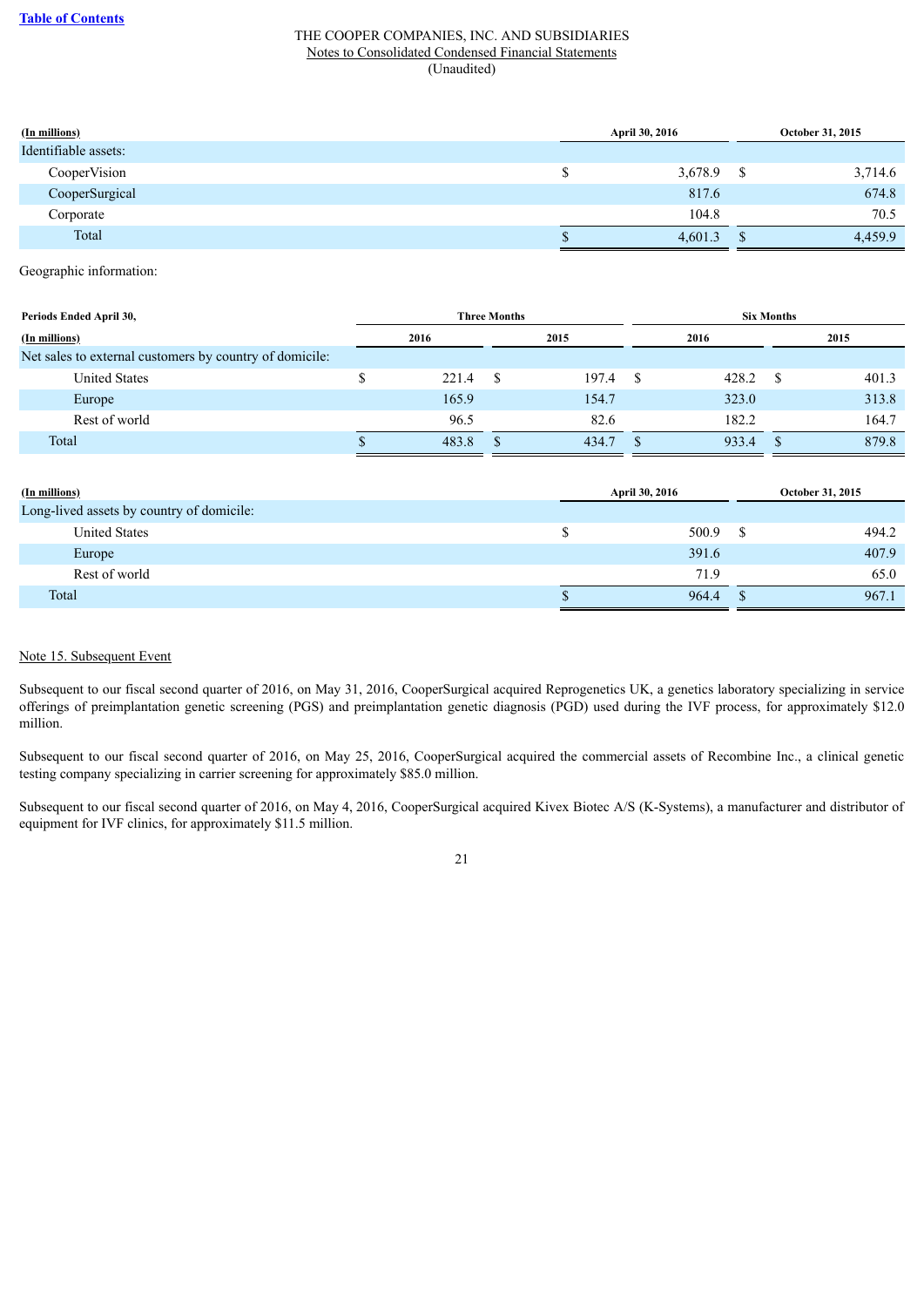THE COOPER COMPANIES, INC. AND SUBSIDIARIES
Notes to Consolidated Condensed Financial Statements
(Unaudited)

| (In millions) | April 30, 2016 | October 31, 2015 |
|---|---|---|
| Identifiable assets: | | |
| CooperVision | $ 3,678.9 | $ 3,714.6 |
| CooperSurgical | 817.6 | 674.8 |
| Corporate | 104.8 | 70.5 |
| Total | $ 4,601.3 | $ 4,459.9 |

Geographic information:

| Periods Ended April 30, | Three Months | | Six Months | |
|---|---|---|---|---|
| (In millions) | 2016 | 2015 | 2016 | 2015 |
| Net sales to external customers by country of domicile: | | | | |
| United States | $ 221.4 | $ 197.4 | $ 428.2 | $ 401.3 |
| Europe | 165.9 | 154.7 | 323.0 | 313.8 |
| Rest of world | 96.5 | 82.6 | 182.2 | 164.7 |
| Total | $ 483.8 | $ 434.7 | $ 933.4 | $ 879.8 |

| (In millions) | April 30, 2016 | October 31, 2015 |
|---|---|---|
| Long-lived assets by country of domicile: | | |
| United States | $ 500.9 | $ 494.2 |
| Europe | 391.6 | 407.9 |
| Rest of world | 71.9 | 65.0 |
| Total | $ 964.4 | $ 967.1 |

## Note 15. Subsequent Event

Subsequent to our fiscal second quarter of 2016, on May 31, 2016, CooperSurgical acquired Reprogenetics UK, a genetics laboratory specializing in service offerings of preimplantation genetic screening (PGS) and preimplantation genetic diagnosis (PGD) used during the IVF process, for approximately $12.0 million.

Subsequent to our fiscal second quarter of 2016, on May 25, 2016, CooperSurgical acquired the commercial assets of Recombine Inc., a clinical genetic testing company specializing in carrier screening for approximately $85.0 million.

Subsequent to our fiscal second quarter of 2016, on May 4, 2016, CooperSurgical acquired Kivex Biotec A/S (K-Systems), a manufacturer and distributor of equipment for IVF clinics, for approximately $11.5 million.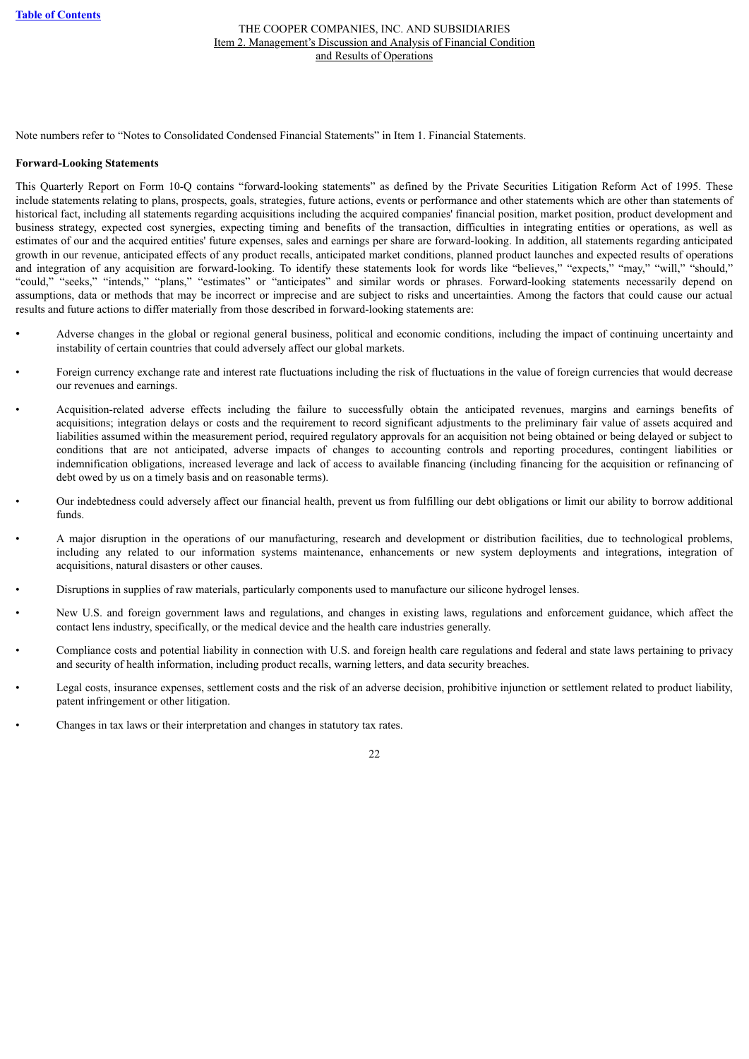Note numbers refer to "Notes to Consolidated Condensed Financial Statements" in Item 1. Financial Statements.

**Forward-Looking Statements**

This Quarterly Report on Form 10-Q contains "forward-looking statements" as defined by the Private Securities Litigation Reform Act of 1995. These include statements relating to plans, prospects, goals, strategies, future actions, events or performance and other statements which are other than statements of historical fact, including all statements regarding acquisitions including the acquired companies' financial position, market position, product development and business strategy, expected cost synergies, expecting timing and benefits of the transaction, difficulties in integrating entities or operations, as well as estimates of our and the acquired entities' future expenses, sales and earnings per share are forward-looking. In addition, all statements regarding anticipated growth in our revenue, anticipated effects of any product recalls, anticipated market conditions, planned product launches and expected results of operations and integration of any acquisition are forward-looking. To identify these statements look for words like "believes," "expects," "may," "will," "should," "could," "seeks," "intends," "plans," "estimates" or "anticipates" and similar words or phrases. Forward-looking statements necessarily depend on assumptions, data or methods that may be incorrect or imprecise and are subject to risks and uncertainties. Among the factors that could cause our actual results and future actions to differ materially from those described in forward-looking statements are:

- Adverse changes in the global or regional general business, political and economic conditions, including the impact of continuing uncertainty and instability of certain countries that could adversely affect our global markets.
- Foreign currency exchange rate and interest rate fluctuations including the risk of fluctuations in the value of foreign currencies that would decrease our revenues and earnings.
- Acquisition-related adverse effects including the failure to successfully obtain the anticipated revenues, margins and earnings benefits of acquisitions; integration delays or costs and the requirement to record significant adjustments to the preliminary fair value of assets acquired and liabilities assumed within the measurement period, required regulatory approvals for an acquisition not being obtained or being delayed or subject to conditions that are not anticipated, adverse impacts of changes to accounting controls and reporting procedures, contingent liabilities or indemnification obligations, increased leverage and lack of access to available financing (including financing for the acquisition or refinancing of debt owed by us on a timely basis and on reasonable terms).
- Our indebtedness could adversely affect our financial health, prevent us from fulfilling our debt obligations or limit our ability to borrow additional funds.
- A major disruption in the operations of our manufacturing, research and development or distribution facilities, due to technological problems, including any related to our information systems maintenance, enhancements or new system deployments and integrations, integration of acquisitions, natural disasters or other causes.
- Disruptions in supplies of raw materials, particularly components used to manufacture our silicone hydrogel lenses.
- New U.S. and foreign government laws and regulations, and changes in existing laws, regulations and enforcement guidance, which affect the contact lens industry, specifically, or the medical device and the health care industries generally.
- Compliance costs and potential liability in connection with U.S. and foreign health care regulations and federal and state laws pertaining to privacy and security of health information, including product recalls, warning letters, and data security breaches.
- Legal costs, insurance expenses, settlement costs and the risk of an adverse decision, prohibitive injunction or settlement related to product liability, patent infringement or other litigation.
- Changes in tax laws or their interpretation and changes in statutory tax rates.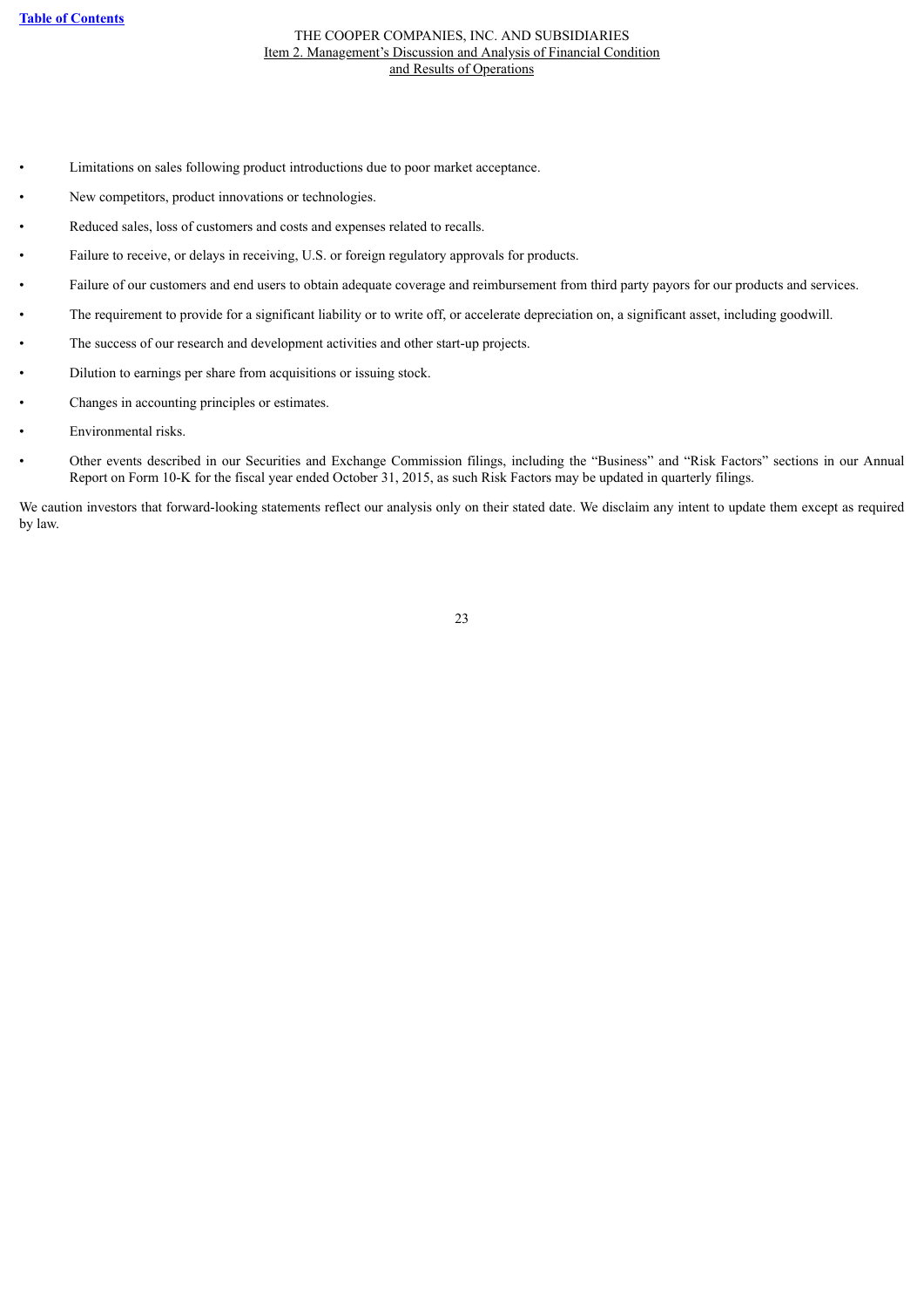- Limitations on sales following product introductions due to poor market acceptance.
- New competitors, product innovations or technologies.
- Reduced sales, loss of customers and costs and expenses related to recalls.
- Failure to receive, or delays in receiving, U.S. or foreign regulatory approvals for products.
- Failure of our customers and end users to obtain adequate coverage and reimbursement from third party payors for our products and services.
- The requirement to provide for a significant liability or to write off, or accelerate depreciation on, a significant asset, including goodwill.
- The success of our research and development activities and other start-up projects.
- Dilution to earnings per share from acquisitions or issuing stock.
- Changes in accounting principles or estimates.
- Environmental risks.
- Other events described in our Securities and Exchange Commission filings, including the "Business" and "Risk Factors" sections in our Annual Report on Form 10-K for the fiscal year ended October 31, 2015, as such Risk Factors may be updated in quarterly filings.

We caution investors that forward-looking statements reflect our analysis only on their stated date. We disclaim any intent to update them except as required by law.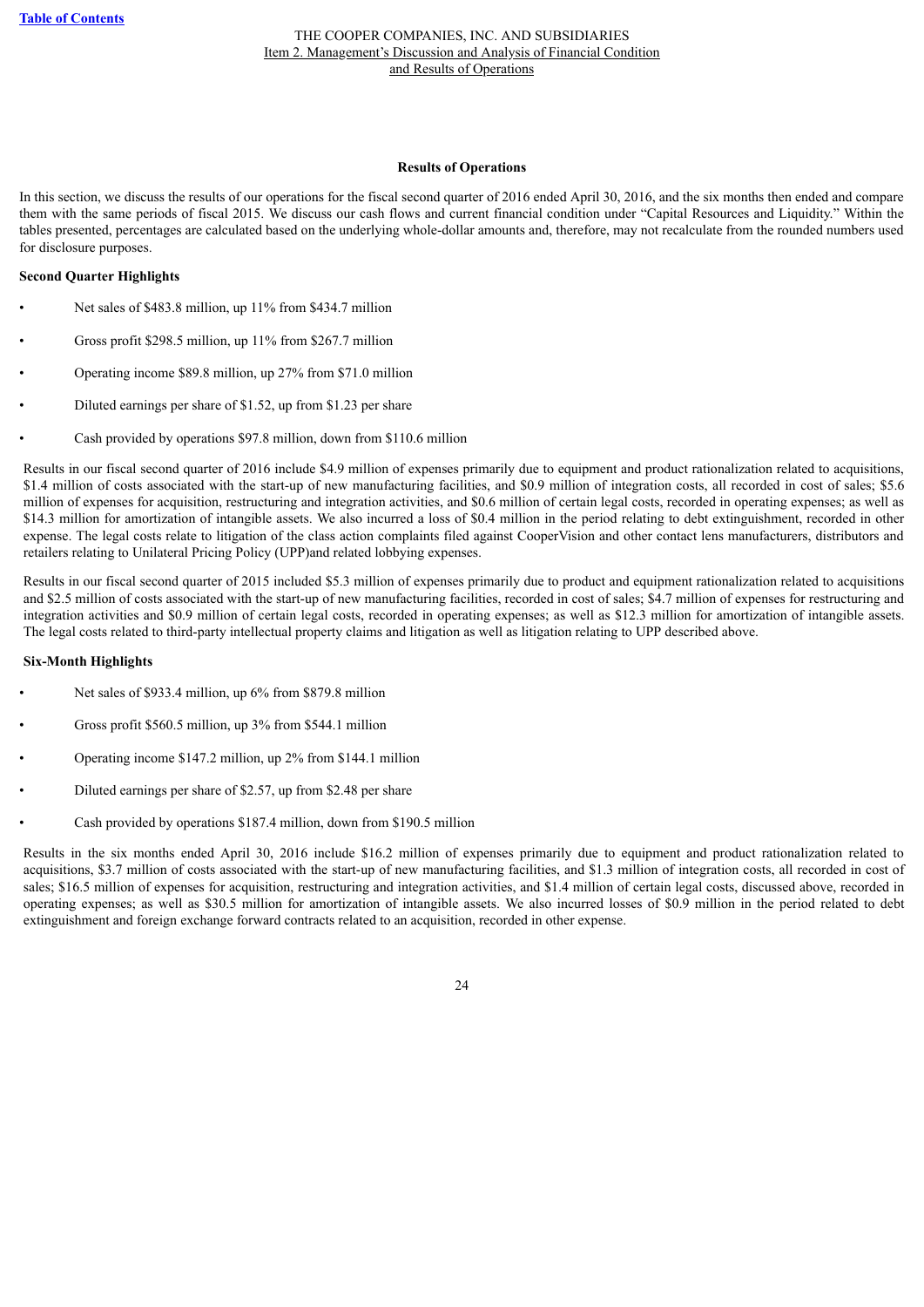### Results of Operations

In this section, we discuss the results of our operations for the fiscal second quarter of 2016 ended April 30, 2016, and the six months then ended and compare them with the same periods of fiscal 2015. We discuss our cash flows and current financial condition under "Capital Resources and Liquidity." Within the tables presented, percentages are calculated based on the underlying whole-dollar amounts and, therefore, may not recalculate from the rounded numbers used for disclosure purposes.

**Second Quarter Highlights**

- Net sales of $483.8 million, up 11% from $434.7 million
- Gross profit $298.5 million, up 11% from $267.7 million
- Operating income $89.8 million, up 27% from $71.0 million
- Diluted earnings per share of $1.52, up from $1.23 per share
- Cash provided by operations $97.8 million, down from $110.6 million

Results in our fiscal second quarter of 2016 include $4.9 million of expenses primarily due to equipment and product rationalization related to acquisitions, $1.4 million of costs associated with the start-up of new manufacturing facilities, and $0.9 million of integration costs, all recorded in cost of sales; $5.6 million of expenses for acquisition, restructuring and integration activities, and $0.6 million of certain legal costs, recorded in operating expenses; as well as $14.3 million for amortization of intangible assets. We also incurred a loss of $0.4 million in the period relating to debt extinguishment, recorded in other expense. The legal costs relate to litigation of the class action complaints filed against CooperVision and other contact lens manufacturers, distributors and retailers relating to Unilateral Pricing Policy (UPP)and related lobbying expenses.

Results in our fiscal second quarter of 2015 included $5.3 million of expenses primarily due to product and equipment rationalization related to acquisitions and $2.5 million of costs associated with the start-up of new manufacturing facilities, recorded in cost of sales; $4.7 million of expenses for restructuring and integration activities and $0.9 million of certain legal costs, recorded in operating expenses; as well as $12.3 million for amortization of intangible assets. The legal costs related to third-party intellectual property claims and litigation as well as litigation relating to UPP described above.

**Six-Month Highlights**

- Net sales of $933.4 million, up 6% from $879.8 million
- Gross profit $560.5 million, up 3% from $544.1 million
- Operating income $147.2 million, up 2% from $144.1 million
- Diluted earnings per share of $2.57, up from $2.48 per share
- Cash provided by operations $187.4 million, down from $190.5 million

Results in the six months ended April 30, 2016 include $16.2 million of expenses primarily due to equipment and product rationalization related to acquisitions, $3.7 million of costs associated with the start-up of new manufacturing facilities, and $1.3 million of integration costs, all recorded in cost of sales; $16.5 million of expenses for acquisition, restructuring and integration activities, and $1.4 million of certain legal costs, discussed above, recorded in operating expenses; as well as $30.5 million for amortization of intangible assets. We also incurred losses of $0.9 million in the period related to debt extinguishment and foreign exchange forward contracts related to an acquisition, recorded in other expense.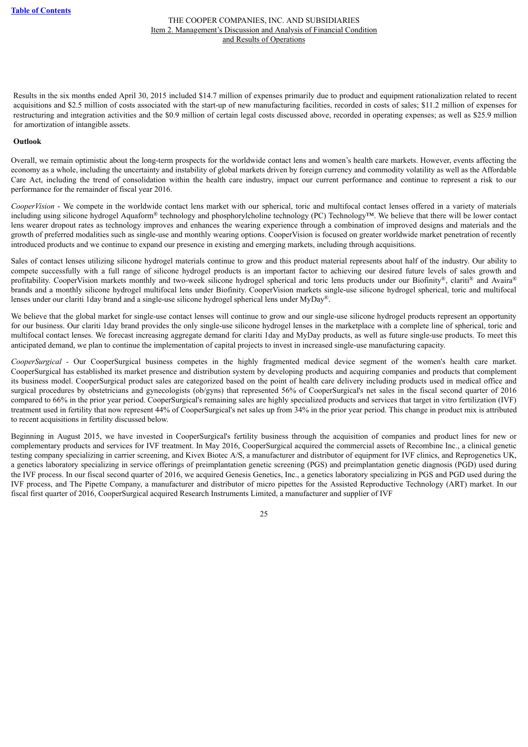Results in the six months ended April 30, 2015 included $14.7 million of expenses primarily due to product and equipment rationalization related to recent acquisitions and $2.5 million of costs associated with the start-up of new manufacturing facilities, recorded in costs of sales; $11.2 million of expenses for restructuring and integration activities and the $0.9 million of certain legal costs discussed above, recorded in operating expenses; as well as $25.9 million for amortization of intangible assets.

**Outlook**

Overall, we remain optimistic about the long-term prospects for the worldwide contact lens and women's health care markets. However, events affecting the economy as a whole, including the uncertainty and instability of global markets driven by foreign currency and commodity volatility as well as the Affordable Care Act, including the trend of consolidation within the health care industry, impact our current performance and continue to represent a risk to our performance for the remainder of fiscal year 2016.

*CooperVision* - We compete in the worldwide contact lens market with our spherical, toric and multifocal contact lenses offered in a variety of materials including using silicone hydrogel Aquaform® technology and phosphorylcholine technology (PC) Technology™. We believe that there will be lower contact lens wearer dropout rates as technology improves and enhances the wearing experience through a combination of improved designs and materials and the growth of preferred modalities such as single-use and monthly wearing options. CooperVision is focused on greater worldwide market penetration of recently introduced products and we continue to expand our presence in existing and emerging markets, including through acquisitions.

Sales of contact lenses utilizing silicone hydrogel materials continue to grow and this product material represents about half of the industry. Our ability to compete successfully with a full range of silicone hydrogel products is an important factor to achieving our desired future levels of sales growth and profitability. CooperVision markets monthly and two-week silicone hydrogel spherical and toric lens products under our Biofinity®, clariti® and Avaira® brands and a monthly silicone hydrogel multifocal lens under Biofinity. CooperVision markets single-use silicone hydrogel spherical, toric and multifocal lenses under our clariti 1day brand and a single-use silicone hydrogel spherical lens under MyDay®.

We believe that the global market for single-use contact lenses will continue to grow and our single-use silicone hydrogel products represent an opportunity for our business. Our clariti 1day brand provides the only single-use silicone hydrogel lenses in the marketplace with a complete line of spherical, toric and multifocal contact lenses. We forecast increasing aggregate demand for clariti 1day and MyDay products, as well as future single-use products. To meet this anticipated demand, we plan to continue the implementation of capital projects to invest in increased single-use manufacturing capacity.

*CooperSurgical* - Our CooperSurgical business competes in the highly fragmented medical device segment of the women's health care market. CooperSurgical has established its market presence and distribution system by developing products and acquiring companies and products that complement its business model. CooperSurgical product sales are categorized based on the point of health care delivery including products used in medical office and surgical procedures by obstetricians and gynecologists (ob/gyns) that represented 56% of CooperSurgical's net sales in the fiscal second quarter of 2016 compared to 66% in the prior year period. CooperSurgical's remaining sales are highly specialized products and services that target in vitro fertilization (IVF) treatment used in fertility that now represent 44% of CooperSurgical's net sales up from 34% in the prior year period. This change in product mix is attributed to recent acquisitions in fertility discussed below.

Beginning in August 2015, we have invested in CooperSurgical's fertility business through the acquisition of companies and product lines for new or complementary products and services for IVF treatment. In May 2016, CooperSurgical acquired the commercial assets of Recombine Inc., a clinical genetic testing company specializing in carrier screening, and Kivex Biotec A/S, a manufacturer and distributor of equipment for IVF clinics, and Reprogenetics UK, a genetics laboratory specializing in service offerings of preimplantation genetic screening (PGS) and preimplantation genetic diagnosis (PGD) used during the IVF process. In our fiscal second quarter of 2016, we acquired Genesis Genetics, Inc., a genetics laboratory specializing in PGS and PGD used during the IVF process, and The Pipette Company, a manufacturer and distributor of micro pipettes for the Assisted Reproductive Technology (ART) market. In our fiscal first quarter of 2016, CooperSurgical acquired Research Instruments Limited, a manufacturer and supplier of IVF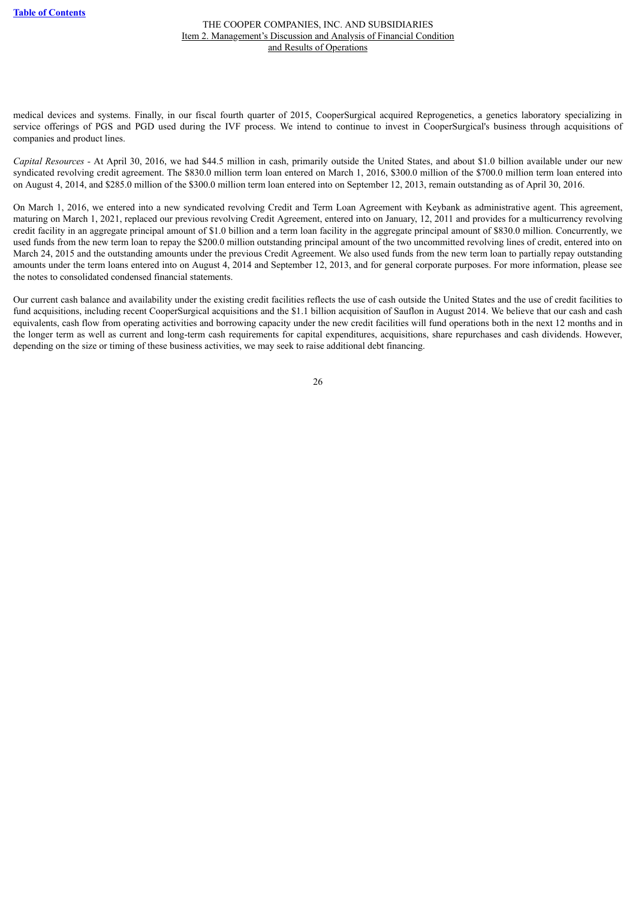medical devices and systems. Finally, in our fiscal fourth quarter of 2015, CooperSurgical acquired Reprogenetics, a genetics laboratory specializing in service offerings of PGS and PGD used during the IVF process. We intend to continue to invest in CooperSurgical's business through acquisitions of companies and product lines.

*Capital Resources* - At April 30, 2016, we had $44.5 million in cash, primarily outside the United States, and about $1.0 billion available under our new syndicated revolving credit agreement. The $830.0 million term loan entered on March 1, 2016, $300.0 million of the $700.0 million term loan entered into on August 4, 2014, and $285.0 million of the $300.0 million term loan entered into on September 12, 2013, remain outstanding as of April 30, 2016.

On March 1, 2016, we entered into a new syndicated revolving Credit and Term Loan Agreement with Keybank as administrative agent. This agreement, maturing on March 1, 2021, replaced our previous revolving Credit Agreement, entered into on January, 12, 2011 and provides for a multicurrency revolving credit facility in an aggregate principal amount of $1.0 billion and a term loan facility in the aggregate principal amount of $830.0 million. Concurrently, we used funds from the new term loan to repay the $200.0 million outstanding principal amount of the two uncommitted revolving lines of credit, entered into on March 24, 2015 and the outstanding amounts under the previous Credit Agreement. We also used funds from the new term loan to partially repay outstanding amounts under the term loans entered into on August 4, 2014 and September 12, 2013, and for general corporate purposes. For more information, please see the notes to consolidated condensed financial statements.

Our current cash balance and availability under the existing credit facilities reflects the use of cash outside the United States and the use of credit facilities to fund acquisitions, including recent CooperSurgical acquisitions and the $1.1 billion acquisition of Sauflon in August 2014. We believe that our cash and cash equivalents, cash flow from operating activities and borrowing capacity under the new credit facilities will fund operations both in the next 12 months and in the longer term as well as current and long-term cash requirements for capital expenditures, acquisitions, share repurchases and cash dividends. However, depending on the size or timing of these business activities, we may seek to raise additional debt financing.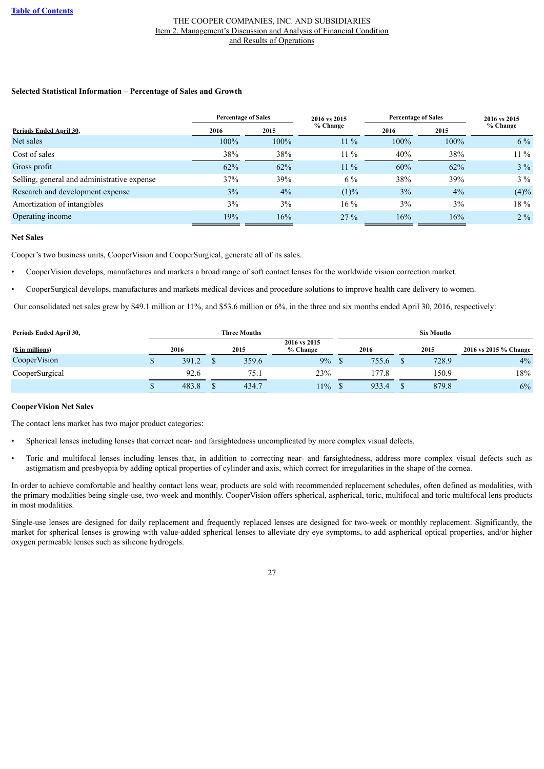THE COOPER COMPANIES, INC. AND SUBSIDIARIES

Item 2. Management's Discussion and Analysis of Financial Condition and Results of Operations

**Selected Statistical Information – Percentage of Sales and Growth**

| Periods Ended April 30, | Percentage of Sales 2016 | Percentage of Sales 2015 | 2016 vs 2015 % Change | Percentage of Sales 2016 | Percentage of Sales 2015 | 2016 vs 2015 % Change |
|---|---|---|---|---|---|---|
| Net sales | 100% | 100% | 11 % | 100% | 100% | 6 % |
| Cost of sales | 38% | 38% | 11 % | 40% | 38% | 11 % |
| Gross profit | 62% | 62% | 11 % | 60% | 62% | 3 % |
| Selling, general and administrative expense | 37% | 39% | 6 % | 38% | 39% | 3 % |
| Research and development expense | 3% | 4% | (1)% | 3% | 4% | (4)% |
| Amortization of intangibles | 3% | 3% | 16 % | 3% | 3% | 18 % |
| Operating income | 19% | 16% | 27 % | 16% | 16% | 2 % |

**Net Sales**

Cooper's two business units, CooperVision and CooperSurgical, generate all of its sales.

- CooperVision develops, manufactures and markets a broad range of soft contact lenses for the worldwide vision correction market.
- CooperSurgical develops, manufactures and markets medical devices and procedure solutions to improve health care delivery to women.

Our consolidated net sales grew by $49.1 million or 11%, and $53.6 million or 6%, in the three and six months ended April 30, 2016, respectively:

| Periods Ended April 30, | Three Months | | | Six Months | | |
|---|---|---|---|---|---|---|
| ($ in millions) | 2016 | 2015 | 2016 vs 2015 % Change | 2016 | 2015 | 2016 vs 2015 % Change |
| CooperVision | $ 391.2 | $ 359.6 | 9% | $ 755.6 | $ 728.9 | 4% |
| CooperSurgical | 92.6 | 75.1 | 23% | 177.8 | 150.9 | 18% |
| | $ 483.8 | $ 434.7 | 11% | $ 933.4 | $ 879.8 | 6% |

**CooperVision Net Sales**

The contact lens market has two major product categories:

- Spherical lenses including lenses that correct near- and farsightedness uncomplicated by more complex visual defects.
- Toric and multifocal lenses including lenses that, in addition to correcting near- and farsightedness, address more complex visual defects such as astigmatism and presbyopia by adding optical properties of cylinder and axis, which correct for irregularities in the shape of the cornea.

In order to achieve comfortable and healthy contact lens wear, products are sold with recommended replacement schedules, often defined as modalities, with the primary modalities being single-use, two-week and monthly. CooperVision offers spherical, aspherical, toric, multifocal and toric multifocal lens products in most modalities.

Single-use lenses are designed for daily replacement and frequently replaced lenses are designed for two-week or monthly replacement. Significantly, the market for spherical lenses is growing with value-added spherical lenses to alleviate dry eye symptoms, to add aspherical optical properties, and/or higher oxygen permeable lenses such as silicone hydrogels.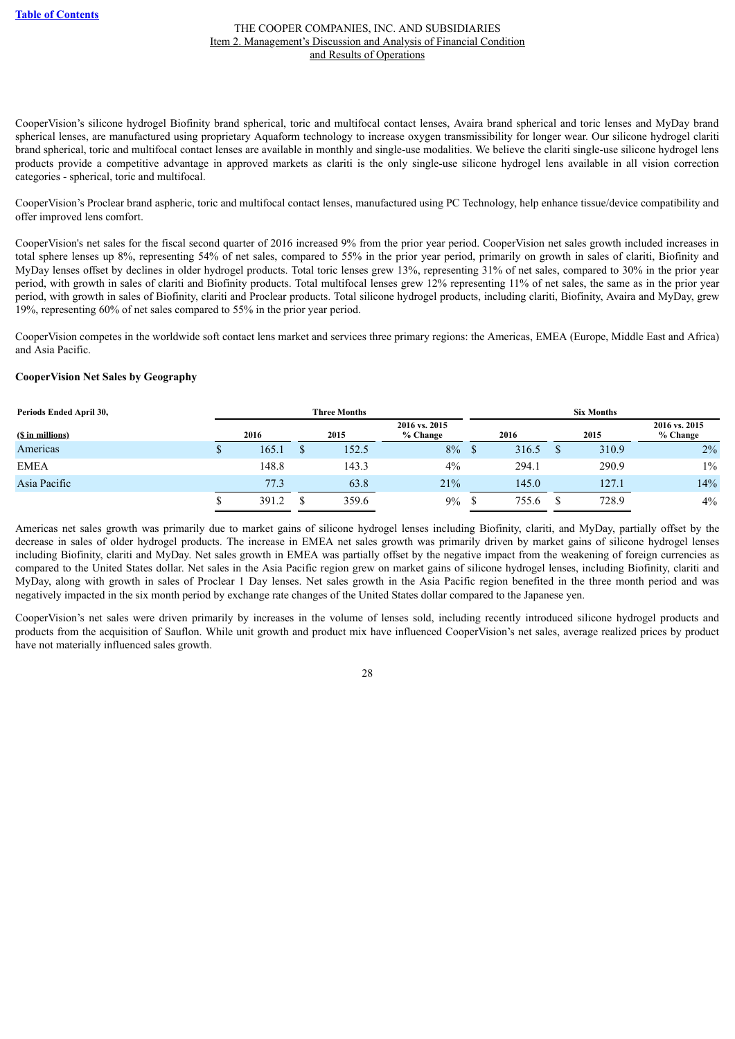CooperVision's silicone hydrogel Biofinity brand spherical, toric and multifocal contact lenses, Avaira brand spherical and toric lenses and MyDay brand spherical lenses, are manufactured using proprietary Aquaform technology to increase oxygen transmissibility for longer wear. Our silicone hydrogel clariti brand spherical, toric and multifocal contact lenses are available in monthly and single-use modalities. We believe the clariti single-use silicone hydrogel lens products provide a competitive advantage in approved markets as clariti is the only single-use silicone hydrogel lens available in all vision correction categories - spherical, toric and multifocal.

CooperVision's Proclear brand aspheric, toric and multifocal contact lenses, manufactured using PC Technology, help enhance tissue/device compatibility and offer improved lens comfort.

CooperVision's net sales for the fiscal second quarter of 2016 increased 9% from the prior year period. CooperVision net sales growth included increases in total sphere lenses up 8%, representing 54% of net sales, compared to 55% in the prior year period, primarily on growth in sales of clariti, Biofinity and MyDay lenses offset by declines in older hydrogel products. Total toric lenses grew 13%, representing 31% of net sales, compared to 30% in the prior year period, with growth in sales of clariti and Biofinity products. Total multifocal lenses grew 12% representing 11% of net sales, the same as in the prior year period, with growth in sales of Biofinity, clariti and Proclear products. Total silicone hydrogel products, including clariti, Biofinity, Avaira and MyDay, grew 19%, representing 60% of net sales compared to 55% in the prior year period.

CooperVision competes in the worldwide soft contact lens market and services three primary regions: the Americas, EMEA (Europe, Middle East and Africa) and Asia Pacific.

**CooperVision Net Sales by Geography**

| Periods Ended April 30, | Three Months | | | Six Months | | |
|---|---|---|---|---|---|---|
| ($ in millions) | 2016 | 2015 | 2016 vs. 2015 % Change | 2016 | 2015 | 2016 vs. 2015 % Change |
| Americas | $ 165.1 | $ 152.5 | 8% | $ 316.5 | $ 310.9 | 2% |
| EMEA | 148.8 | 143.3 | 4% | 294.1 | 290.9 | 1% |
| Asia Pacific | 77.3 | 63.8 | 21% | 145.0 | 127.1 | 14% |
| | $ 391.2 | $ 359.6 | 9% | $ 755.6 | $ 728.9 | 4% |

Americas net sales growth was primarily due to market gains of silicone hydrogel lenses including Biofinity, clariti, and MyDay, partially offset by the decrease in sales of older hydrogel products. The increase in EMEA net sales growth was primarily driven by market gains of silicone hydrogel lenses including Biofinity, clariti and MyDay. Net sales growth in EMEA was partially offset by the negative impact from the weakening of foreign currencies as compared to the United States dollar. Net sales in the Asia Pacific region grew on market gains of silicone hydrogel lenses, including Biofinity, clariti and MyDay, along with growth in sales of Proclear 1 Day lenses. Net sales growth in the Asia Pacific region benefited in the three month period and was negatively impacted in the six month period by exchange rate changes of the United States dollar compared to the Japanese yen.

CooperVision's net sales were driven primarily by increases in the volume of lenses sold, including recently introduced silicone hydrogel products and products from the acquisition of Sauflon. While unit growth and product mix have influenced CooperVision's net sales, average realized prices by product have not materially influenced sales growth.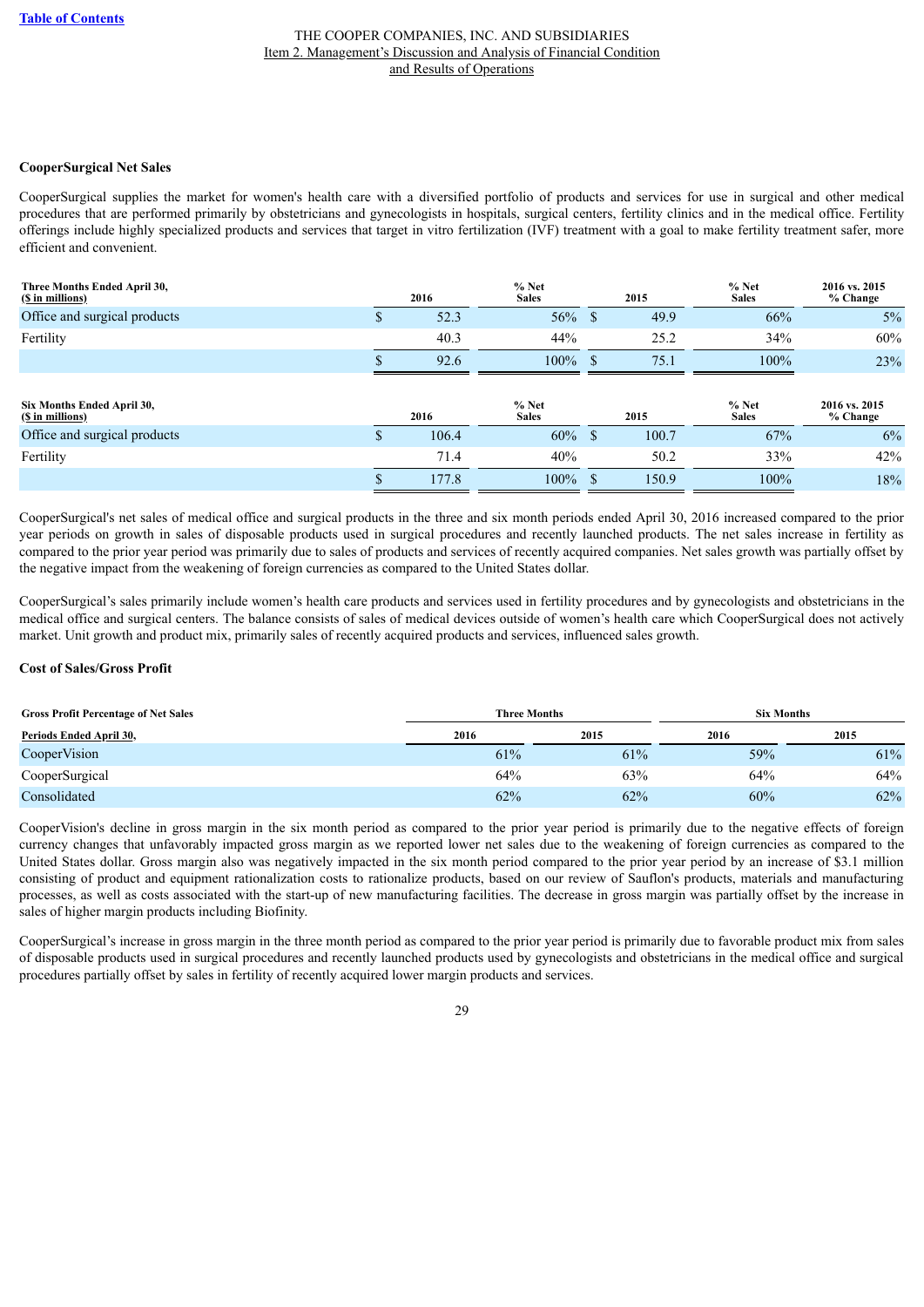## CooperSurgical Net Sales

CooperSurgical supplies the market for women's health care with a diversified portfolio of products and services for use in surgical and other medical procedures that are performed primarily by obstetricians and gynecologists in hospitals, surgical centers, fertility clinics and in the medical office. Fertility offerings include highly specialized products and services that target in vitro fertilization (IVF) treatment with a goal to make fertility treatment safer, more efficient and convenient.

| Three Months Ended April 30, ($ in millions) | 2016 | % Net Sales | 2015 | % Net Sales | 2016 vs. 2015 % Change |
|---|---|---|---|---|---|
| Office and surgical products | $ 52.3 | 56% | $ 49.9 | 66% | 5% |
| Fertility | 40.3 | 44% | 25.2 | 34% | 60% |
| | $ 92.6 | 100% | $ 75.1 | 100% | 23% |

| Six Months Ended April 30, ($ in millions) | 2016 | % Net Sales | 2015 | % Net Sales | 2016 vs. 2015 % Change |
|---|---|---|---|---|---|
| Office and surgical products | $ 106.4 | 60% | $ 100.7 | 67% | 6% |
| Fertility | 71.4 | 40% | 50.2 | 33% | 42% |
| | $ 177.8 | 100% | $ 150.9 | 100% | 18% |

CooperSurgical's net sales of medical office and surgical products in the three and six month periods ended April 30, 2016 increased compared to the prior year periods on growth in sales of disposable products used in surgical procedures and recently launched products. The net sales increase in fertility as compared to the prior year period was primarily due to sales of products and services of recently acquired companies. Net sales growth was partially offset by the negative impact from the weakening of foreign currencies as compared to the United States dollar.

CooperSurgical's sales primarily include women's health care products and services used in fertility procedures and by gynecologists and obstetricians in the medical office and surgical centers. The balance consists of sales of medical devices outside of women's health care which CooperSurgical does not actively market. Unit growth and product mix, primarily sales of recently acquired products and services, influenced sales growth.

## Cost of Sales/Gross Profit

| Gross Profit Percentage of Net Sales | Three Months | | Six Months | |
|---|---|---|---|---|
| Periods Ended April 30, | 2016 | 2015 | 2016 | 2015 |
| CooperVision | 61% | 61% | 59% | 61% |
| CooperSurgical | 64% | 63% | 64% | 64% |
| Consolidated | 62% | 62% | 60% | 62% |

CooperVision's decline in gross margin in the six month period as compared to the prior year period is primarily due to the negative effects of foreign currency changes that unfavorably impacted gross margin as we reported lower net sales due to the weakening of foreign currencies as compared to the United States dollar. Gross margin also was negatively impacted in the six month period compared to the prior year period by an increase of $3.1 million consisting of product and equipment rationalization costs to rationalize products, based on our review of Sauflon's products, materials and manufacturing processes, as well as costs associated with the start-up of new manufacturing facilities. The decrease in gross margin was partially offset by the increase in sales of higher margin products including Biofinity.

CooperSurgical's increase in gross margin in the three month period as compared to the prior year period is primarily due to favorable product mix from sales of disposable products used in surgical procedures and recently launched products used by gynecologists and obstetricians in the medical office and surgical procedures partially offset by sales in fertility of recently acquired lower margin products and services.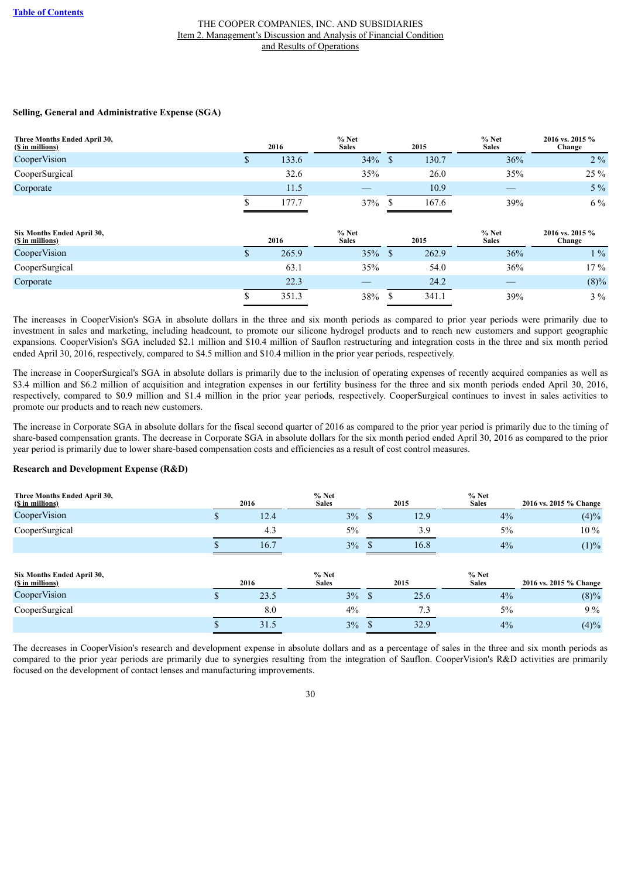### Selling, General and Administrative Expense (SGA)

| Three Months Ended April 30, ($ in millions) | 2016 | % Net Sales | 2015 | % Net Sales | 2016 vs. 2015 % Change |
|---|---|---|---|---|---|
| CooperVision | $ 133.6 | 34% | $ 130.7 | 36% | 2 % |
| CooperSurgical | 32.6 | 35% | 26.0 | 35% | 25 % |
| Corporate | 11.5 | — | 10.9 | — | 5 % |
| | $ 177.7 | 37% | $ 167.6 | 39% | 6 % |

| Six Months Ended April 30, ($ in millions) | 2016 | % Net Sales | 2015 | % Net Sales | 2016 vs. 2015 % Change |
|---|---|---|---|---|---|
| CooperVision | $ 265.9 | 35% | $ 262.9 | 36% | 1 % |
| CooperSurgical | 63.1 | 35% | 54.0 | 36% | 17 % |
| Corporate | 22.3 | — | 24.2 | — | (8)% |
| | $ 351.3 | 38% | $ 341.1 | 39% | 3 % |

The increases in CooperVision's SGA in absolute dollars in the three and six month periods as compared to prior year periods were primarily due to investment in sales and marketing, including headcount, to promote our silicone hydrogel products and to reach new customers and support geographic expansions. CooperVision's SGA included $2.1 million and $10.4 million of Sauflon restructuring and integration costs in the three and six month period ended April 30, 2016, respectively, compared to $4.5 million and $10.4 million in the prior year periods, respectively.

The increase in CooperSurgical's SGA in absolute dollars is primarily due to the inclusion of operating expenses of recently acquired companies as well as $3.4 million and $6.2 million of acquisition and integration expenses in our fertility business for the three and six month periods ended April 30, 2016, respectively, compared to $0.9 million and $1.4 million in the prior year periods, respectively. CooperSurgical continues to invest in sales activities to promote our products and to reach new customers.

The increase in Corporate SGA in absolute dollars for the fiscal second quarter of 2016 as compared to the prior year period is primarily due to the timing of share-based compensation grants. The decrease in Corporate SGA in absolute dollars for the six month period ended April 30, 2016 as compared to the prior year period is primarily due to lower share-based compensation costs and efficiencies as a result of cost control measures.

### Research and Development Expense (R&D)

| Three Months Ended April 30, ($ in millions) | 2016 | % Net Sales | 2015 | % Net Sales | 2016 vs. 2015 % Change |
|---|---|---|---|---|---|
| CooperVision | $ 12.4 | 3% | $ 12.9 | 4% | (4)% |
| CooperSurgical | 4.3 | 5% | 3.9 | 5% | 10 % |
| | $ 16.7 | 3% | $ 16.8 | 4% | (1)% |

| Six Months Ended April 30, ($ in millions) | 2016 | % Net Sales | 2015 | % Net Sales | 2016 vs. 2015 % Change |
|---|---|---|---|---|---|
| CooperVision | $ 23.5 | 3% | $ 25.6 | 4% | (8)% |
| CooperSurgical | 8.0 | 4% | 7.3 | 5% | 9 % |
| | $ 31.5 | 3% | $ 32.9 | 4% | (4)% |

The decreases in CooperVision's research and development expense in absolute dollars and as a percentage of sales in the three and six month periods as compared to the prior year periods are primarily due to synergies resulting from the integration of Sauflon. CooperVision's R&D activities are primarily focused on the development of contact lenses and manufacturing improvements.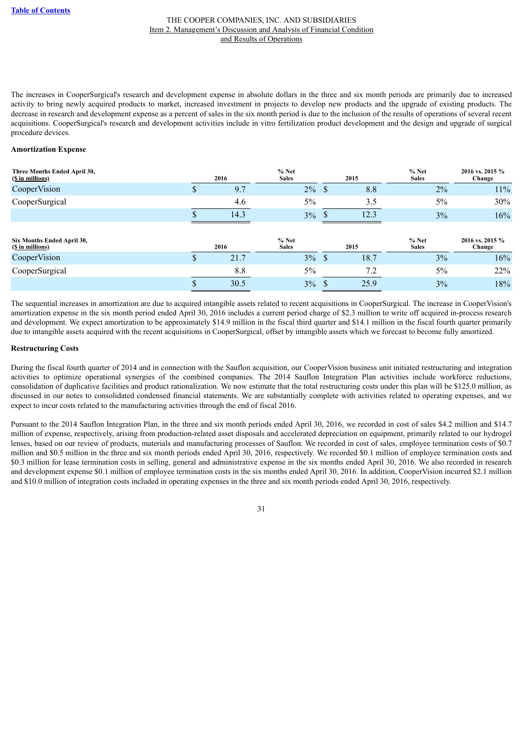The increases in CooperSurgical's research and development expense in absolute dollars in the three and six month periods are primarily due to increased activity to bring newly acquired products to market, increased investment in projects to develop new products and the upgrade of existing products. The decrease in research and development expense as a percent of sales in the six month period is due to the inclusion of the results of operations of several recent acquisitions. CooperSurgical's research and development activities include in vitro fertilization product development and the design and upgrade of surgical procedure devices.

**Amortization Expense**

| Three Months Ended April 30, ($ in millions) | 2016 | % Net Sales | 2015 | % Net Sales | 2016 vs. 2015 % Change |
|---|---|---|---|---|---|
| CooperVision | $ 9.7 | 2% | $ 8.8 | 2% | 11% |
| CooperSurgical | 4.6 | 5% | 3.5 | 5% | 30% |
| | $ 14.3 | 3% | $ 12.3 | 3% | 16% |

| Six Months Ended April 30, ($ in millions) | 2016 | % Net Sales | 2015 | % Net Sales | 2016 vs. 2015 % Change |
|---|---|---|---|---|---|
| CooperVision | $ 21.7 | 3% | $ 18.7 | 3% | 16% |
| CooperSurgical | 8.8 | 5% | 7.2 | 5% | 22% |
| | $ 30.5 | 3% | $ 25.9 | 3% | 18% |

The sequential increases in amortization are due to acquired intangible assets related to recent acquisitions in CooperSurgical. The increase in CooperVision's amortization expense in the six month period ended April 30, 2016 includes a current period charge of $2.3 million to write off acquired in-process research and development. We expect amortization to be approximately $14.9 million in the fiscal third quarter and $14.1 million in the fiscal fourth quarter primarily due to intangible assets acquired with the recent acquisitions in CooperSurgical, offset by intangible assets which we forecast to become fully amortized.

**Restructuring Costs**

During the fiscal fourth quarter of 2014 and in connection with the Sauflon acquisition, our CooperVision business unit initiated restructuring and integration activities to optimize operational synergies of the combined companies. The 2014 Sauflon Integration Plan activities include workforce reductions, consolidation of duplicative facilities and product rationalization. We now estimate that the total restructuring costs under this plan will be $125.0 million, as discussed in our notes to consolidated condensed financial statements. We are substantially complete with activities related to operating expenses, and we expect to incur costs related to the manufacturing activities through the end of fiscal 2016.

Pursuant to the 2014 Sauflon Integration Plan, in the three and six month periods ended April 30, 2016, we recorded in cost of sales $4.2 million and $14.7 million of expense, respectively, arising from production-related asset disposals and accelerated depreciation on equipment, primarily related to our hydrogel lenses, based on our review of products, materials and manufacturing processes of Sauflon. We recorded in cost of sales, employee termination costs of $0.7 million and $0.5 million in the three and six month periods ended April 30, 2016, respectively. We recorded $0.1 million of employee termination costs and $0.3 million for lease termination costs in selling, general and administrative expense in the six months ended April 30, 2016. We also recorded in research and development expense $0.1 million of employee termination costs in the six months ended April 30, 2016. In addition, CooperVision incurred $2.1 million and $10.0 million of integration costs included in operating expenses in the three and six month periods ended April 30, 2016, respectively.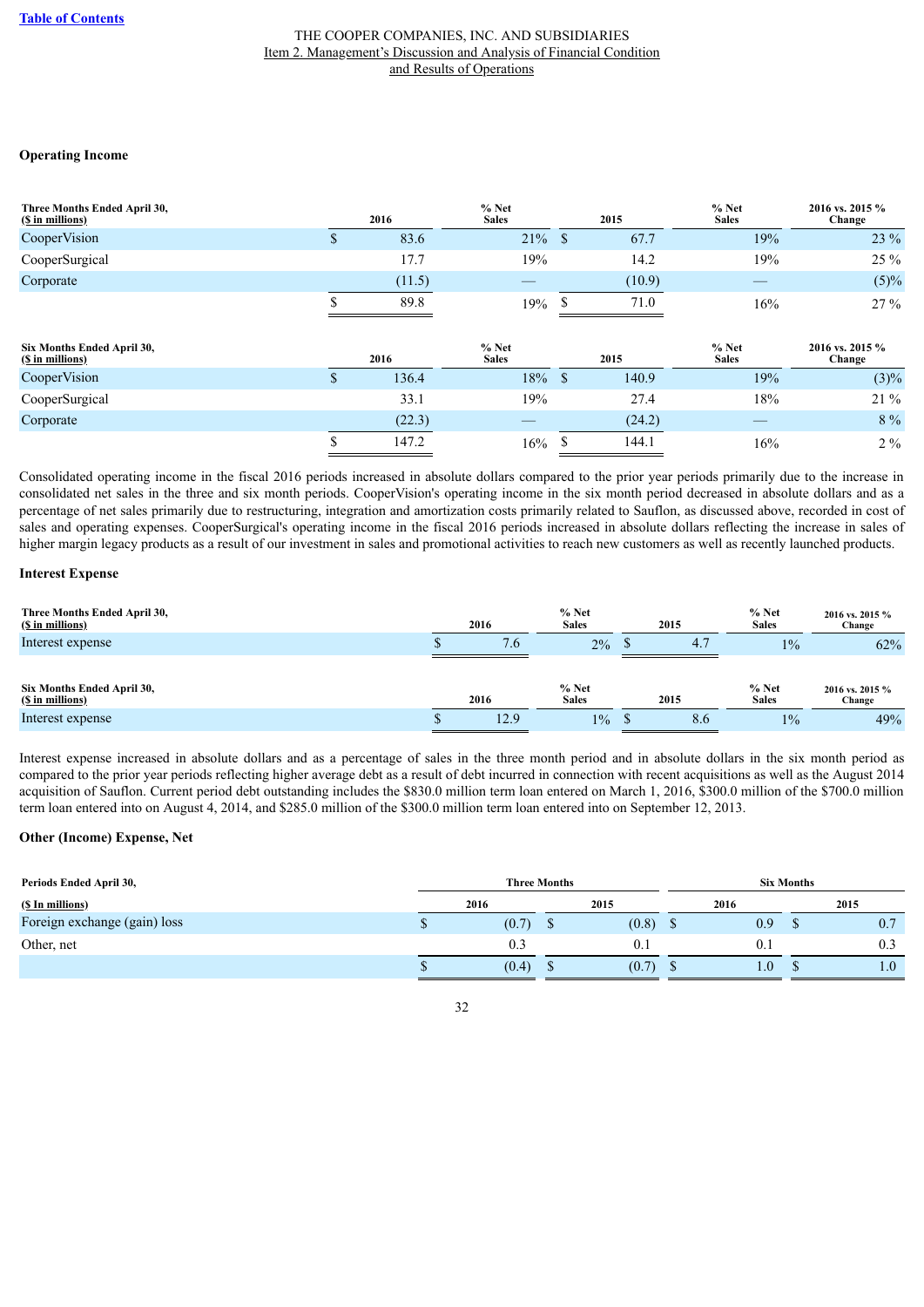THE COOPER COMPANIES, INC. AND SUBSIDIARIES
Item 2. Management's Discussion and Analysis of Financial Condition and Results of Operations

### Operating Income

| Three Months Ended April 30, ($ in millions) | 2016 | % Net Sales | 2015 | % Net Sales | 2016 vs. 2015 % Change |
|---|---|---|---|---|---|
| CooperVision | $ 83.6 | 21% | $ 67.7 | 19% | 23 % |
| CooperSurgical | 17.7 | 19% | 14.2 | 19% | 25 % |
| Corporate | (11.5) | — | (10.9) | — | (5)% |
| | $ 89.8 | 19% | $ 71.0 | 16% | 27 % |

| Six Months Ended April 30, ($ in millions) | 2016 | % Net Sales | 2015 | % Net Sales | 2016 vs. 2015 % Change |
|---|---|---|---|---|---|
| CooperVision | $ 136.4 | 18% | $ 140.9 | 19% | (3)% |
| CooperSurgical | 33.1 | 19% | 27.4 | 18% | 21 % |
| Corporate | (22.3) | — | (24.2) | — | 8 % |
| | $ 147.2 | 16% | $ 144.1 | 16% | 2 % |

Consolidated operating income in the fiscal 2016 periods increased in absolute dollars compared to the prior year periods primarily due to the increase in consolidated net sales in the three and six month periods. CooperVision's operating income in the six month period decreased in absolute dollars and as a percentage of net sales primarily due to restructuring, integration and amortization costs primarily related to Sauflon, as discussed above, recorded in cost of sales and operating expenses. CooperSurgical's operating income in the fiscal 2016 periods increased in absolute dollars reflecting the increase in sales of higher margin legacy products as a result of our investment in sales and promotional activities to reach new customers as well as recently launched products.

### Interest Expense

| Three Months Ended April 30, ($ in millions) | 2016 | % Net Sales | 2015 | % Net Sales | 2016 vs. 2015 % Change |
|---|---|---|---|---|---|
| Interest expense | $ 7.6 | 2% | $ 4.7 | 1% | 62% |

| Six Months Ended April 30, ($ in millions) | 2016 | % Net Sales | 2015 | % Net Sales | 2016 vs. 2015 % Change |
|---|---|---|---|---|---|
| Interest expense | $ 12.9 | 1% | $ 8.6 | 1% | 49% |

Interest expense increased in absolute dollars and as a percentage of sales in the three month period and in absolute dollars in the six month period as compared to the prior year periods reflecting higher average debt as a result of debt incurred in connection with recent acquisitions as well as the August 2014 acquisition of Sauflon. Current period debt outstanding includes the $830.0 million term loan entered on March 1, 2016, $300.0 million of the $700.0 million term loan entered into on August 4, 2014, and $285.0 million of the $300.0 million term loan entered into on September 12, 2013.

### Other (Income) Expense, Net

| Periods Ended April 30, | Three Months | | Six Months | |
|---|---|---|---|---|
| ($ In millions) | 2016 | 2015 | 2016 | 2015 |
| Foreign exchange (gain) loss | $ (0.7) | $ (0.8) | $ 0.9 | $ 0.7 |
| Other, net | 0.3 | 0.1 | 0.1 | 0.3 |
| | $ (0.4) | $ (0.7) | $ 1.0 | $ 1.0 |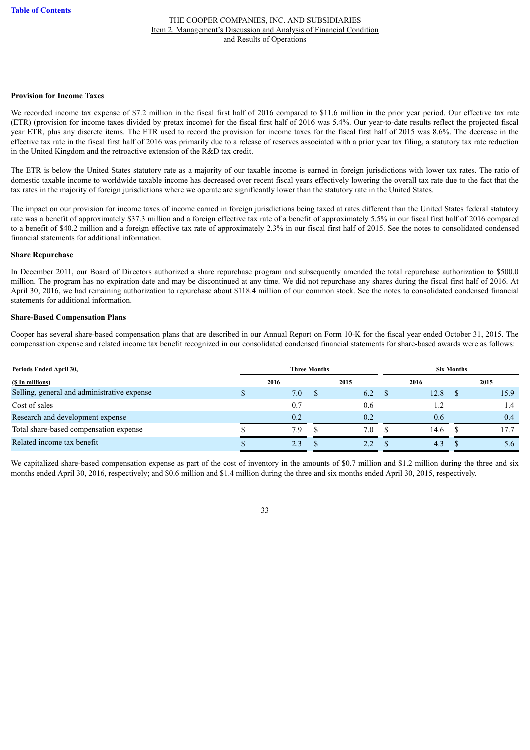#### Provision for Income Taxes

We recorded income tax expense of $7.2 million in the fiscal first half of 2016 compared to $11.6 million in the prior year period. Our effective tax rate (ETR) (provision for income taxes divided by pretax income) for the fiscal first half of 2016 was 5.4%. Our year-to-date results reflect the projected fiscal year ETR, plus any discrete items. The ETR used to record the provision for income taxes for the fiscal first half of 2015 was 8.6%. The decrease in the effective tax rate in the fiscal first half of 2016 was primarily due to a release of reserves associated with a prior year tax filing, a statutory tax rate reduction in the United Kingdom and the retroactive extension of the R&D tax credit.

The ETR is below the United States statutory rate as a majority of our taxable income is earned in foreign jurisdictions with lower tax rates. The ratio of domestic taxable income to worldwide taxable income has decreased over recent fiscal years effectively lowering the overall tax rate due to the fact that the tax rates in the majority of foreign jurisdictions where we operate are significantly lower than the statutory rate in the United States.

The impact on our provision for income taxes of income earned in foreign jurisdictions being taxed at rates different than the United States federal statutory rate was a benefit of approximately $37.3 million and a foreign effective tax rate of a benefit of approximately 5.5% in our fiscal first half of 2016 compared to a benefit of $40.2 million and a foreign effective tax rate of approximately 2.3% in our fiscal first half of 2015. See the notes to consolidated condensed financial statements for additional information.

#### Share Repurchase

In December 2011, our Board of Directors authorized a share repurchase program and subsequently amended the total repurchase authorization to $500.0 million. The program has no expiration date and may be discontinued at any time. We did not repurchase any shares during the fiscal first half of 2016. At April 30, 2016, we had remaining authorization to repurchase about $118.4 million of our common stock. See the notes to consolidated condensed financial statements for additional information.

#### Share-Based Compensation Plans

Cooper has several share-based compensation plans that are described in our Annual Report on Form 10-K for the fiscal year ended October 31, 2015. The compensation expense and related income tax benefit recognized in our consolidated condensed financial statements for share-based awards were as follows:

| Periods Ended April 30, | Three Months | | Six Months | |
|---|---|---|---|---|
| ($ In millions) | 2016 | 2015 | 2016 | 2015 |
| Selling, general and administrative expense | $ 7.0 | $ 6.2 | $ 12.8 | $ 15.9 |
| Cost of sales | 0.7 | 0.6 | 1.2 | 1.4 |
| Research and development expense | 0.2 | 0.2 | 0.6 | 0.4 |
| Total share-based compensation expense | $ 7.9 | $ 7.0 | $ 14.6 | $ 17.7 |
| Related income tax benefit | $ 2.3 | $ 2.2 | $ 4.3 | $ 5.6 |

We capitalized share-based compensation expense as part of the cost of inventory in the amounts of $0.7 million and $1.2 million during the three and six months ended April 30, 2016, respectively; and $0.6 million and $1.4 million during the three and six months ended April 30, 2015, respectively.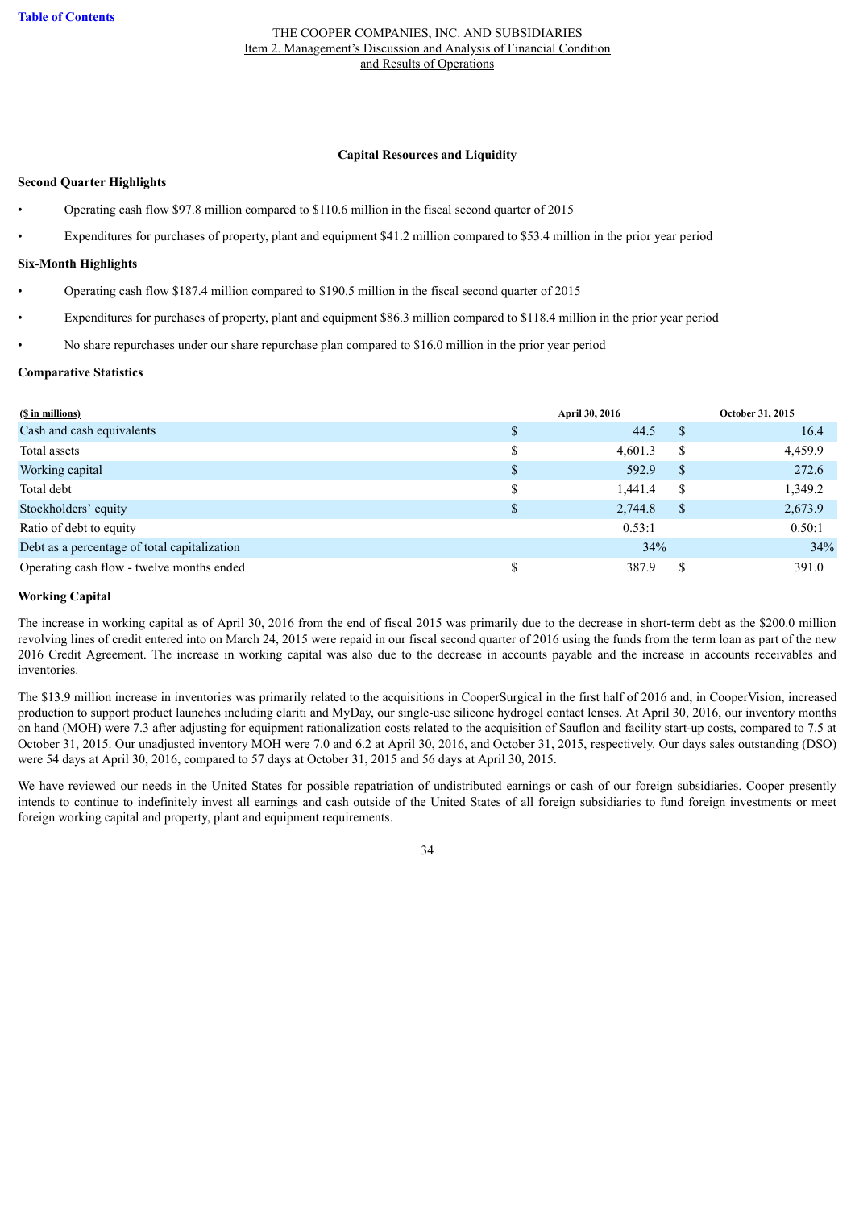## Capital Resources and Liquidity

**Second Quarter Highlights**

- Operating cash flow $97.8 million compared to $110.6 million in the fiscal second quarter of 2015
- Expenditures for purchases of property, plant and equipment $41.2 million compared to $53.4 million in the prior year period

**Six-Month Highlights**

- Operating cash flow $187.4 million compared to $190.5 million in the fiscal second quarter of 2015
- Expenditures for purchases of property, plant and equipment $86.3 million compared to $118.4 million in the prior year period
- No share repurchases under our share repurchase plan compared to $16.0 million in the prior year period

**Comparative Statistics**

| ($ in millions) | April 30, 2016 | October 31, 2015 |
|---|---|---|
| Cash and cash equivalents | $ 44.5 | $ 16.4 |
| Total assets | $ 4,601.3 | $ 4,459.9 |
| Working capital | $ 592.9 | $ 272.6 |
| Total debt | $ 1,441.4 | $ 1,349.2 |
| Stockholders' equity | $ 2,744.8 | $ 2,673.9 |
| Ratio of debt to equity | 0.53:1 | 0.50:1 |
| Debt as a percentage of total capitalization | 34% | 34% |
| Operating cash flow - twelve months ended | $ 387.9 | $ 391.0 |

**Working Capital**

The increase in working capital as of April 30, 2016 from the end of fiscal 2015 was primarily due to the decrease in short-term debt as the $200.0 million revolving lines of credit entered into on March 24, 2015 were repaid in our fiscal second quarter of 2016 using the funds from the term loan as part of the new 2016 Credit Agreement. The increase in working capital was also due to the decrease in accounts payable and the increase in accounts receivables and inventories.

The $13.9 million increase in inventories was primarily related to the acquisitions in CooperSurgical in the first half of 2016 and, in CooperVision, increased production to support product launches including clariti and MyDay, our single-use silicone hydrogel contact lenses. At April 30, 2016, our inventory months on hand (MOH) were 7.3 after adjusting for equipment rationalization costs related to the acquisition of Sauflon and facility start-up costs, compared to 7.5 at October 31, 2015. Our unadjusted inventory MOH were 7.0 and 6.2 at April 30, 2016, and October 31, 2015, respectively. Our days sales outstanding (DSO) were 54 days at April 30, 2016, compared to 57 days at October 31, 2015 and 56 days at April 30, 2015.

We have reviewed our needs in the United States for possible repatriation of undistributed earnings or cash of our foreign subsidiaries. Cooper presently intends to continue to indefinitely invest all earnings and cash outside of the United States of all foreign subsidiaries to fund foreign investments or meet foreign working capital and property, plant and equipment requirements.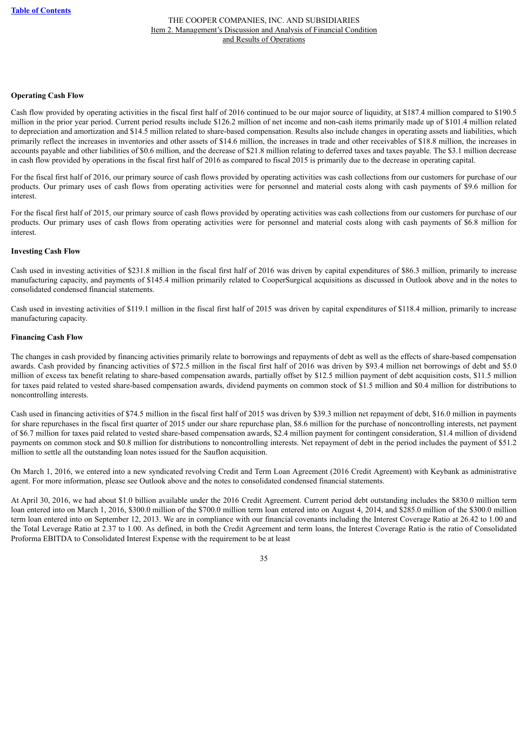#### Operating Cash Flow

Cash flow provided by operating activities in the fiscal first half of 2016 continued to be our major source of liquidity, at $187.4 million compared to $190.5 million in the prior year period. Current period results include $126.2 million of net income and non-cash items primarily made up of $101.4 million related to depreciation and amortization and $14.5 million related to share-based compensation. Results also include changes in operating assets and liabilities, which primarily reflect the increases in inventories and other assets of $14.6 million, the increases in trade and other receivables of $18.8 million, the increases in accounts payable and other liabilities of $0.6 million, and the decrease of $21.8 million relating to deferred taxes and taxes payable. The $3.1 million decrease in cash flow provided by operations in the fiscal first half of 2016 as compared to fiscal 2015 is primarily due to the decrease in operating capital.

For the fiscal first half of 2016, our primary source of cash flows provided by operating activities was cash collections from our customers for purchase of our products. Our primary uses of cash flows from operating activities were for personnel and material costs along with cash payments of $9.6 million for interest.

For the fiscal first half of 2015, our primary source of cash flows provided by operating activities was cash collections from our customers for purchase of our products. Our primary uses of cash flows from operating activities were for personnel and material costs along with cash payments of $6.8 million for interest.

#### Investing Cash Flow

Cash used in investing activities of $231.8 million in the fiscal first half of 2016 was driven by capital expenditures of $86.3 million, primarily to increase manufacturing capacity, and payments of $145.4 million primarily related to CooperSurgical acquisitions as discussed in Outlook above and in the notes to consolidated condensed financial statements.

Cash used in investing activities of $119.1 million in the fiscal first half of 2015 was driven by capital expenditures of $118.4 million, primarily to increase manufacturing capacity.

#### Financing Cash Flow

The changes in cash provided by financing activities primarily relate to borrowings and repayments of debt as well as the effects of share-based compensation awards. Cash provided by financing activities of $72.5 million in the fiscal first half of 2016 was driven by $93.4 million net borrowings of debt and $5.0 million of excess tax benefit relating to share-based compensation awards, partially offset by $12.5 million payment of debt acquisition costs, $11.5 million for taxes paid related to vested share-based compensation awards, dividend payments on common stock of $1.5 million and $0.4 million for distributions to noncontrolling interests.

Cash used in financing activities of $74.5 million in the fiscal first half of 2015 was driven by $39.3 million net repayment of debt, $16.0 million in payments for share repurchases in the fiscal first quarter of 2015 under our share repurchase plan, $8.6 million for the purchase of noncontrolling interests, net payment of $6.7 million for taxes paid related to vested share-based compensation awards, $2.4 million payment for contingent consideration, $1.4 million of dividend payments on common stock and $0.8 million for distributions to noncontrolling interests. Net repayment of debt in the period includes the payment of $51.2 million to settle all the outstanding loan notes issued for the Sauflon acquisition.

On March 1, 2016, we entered into a new syndicated revolving Credit and Term Loan Agreement (2016 Credit Agreement) with Keybank as administrative agent. For more information, please see Outlook above and the notes to consolidated condensed financial statements.

At April 30, 2016, we had about $1.0 billion available under the 2016 Credit Agreement. Current period debt outstanding includes the $830.0 million term loan entered into on March 1, 2016, $300.0 million of the $700.0 million term loan entered into on August 4, 2014, and $285.0 million of the $300.0 million term loan entered into on September 12, 2013. We are in compliance with our financial covenants including the Interest Coverage Ratio at 26.42 to 1.00 and the Total Leverage Ratio at 2.37 to 1.00. As defined, in both the Credit Agreement and term loans, the Interest Coverage Ratio is the ratio of Consolidated Proforma EBITDA to Consolidated Interest Expense with the requirement to be at least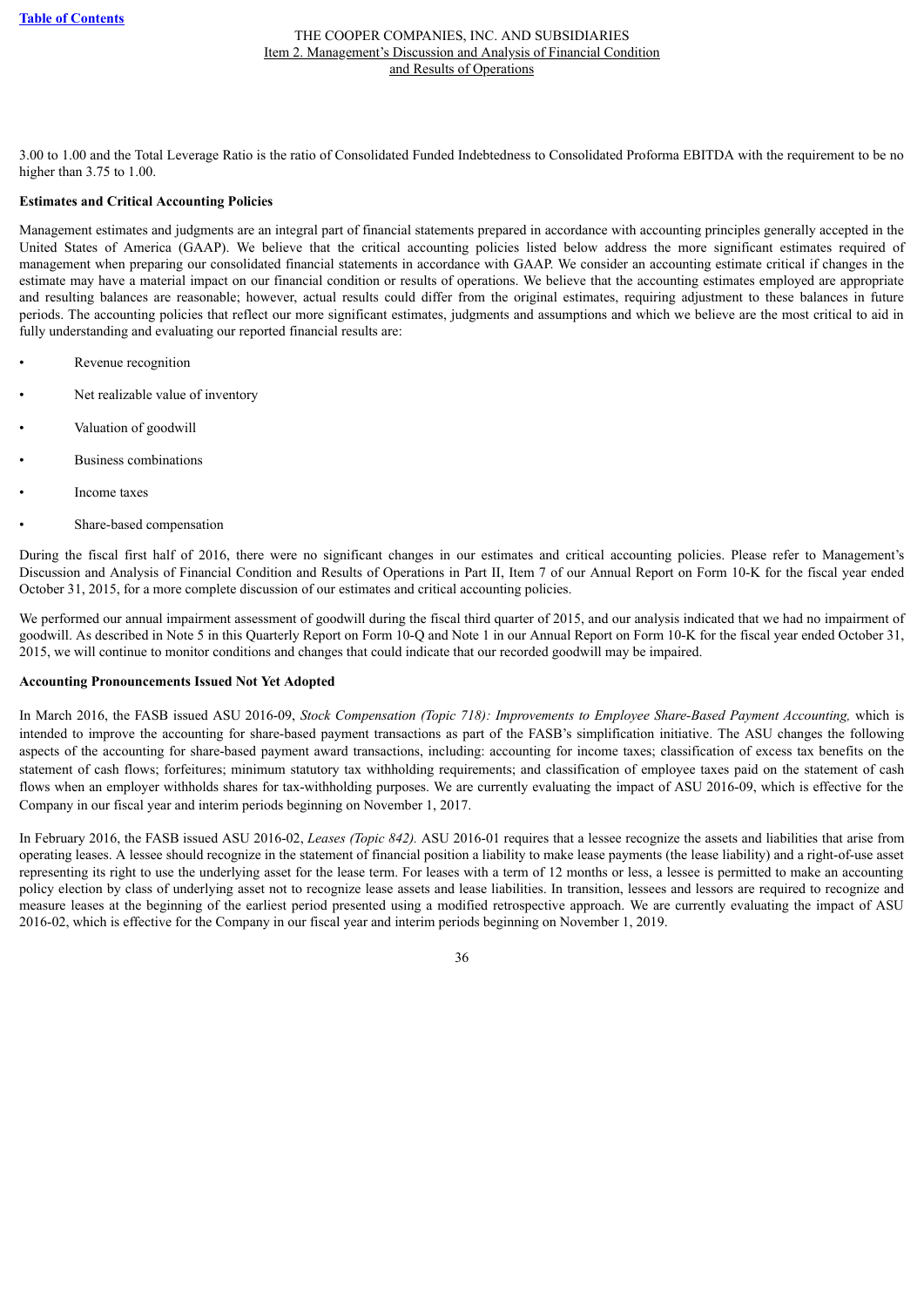3.00 to 1.00 and the Total Leverage Ratio is the ratio of Consolidated Funded Indebtedness to Consolidated Proforma EBITDA with the requirement to be no higher than 3.75 to 1.00.

**Estimates and Critical Accounting Policies**

Management estimates and judgments are an integral part of financial statements prepared in accordance with accounting principles generally accepted in the United States of America (GAAP). We believe that the critical accounting policies listed below address the more significant estimates required of management when preparing our consolidated financial statements in accordance with GAAP. We consider an accounting estimate critical if changes in the estimate may have a material impact on our financial condition or results of operations. We believe that the accounting estimates employed are appropriate and resulting balances are reasonable; however, actual results could differ from the original estimates, requiring adjustment to these balances in future periods. The accounting policies that reflect our more significant estimates, judgments and assumptions and which we believe are the most critical to aid in fully understanding and evaluating our reported financial results are:

- Revenue recognition
- Net realizable value of inventory
- Valuation of goodwill
- Business combinations
- Income taxes
- Share-based compensation

During the fiscal first half of 2016, there were no significant changes in our estimates and critical accounting policies. Please refer to Management's Discussion and Analysis of Financial Condition and Results of Operations in Part II, Item 7 of our Annual Report on Form 10-K for the fiscal year ended October 31, 2015, for a more complete discussion of our estimates and critical accounting policies.

We performed our annual impairment assessment of goodwill during the fiscal third quarter of 2015, and our analysis indicated that we had no impairment of goodwill. As described in Note 5 in this Quarterly Report on Form 10-Q and Note 1 in our Annual Report on Form 10-K for the fiscal year ended October 31, 2015, we will continue to monitor conditions and changes that could indicate that our recorded goodwill may be impaired.

**Accounting Pronouncements Issued Not Yet Adopted**

In March 2016, the FASB issued ASU 2016-09, *Stock Compensation (Topic 718): Improvements to Employee Share-Based Payment Accounting,* which is intended to improve the accounting for share-based payment transactions as part of the FASB's simplification initiative. The ASU changes the following aspects of the accounting for share-based payment award transactions, including: accounting for income taxes; classification of excess tax benefits on the statement of cash flows; forfeitures; minimum statutory tax withholding requirements; and classification of employee taxes paid on the statement of cash flows when an employer withholds shares for tax-withholding purposes. We are currently evaluating the impact of ASU 2016-09, which is effective for the Company in our fiscal year and interim periods beginning on November 1, 2017.

In February 2016, the FASB issued ASU 2016-02, *Leases (Topic 842).* ASU 2016-01 requires that a lessee recognize the assets and liabilities that arise from operating leases. A lessee should recognize in the statement of financial position a liability to make lease payments (the lease liability) and a right-of-use asset representing its right to use the underlying asset for the lease term. For leases with a term of 12 months or less, a lessee is permitted to make an accounting policy election by class of underlying asset not to recognize lease assets and lease liabilities. In transition, lessees and lessors are required to recognize and measure leases at the beginning of the earliest period presented using a modified retrospective approach. We are currently evaluating the impact of ASU 2016-02, which is effective for the Company in our fiscal year and interim periods beginning on November 1, 2019.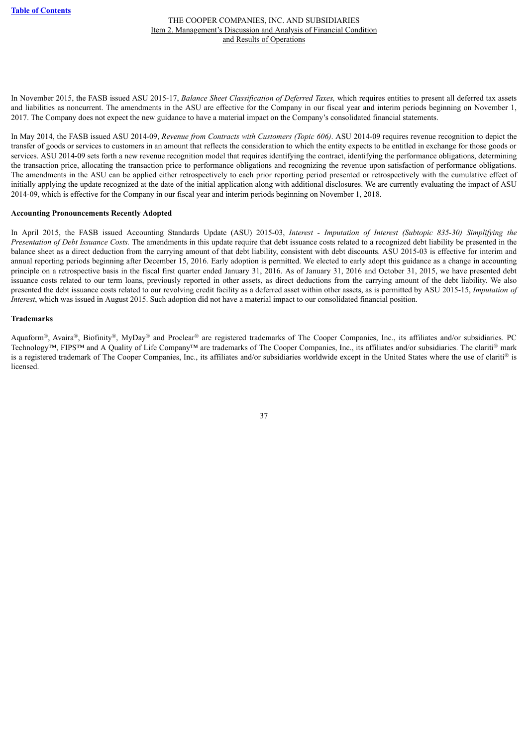In November 2015, the FASB issued ASU 2015-17, *Balance Sheet Classification of Deferred Taxes,* which requires entities to present all deferred tax assets and liabilities as noncurrent. The amendments in the ASU are effective for the Company in our fiscal year and interim periods beginning on November 1, 2017. The Company does not expect the new guidance to have a material impact on the Company's consolidated financial statements.

In May 2014, the FASB issued ASU 2014-09, *Revenue from Contracts with Customers (Topic 606)*. ASU 2014-09 requires revenue recognition to depict the transfer of goods or services to customers in an amount that reflects the consideration to which the entity expects to be entitled in exchange for those goods or services. ASU 2014-09 sets forth a new revenue recognition model that requires identifying the contract, identifying the performance obligations, determining the transaction price, allocating the transaction price to performance obligations and recognizing the revenue upon satisfaction of performance obligations. The amendments in the ASU can be applied either retrospectively to each prior reporting period presented or retrospectively with the cumulative effect of initially applying the update recognized at the date of the initial application along with additional disclosures. We are currently evaluating the impact of ASU 2014-09, which is effective for the Company in our fiscal year and interim periods beginning on November 1, 2018.

**Accounting Pronouncements Recently Adopted**

In April 2015, the FASB issued Accounting Standards Update (ASU) 2015-03, *Interest - Imputation of Interest (Subtopic 835-30) Simplifying the Presentation of Debt Issuance Costs.* The amendments in this update require that debt issuance costs related to a recognized debt liability be presented in the balance sheet as a direct deduction from the carrying amount of that debt liability, consistent with debt discounts. ASU 2015-03 is effective for interim and annual reporting periods beginning after December 15, 2016. Early adoption is permitted. We elected to early adopt this guidance as a change in accounting principle on a retrospective basis in the fiscal first quarter ended January 31, 2016. As of January 31, 2016 and October 31, 2015, we have presented debt issuance costs related to our term loans, previously reported in other assets, as direct deductions from the carrying amount of the debt liability. We also presented the debt issuance costs related to our revolving credit facility as a deferred asset within other assets, as is permitted by ASU 2015-15, *Imputation of Interest*, which was issued in August 2015. Such adoption did not have a material impact to our consolidated financial position.

**Trademarks**

Aquaform®, Avaira®, Biofinity®, MyDay® and Proclear® are registered trademarks of The Cooper Companies, Inc., its affiliates and/or subsidiaries. PC Technology™, FIPS™ and A Quality of Life Company™ are trademarks of The Cooper Companies, Inc., its affiliates and/or subsidiaries. The clariti® mark is a registered trademark of The Cooper Companies, Inc., its affiliates and/or subsidiaries worldwide except in the United States where the use of clariti® is licensed.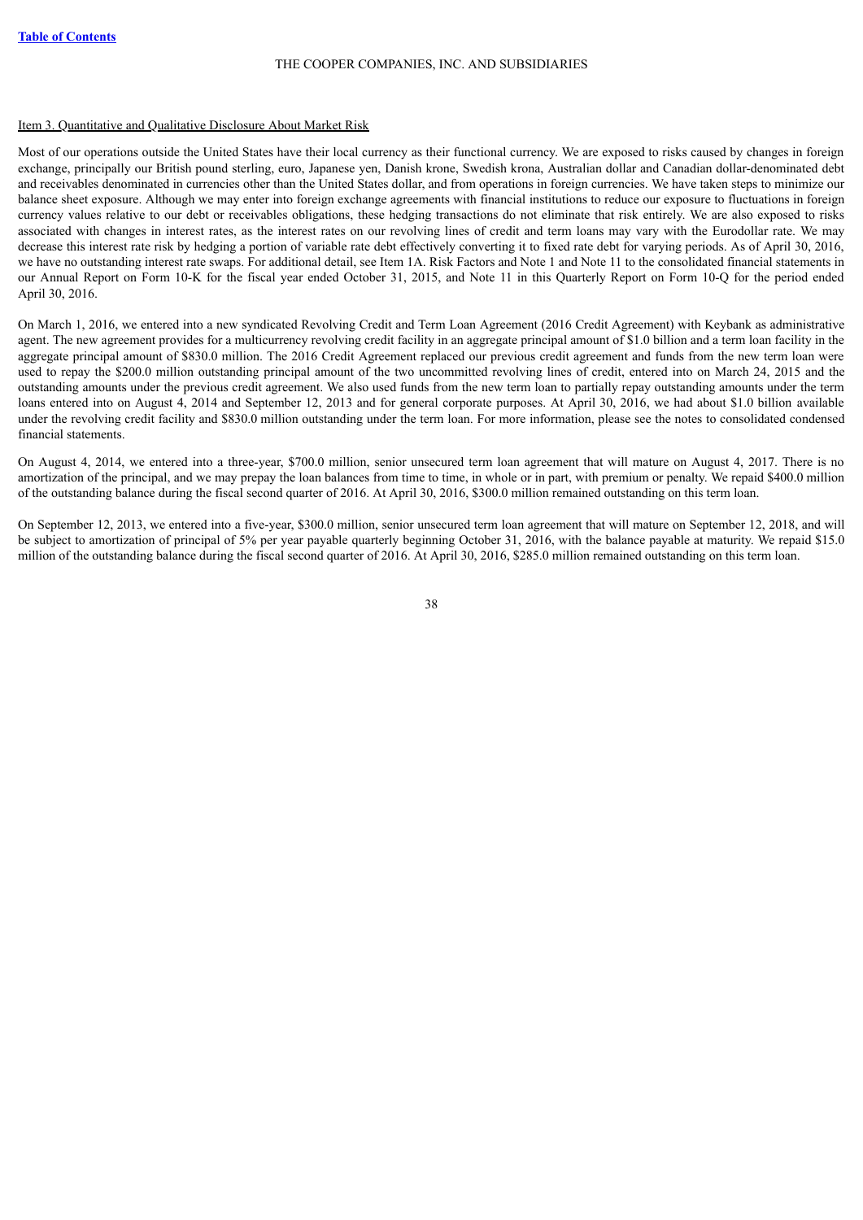Item 3. Quantitative and Qualitative Disclosure About Market Risk

Most of our operations outside the United States have their local currency as their functional currency. We are exposed to risks caused by changes in foreign exchange, principally our British pound sterling, euro, Japanese yen, Danish krone, Swedish krona, Australian dollar and Canadian dollar-denominated debt and receivables denominated in currencies other than the United States dollar, and from operations in foreign currencies. We have taken steps to minimize our balance sheet exposure. Although we may enter into foreign exchange agreements with financial institutions to reduce our exposure to fluctuations in foreign currency values relative to our debt or receivables obligations, these hedging transactions do not eliminate that risk entirely. We are also exposed to risks associated with changes in interest rates, as the interest rates on our revolving lines of credit and term loans may vary with the Eurodollar rate. We may decrease this interest rate risk by hedging a portion of variable rate debt effectively converting it to fixed rate debt for varying periods. As of April 30, 2016, we have no outstanding interest rate swaps. For additional detail, see Item 1A. Risk Factors and Note 1 and Note 11 to the consolidated financial statements in our Annual Report on Form 10-K for the fiscal year ended October 31, 2015, and Note 11 in this Quarterly Report on Form 10-Q for the period ended April 30, 2016.

On March 1, 2016, we entered into a new syndicated Revolving Credit and Term Loan Agreement (2016 Credit Agreement) with Keybank as administrative agent. The new agreement provides for a multicurrency revolving credit facility in an aggregate principal amount of $1.0 billion and a term loan facility in the aggregate principal amount of $830.0 million. The 2016 Credit Agreement replaced our previous credit agreement and funds from the new term loan were used to repay the $200.0 million outstanding principal amount of the two uncommitted revolving lines of credit, entered into on March 24, 2015 and the outstanding amounts under the previous credit agreement. We also used funds from the new term loan to partially repay outstanding amounts under the term loans entered into on August 4, 2014 and September 12, 2013 and for general corporate purposes. At April 30, 2016, we had about $1.0 billion available under the revolving credit facility and $830.0 million outstanding under the term loan. For more information, please see the notes to consolidated condensed financial statements.

On August 4, 2014, we entered into a three-year, $700.0 million, senior unsecured term loan agreement that will mature on August 4, 2017. There is no amortization of the principal, and we may prepay the loan balances from time to time, in whole or in part, with premium or penalty. We repaid $400.0 million of the outstanding balance during the fiscal second quarter of 2016. At April 30, 2016, $300.0 million remained outstanding on this term loan.

On September 12, 2013, we entered into a five-year, $300.0 million, senior unsecured term loan agreement that will mature on September 12, 2018, and will be subject to amortization of principal of 5% per year payable quarterly beginning October 31, 2016, with the balance payable at maturity. We repaid $15.0 million of the outstanding balance during the fiscal second quarter of 2016. At April 30, 2016, $285.0 million remained outstanding on this term loan.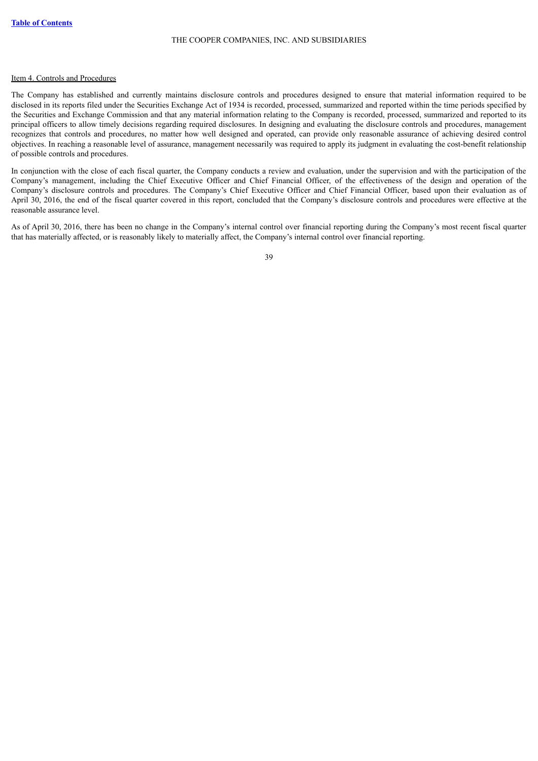## Item 4. Controls and Procedures

The Company has established and currently maintains disclosure controls and procedures designed to ensure that material information required to be disclosed in its reports filed under the Securities Exchange Act of 1934 is recorded, processed, summarized and reported within the time periods specified by the Securities and Exchange Commission and that any material information relating to the Company is recorded, processed, summarized and reported to its principal officers to allow timely decisions regarding required disclosures. In designing and evaluating the disclosure controls and procedures, management recognizes that controls and procedures, no matter how well designed and operated, can provide only reasonable assurance of achieving desired control objectives. In reaching a reasonable level of assurance, management necessarily was required to apply its judgment in evaluating the cost-benefit relationship of possible controls and procedures.

In conjunction with the close of each fiscal quarter, the Company conducts a review and evaluation, under the supervision and with the participation of the Company's management, including the Chief Executive Officer and Chief Financial Officer, of the effectiveness of the design and operation of the Company's disclosure controls and procedures. The Company's Chief Executive Officer and Chief Financial Officer, based upon their evaluation as of April 30, 2016, the end of the fiscal quarter covered in this report, concluded that the Company's disclosure controls and procedures were effective at the reasonable assurance level.

As of April 30, 2016, there has been no change in the Company's internal control over financial reporting during the Company's most recent fiscal quarter that has materially affected, or is reasonably likely to materially affect, the Company's internal control over financial reporting.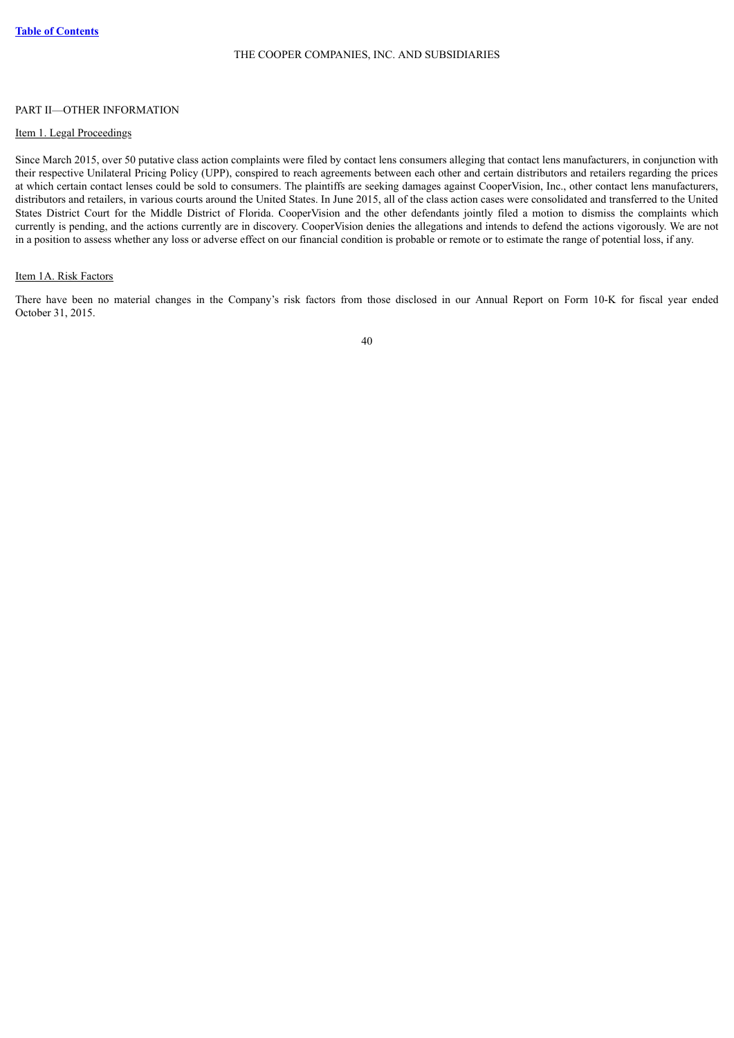PART II—OTHER INFORMATION

Item 1. Legal Proceedings

Since March 2015, over 50 putative class action complaints were filed by contact lens consumers alleging that contact lens manufacturers, in conjunction with their respective Unilateral Pricing Policy (UPP), conspired to reach agreements between each other and certain distributors and retailers regarding the prices at which certain contact lenses could be sold to consumers. The plaintiffs are seeking damages against CooperVision, Inc., other contact lens manufacturers, distributors and retailers, in various courts around the United States. In June 2015, all of the class action cases were consolidated and transferred to the United States District Court for the Middle District of Florida. CooperVision and the other defendants jointly filed a motion to dismiss the complaints which currently is pending, and the actions currently are in discovery. CooperVision denies the allegations and intends to defend the actions vigorously. We are not in a position to assess whether any loss or adverse effect on our financial condition is probable or remote or to estimate the range of potential loss, if any.

Item 1A. Risk Factors

There have been no material changes in the Company's risk factors from those disclosed in our Annual Report on Form 10-K for fiscal year ended October 31, 2015.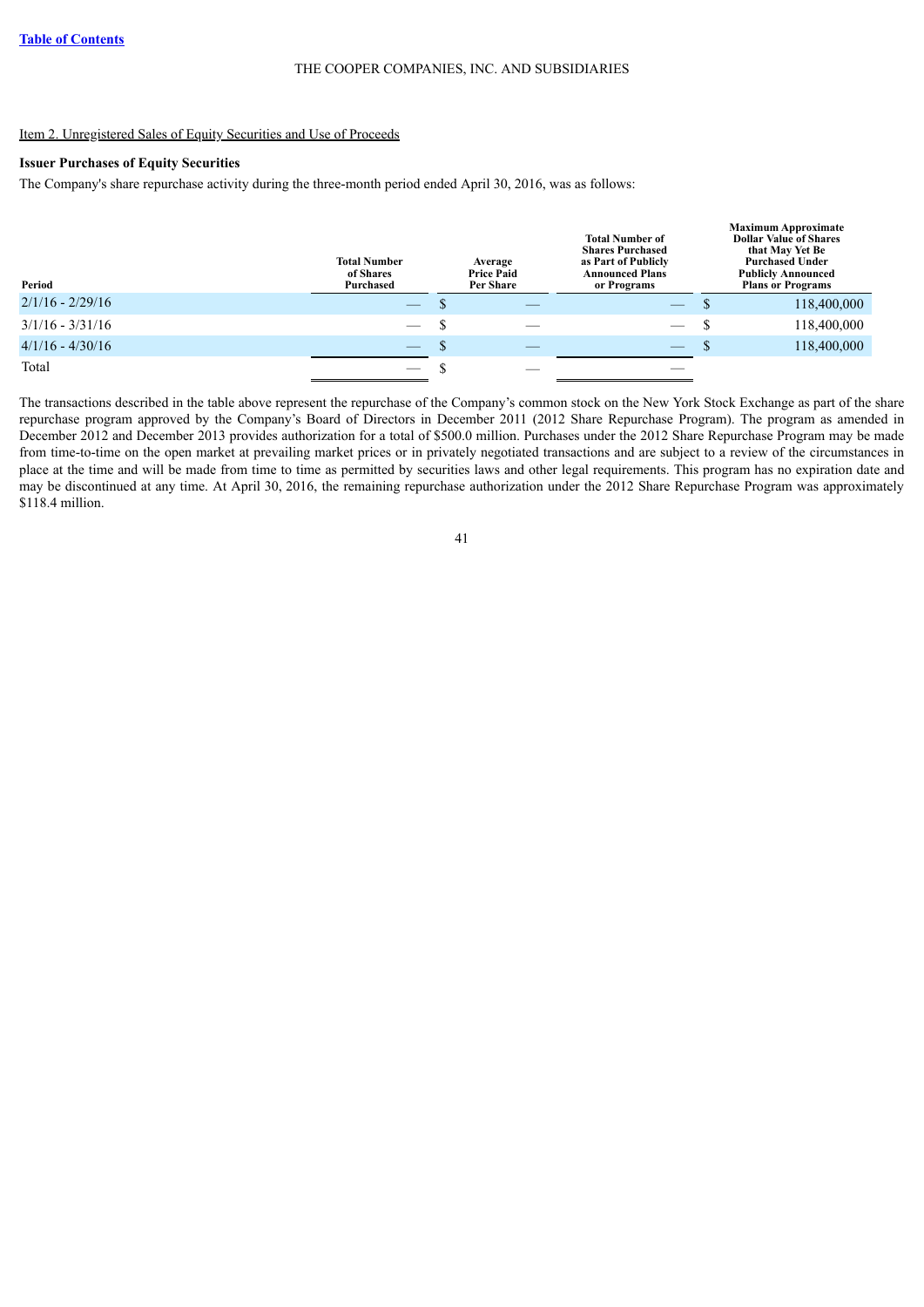Item 2. Unregistered Sales of Equity Securities and Use of Proceeds

**Issuer Purchases of Equity Securities**

The Company's share repurchase activity during the three-month period ended April 30, 2016, was as follows:

| Period | Total Number of Shares Purchased | Average Price Paid Per Share | Total Number of Shares Purchased as Part of Publicly Announced Plans or Programs | Maximum Approximate Dollar Value of Shares that May Yet Be Purchased Under Publicly Announced Plans or Programs |
|---|---|---|---|---|
| 2/1/16 - 2/29/16 | — | $ — | — | $ 118,400,000 |
| 3/1/16 - 3/31/16 | — | $ — | — | $ 118,400,000 |
| 4/1/16 - 4/30/16 | — | $ — | — | $ 118,400,000 |
| Total | — | $ — | — | |

The transactions described in the table above represent the repurchase of the Company's common stock on the New York Stock Exchange as part of the share repurchase program approved by the Company's Board of Directors in December 2011 (2012 Share Repurchase Program). The program as amended in December 2012 and December 2013 provides authorization for a total of $500.0 million. Purchases under the 2012 Share Repurchase Program may be made from time-to-time on the open market at prevailing market prices or in privately negotiated transactions and are subject to a review of the circumstances in place at the time and will be made from time to time as permitted by securities laws and other legal requirements. This program has no expiration date and may be discontinued at any time. At April 30, 2016, the remaining repurchase authorization under the 2012 Share Repurchase Program was approximately $118.4 million.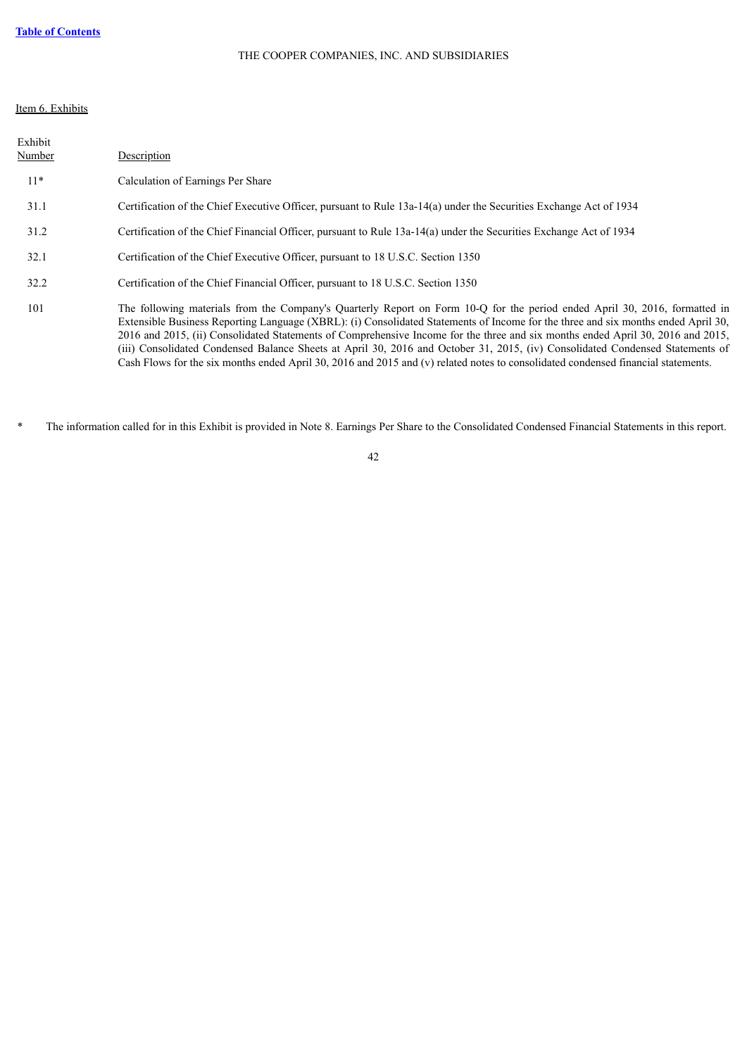Table of Contents

THE COOPER COMPANIES, INC. AND SUBSIDIARIES

Item 6. Exhibits

| Exhibit Number | Description |
|---|---|
| 11* | Calculation of Earnings Per Share |
| 31.1 | Certification of the Chief Executive Officer, pursuant to Rule 13a-14(a) under the Securities Exchange Act of 1934 |
| 31.2 | Certification of the Chief Financial Officer, pursuant to Rule 13a-14(a) under the Securities Exchange Act of 1934 |
| 32.1 | Certification of the Chief Executive Officer, pursuant to 18 U.S.C. Section 1350 |
| 32.2 | Certification of the Chief Financial Officer, pursuant to 18 U.S.C. Section 1350 |
| 101 | The following materials from the Company's Quarterly Report on Form 10-Q for the period ended April 30, 2016, formatted in Extensible Business Reporting Language (XBRL): (i) Consolidated Statements of Income for the three and six months ended April 30, 2016 and 2015, (ii) Consolidated Statements of Comprehensive Income for the three and six months ended April 30, 2016 and 2015, (iii) Consolidated Condensed Balance Sheets at April 30, 2016 and October 31, 2015, (iv) Consolidated Condensed Statements of Cash Flows for the six months ended April 30, 2016 and 2015 and (v) related notes to consolidated condensed financial statements. |

\* The information called for in this Exhibit is provided in Note 8. Earnings Per Share to the Consolidated Condensed Financial Statements in this report.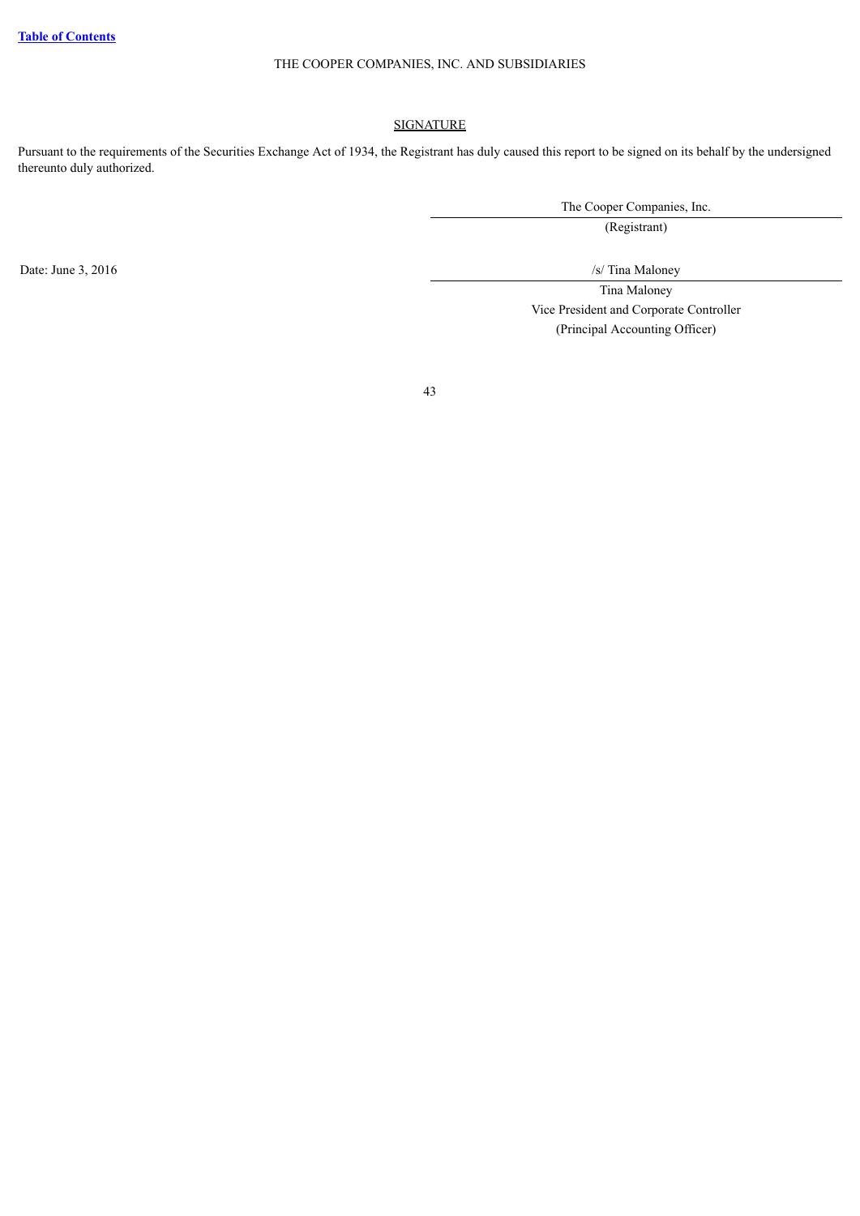THE COOPER COMPANIES, INC. AND SUBSIDIARIES

## SIGNATURE

Pursuant to the requirements of the Securities Exchange Act of 1934, the Registrant has duly caused this report to be signed on its behalf by the undersigned thereunto duly authorized.

The Cooper Companies, Inc.

(Registrant)

Date: June 3, 2016

/s/ Tina Maloney

Tina Maloney

Vice President and Corporate Controller

(Principal Accounting Officer)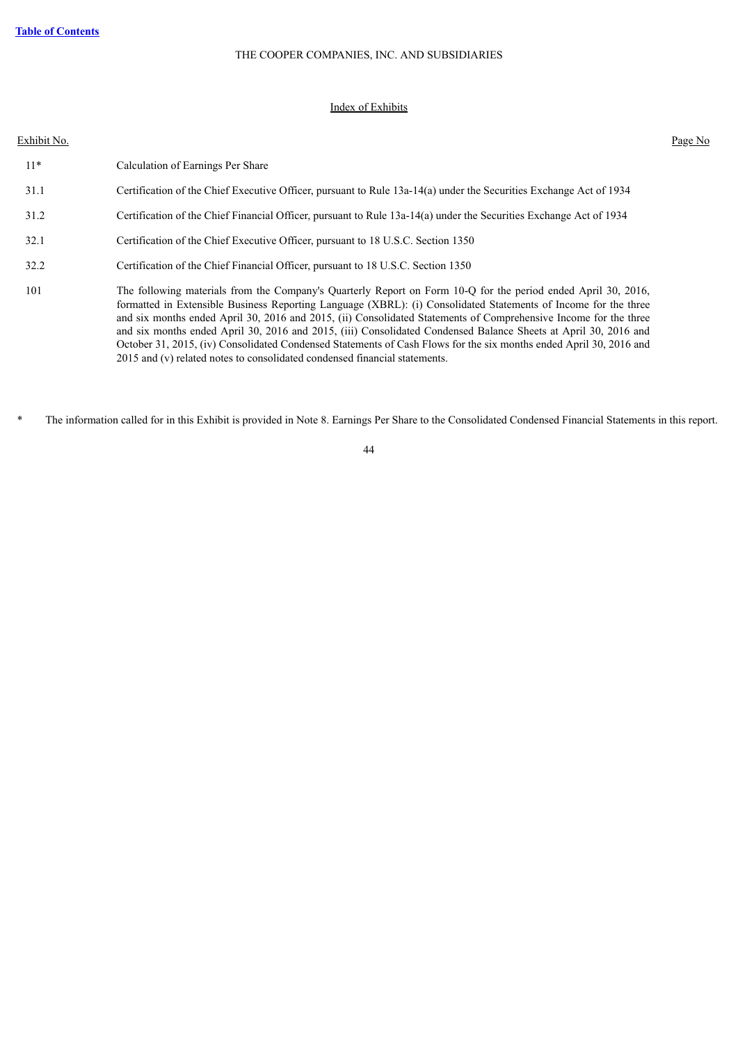THE COOPER COMPANIES, INC. AND SUBSIDIARIES

Index of Exhibits

| Exhibit No. | | Page No |
|---|---|---|
| 11* | Calculation of Earnings Per Share | |
| 31.1 | Certification of the Chief Executive Officer, pursuant to Rule 13a-14(a) under the Securities Exchange Act of 1934 | |
| 31.2 | Certification of the Chief Financial Officer, pursuant to Rule 13a-14(a) under the Securities Exchange Act of 1934 | |
| 32.1 | Certification of the Chief Executive Officer, pursuant to 18 U.S.C. Section 1350 | |
| 32.2 | Certification of the Chief Financial Officer, pursuant to 18 U.S.C. Section 1350 | |
| 101 | The following materials from the Company's Quarterly Report on Form 10-Q for the period ended April 30, 2016, formatted in Extensible Business Reporting Language (XBRL): (i) Consolidated Statements of Income for the three and six months ended April 30, 2016 and 2015, (ii) Consolidated Statements of Comprehensive Income for the three and six months ended April 30, 2016 and 2015, (iii) Consolidated Condensed Balance Sheets at April 30, 2016 and October 31, 2015, (iv) Consolidated Condensed Statements of Cash Flows for the six months ended April 30, 2016 and 2015 and (v) related notes to consolidated condensed financial statements. | |

\* The information called for in this Exhibit is provided in Note 8. Earnings Per Share to the Consolidated Condensed Financial Statements in this report.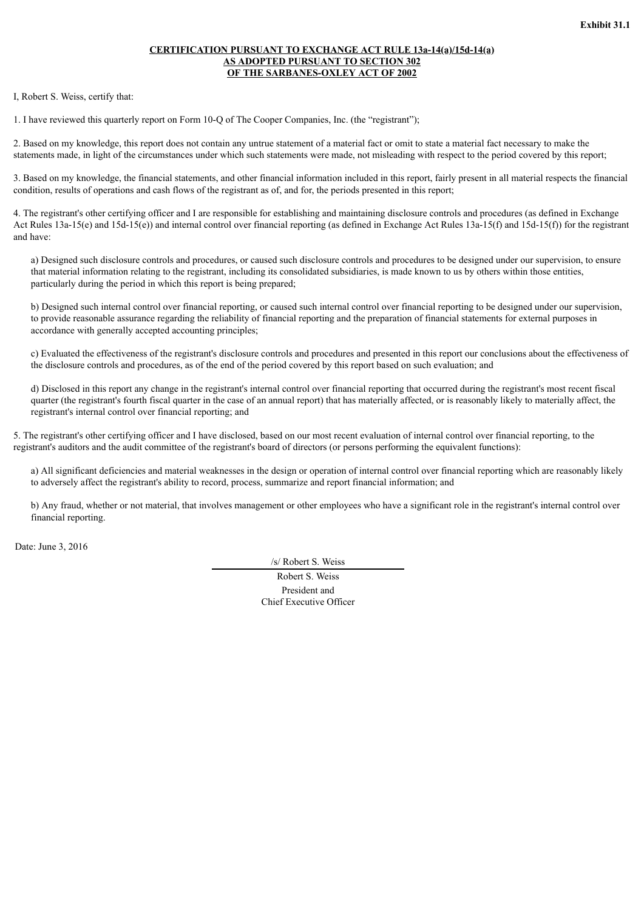**Exhibit 31.1**

**CERTIFICATION PURSUANT TO EXCHANGE ACT RULE 13a-14(a)/15d-14(a)**
**AS ADOPTED PURSUANT TO SECTION 302**
**OF THE SARBANES-OXLEY ACT OF 2002**

I, Robert S. Weiss, certify that:

1. I have reviewed this quarterly report on Form 10-Q of The Cooper Companies, Inc. (the "registrant");

2. Based on my knowledge, this report does not contain any untrue statement of a material fact or omit to state a material fact necessary to make the statements made, in light of the circumstances under which such statements were made, not misleading with respect to the period covered by this report;

3. Based on my knowledge, the financial statements, and other financial information included in this report, fairly present in all material respects the financial condition, results of operations and cash flows of the registrant as of, and for, the periods presented in this report;

4. The registrant's other certifying officer and I are responsible for establishing and maintaining disclosure controls and procedures (as defined in Exchange Act Rules 13a-15(e) and 15d-15(e)) and internal control over financial reporting (as defined in Exchange Act Rules 13a-15(f) and 15d-15(f)) for the registrant and have:

a) Designed such disclosure controls and procedures, or caused such disclosure controls and procedures to be designed under our supervision, to ensure that material information relating to the registrant, including its consolidated subsidiaries, is made known to us by others within those entities, particularly during the period in which this report is being prepared;

b) Designed such internal control over financial reporting, or caused such internal control over financial reporting to be designed under our supervision, to provide reasonable assurance regarding the reliability of financial reporting and the preparation of financial statements for external purposes in accordance with generally accepted accounting principles;

c) Evaluated the effectiveness of the registrant's disclosure controls and procedures and presented in this report our conclusions about the effectiveness of the disclosure controls and procedures, as of the end of the period covered by this report based on such evaluation; and

d) Disclosed in this report any change in the registrant's internal control over financial reporting that occurred during the registrant's most recent fiscal quarter (the registrant's fourth fiscal quarter in the case of an annual report) that has materially affected, or is reasonably likely to materially affect, the registrant's internal control over financial reporting; and

5. The registrant's other certifying officer and I have disclosed, based on our most recent evaluation of internal control over financial reporting, to the registrant's auditors and the audit committee of the registrant's board of directors (or persons performing the equivalent functions):

a) All significant deficiencies and material weaknesses in the design or operation of internal control over financial reporting which are reasonably likely to adversely affect the registrant's ability to record, process, summarize and report financial information; and

b) Any fraud, whether or not material, that involves management or other employees who have a significant role in the registrant's internal control over financial reporting.

Date: June 3, 2016

/s/ Robert S. Weiss

Robert S. Weiss
President and
Chief Executive Officer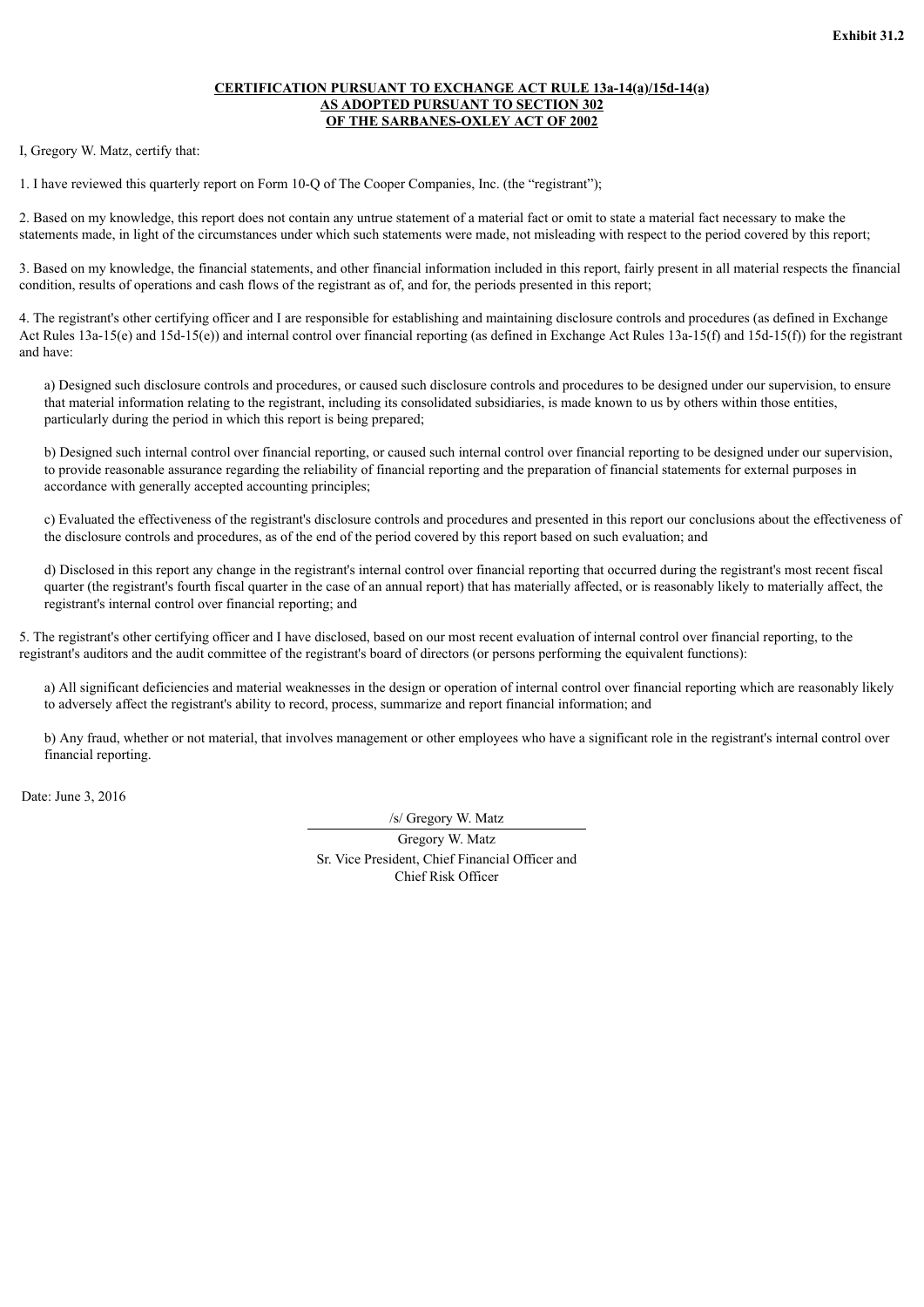**Exhibit 31.2**

**CERTIFICATION PURSUANT TO EXCHANGE ACT RULE 13a-14(a)/15d-14(a)**
**AS ADOPTED PURSUANT TO SECTION 302**
**OF THE SARBANES-OXLEY ACT OF 2002**

I, Gregory W. Matz, certify that:

1. I have reviewed this quarterly report on Form 10-Q of The Cooper Companies, Inc. (the "registrant");

2. Based on my knowledge, this report does not contain any untrue statement of a material fact or omit to state a material fact necessary to make the statements made, in light of the circumstances under which such statements were made, not misleading with respect to the period covered by this report;

3. Based on my knowledge, the financial statements, and other financial information included in this report, fairly present in all material respects the financial condition, results of operations and cash flows of the registrant as of, and for, the periods presented in this report;

4. The registrant's other certifying officer and I are responsible for establishing and maintaining disclosure controls and procedures (as defined in Exchange Act Rules 13a-15(e) and 15d-15(e)) and internal control over financial reporting (as defined in Exchange Act Rules 13a-15(f) and 15d-15(f)) for the registrant and have:

a) Designed such disclosure controls and procedures, or caused such disclosure controls and procedures to be designed under our supervision, to ensure that material information relating to the registrant, including its consolidated subsidiaries, is made known to us by others within those entities, particularly during the period in which this report is being prepared;

b) Designed such internal control over financial reporting, or caused such internal control over financial reporting to be designed under our supervision, to provide reasonable assurance regarding the reliability of financial reporting and the preparation of financial statements for external purposes in accordance with generally accepted accounting principles;

c) Evaluated the effectiveness of the registrant's disclosure controls and procedures and presented in this report our conclusions about the effectiveness of the disclosure controls and procedures, as of the end of the period covered by this report based on such evaluation; and

d) Disclosed in this report any change in the registrant's internal control over financial reporting that occurred during the registrant's most recent fiscal quarter (the registrant's fourth fiscal quarter in the case of an annual report) that has materially affected, or is reasonably likely to materially affect, the registrant's internal control over financial reporting; and

5. The registrant's other certifying officer and I have disclosed, based on our most recent evaluation of internal control over financial reporting, to the registrant's auditors and the audit committee of the registrant's board of directors (or persons performing the equivalent functions):

a) All significant deficiencies and material weaknesses in the design or operation of internal control over financial reporting which are reasonably likely to adversely affect the registrant's ability to record, process, summarize and report financial information; and

b) Any fraud, whether or not material, that involves management or other employees who have a significant role in the registrant's internal control over financial reporting.

Date: June 3, 2016

/s/ Gregory W. Matz

Gregory W. Matz
Sr. Vice President, Chief Financial Officer and
Chief Risk Officer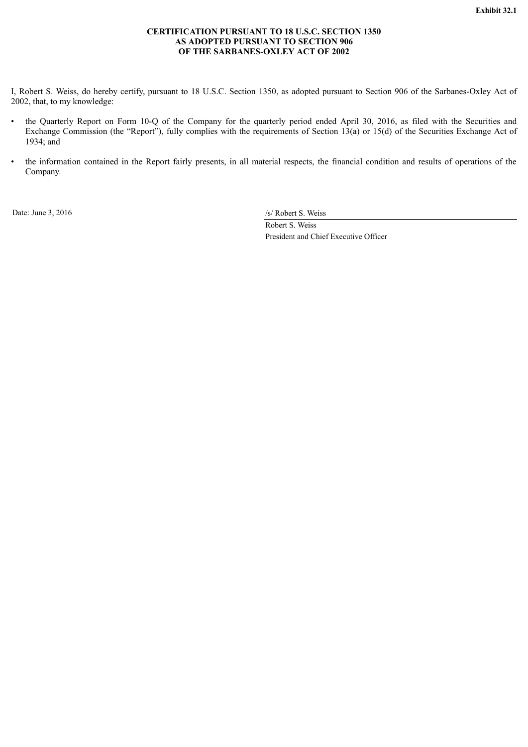**Exhibit 32.1**

**CERTIFICATION PURSUANT TO 18 U.S.C. SECTION 1350
AS ADOPTED PURSUANT TO SECTION 906
OF THE SARBANES-OXLEY ACT OF 2002**

I, Robert S. Weiss, do hereby certify, pursuant to 18 U.S.C. Section 1350, as adopted pursuant to Section 906 of the Sarbanes-Oxley Act of 2002, that, to my knowledge:

- the Quarterly Report on Form 10-Q of the Company for the quarterly period ended April 30, 2016, as filed with the Securities and Exchange Commission (the "Report"), fully complies with the requirements of Section 13(a) or 15(d) of the Securities Exchange Act of 1934; and
- the information contained in the Report fairly presents, in all material respects, the financial condition and results of operations of the Company.

Date: June 3, 2016

/s/ Robert S. Weiss

Robert S. Weiss

President and Chief Executive Officer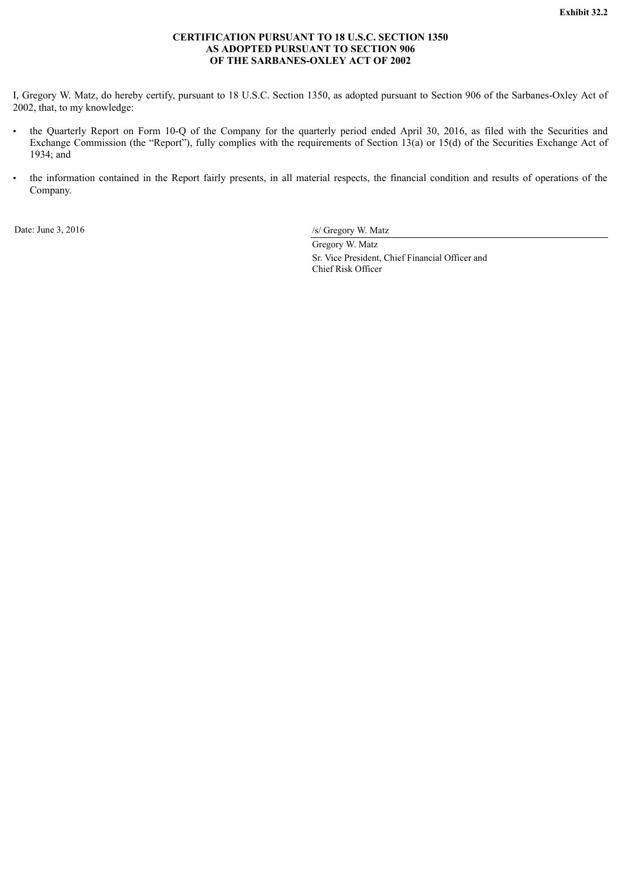Exhibit 32.2

**CERTIFICATION PURSUANT TO 18 U.S.C. SECTION 1350**
**AS ADOPTED PURSUANT TO SECTION 906**
**OF THE SARBANES-OXLEY ACT OF 2002**

I, Gregory W. Matz, do hereby certify, pursuant to 18 U.S.C. Section 1350, as adopted pursuant to Section 906 of the Sarbanes-Oxley Act of 2002, that, to my knowledge:

- the Quarterly Report on Form 10-Q of the Company for the quarterly period ended April 30, 2016, as filed with the Securities and Exchange Commission (the "Report"), fully complies with the requirements of Section 13(a) or 15(d) of the Securities Exchange Act of 1934; and
- the information contained in the Report fairly presents, in all material respects, the financial condition and results of operations of the Company.

Date: June 3, 2016

/s/ Gregory W. Matz
Gregory W. Matz
Sr. Vice President, Chief Financial Officer and
Chief Risk Officer